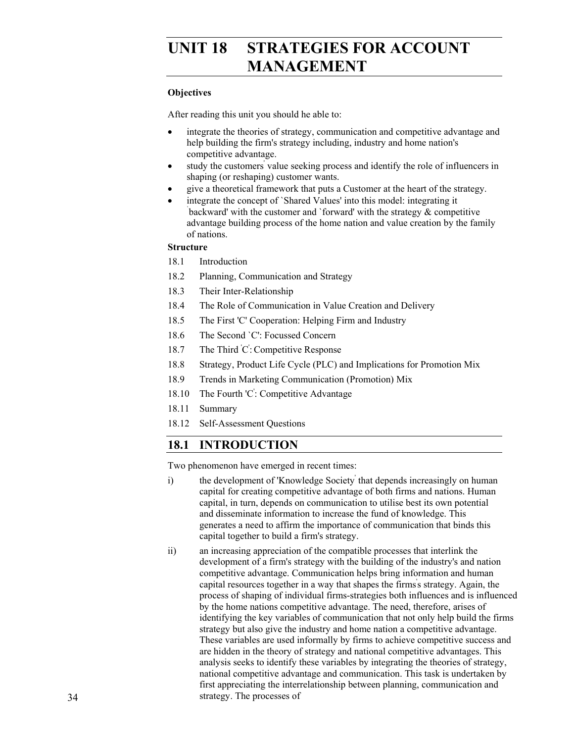# UNIT 18 STRATEGIES FOR ACCOUNT MANAGEMENT

**Objectives**

After reading this unit you should he able to:

- integrate the theories of strategy, communication and competitive advantage and help building the firm's strategy including, industry and home nation's competitive advantage.
- study the customers' value seeking process and identify the role of influencers in shaping (or reshaping) customer wants.
- give a theoretical framework that puts a Customer at the heart of the strategy.
- integrate the concept of `Shared Values' into this model: integrating it `backward' with the customer and `forward' with the strategy & competitive advantage building process of the home nation and value creation by the family of nations.

**Structure**

18.1 Introduction

18.2 Planning, Communication and Strategy

18.3 Their Inter-Relationship

18.4 The Role of Communication in Value Creation and Delivery

18.5 The First 'C' Cooperation: Helping Firm and Industry

18.6 The Second `C': Focussed Concern

18.7 The Third 'C': Competitive Response

18.8 Strategy, Product Life Cycle (PLC) and Implications for Promotion Mix

18.9 Trends in Marketing Communication (Promotion) Mix

18.10 The Fourth 'C': Competitive Advantage

18.11 Summary

18.12 Self-Assessment Questions

## 18.1 INTRODUCTION

Two phenomenon have emerged in recent times:

i) the development of 'Knowledge Society' that depends increasingly on human capital for creating competitive advantage of both firms and nations. Human capital, in turn, depends on communication to utilise best its own potential and disseminate information to increase the fund of knowledge. This generates a need to affirm the importance of communication that binds this capital together to build a firm's strategy.

ii) an increasing appreciation of the compatible processes that interlink the development of a firm's strategy with the building of the industry's and nation competitive advantage. Communication helps bring information and human capital resources together in a way that shapes the firms's strategy. Again, the process of shaping of individual firms-strategies both influences and is influenced by the home nations competitive advantage. The need, therefore, arises of identifying the key variables of communication that not only help build the firms strategy but also give the industry and home nation a competitive advantage. These variables are used informally by firms to achieve competitive success and are hidden in the theory of strategy and national competitive advantages. This analysis seeks to identify these variables by integrating the theories of strategy, national competitive advantage and communication. This task is undertaken by first appreciating the interrelationship between planning, communication and strategy. The processes of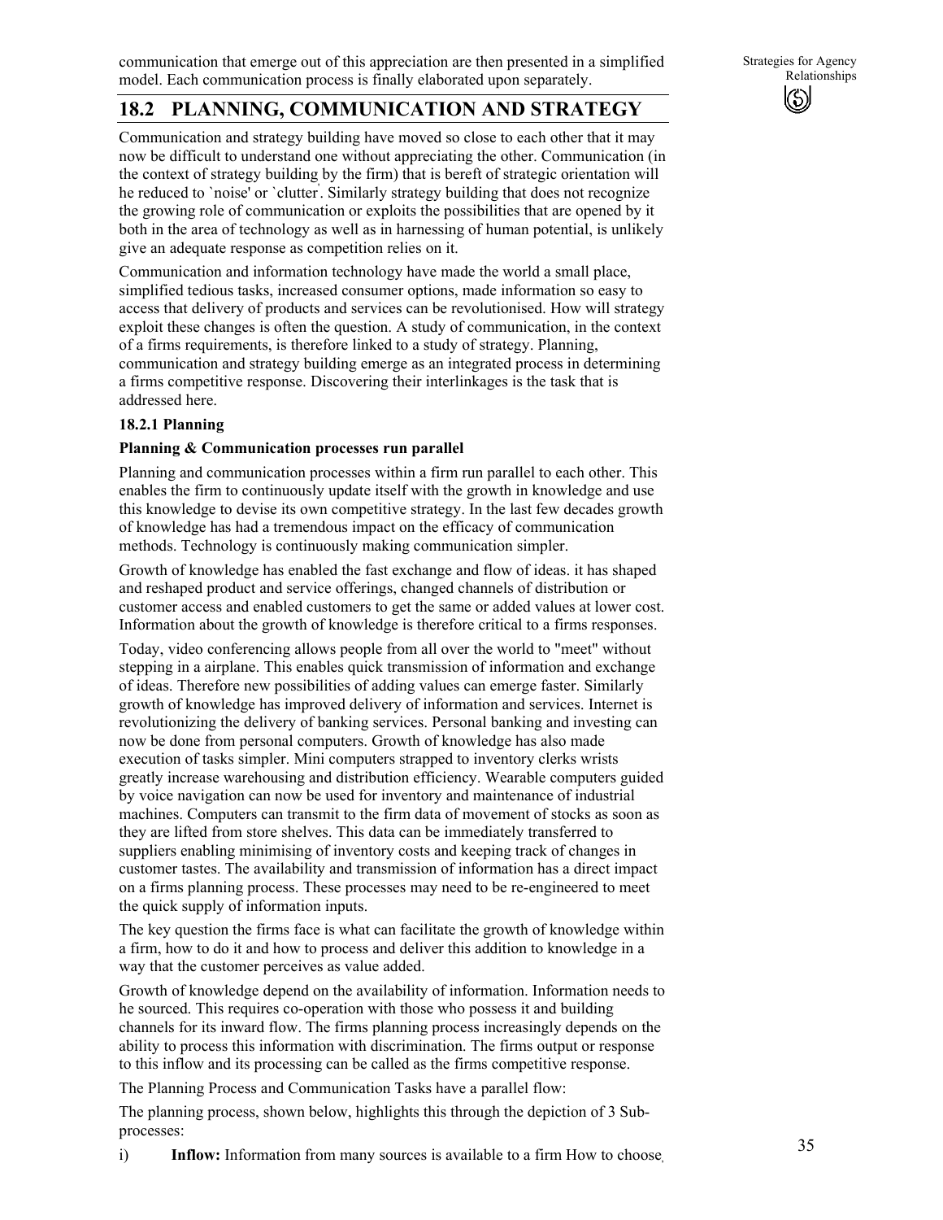communication that emerge out of this appreciation are then presented in a simplified model. Each communication process is finally elaborated upon separately.

## 18.2 PLANNING, COMMUNICATION AND STRATEGY

Communication and strategy building have moved so close to each other that it may now be difficult to understand one without appreciating the other. Communication (in the context of strategy building by the firm) that is bereft of strategic orientation will he reduced to `noise' or `clutter'. Similarly strategy building that does not recognize the growing role of communication or exploits the possibilities that are opened by it both in the area of technology as well as in harnessing of human potential, is unlikely give an adequate response as competition relies on it.

Communication and information technology have made the world a small place, simplified tedious tasks, increased consumer options, made information so easy to access that delivery of products and services can be revolutionised. How will strategy exploit these changes is often the question. A study of communication, in the context of a firms requirements, is therefore linked to a study of strategy. Planning, communication and strategy building emerge as an integrated process in determining a firms competitive response. Discovering their interlinkages is the task that is addressed here.

### 18.2.1 Planning

**Planning & Communication processes run parallel**

Planning and communication processes within a firm run parallel to each other. This enables the firm to continuously update itself with the growth in knowledge and use this knowledge to devise its own competitive strategy. In the last few decades growth of knowledge has had a tremendous impact on the efficacy of communication methods. Technology is continuously making communication simpler.

Growth of knowledge has enabled the fast exchange and flow of ideas. it has shaped and reshaped product and service offerings, changed channels of distribution or customer access and enabled customers to get the same or added values at lower cost. Information about the growth of knowledge is therefore critical to a firms responses.

Today, video conferencing allows people from all over the world to "meet" without stepping in a airplane. This enables quick transmission of information and exchange of ideas. Therefore new possibilities of adding values can emerge faster. Similarly growth of knowledge has improved delivery of information and services. Internet is revolutionizing the delivery of banking services. Personal banking and investing can now be done from personal computers. Growth of knowledge has also made execution of tasks simpler. Mini computers strapped to inventory clerks wrists greatly increase warehousing and distribution efficiency. Wearable computers guided by voice navigation can now be used for inventory and maintenance of industrial machines. Computers can transmit to the firm data of movement of stocks as soon as they are lifted from store shelves. This data can be immediately transferred to suppliers enabling minimising of inventory costs and keeping track of changes in customer tastes. The availability and transmission of information has a direct impact on a firms planning process. These processes may need to be re-engineered to meet the quick supply of information inputs.

The key question the firms face is what can facilitate the growth of knowledge within a firm, how to do it and how to process and deliver this addition to knowledge in a way that the customer perceives as value added.

Growth of knowledge depend on the availability of information. Information needs to he sourced. This requires co-operation with those who possess it and building channels for its inward flow. The firms planning process increasingly depends on the ability to process this information with discrimination. The firms output or response to this inflow and its processing can be called as the firms competitive response.

The Planning Process and Communication Tasks have a parallel flow:

The planning process, shown below, highlights this through the depiction of 3 Sub-processes:

i) **Inflow:** Information from many sources is available to a firm How to choose,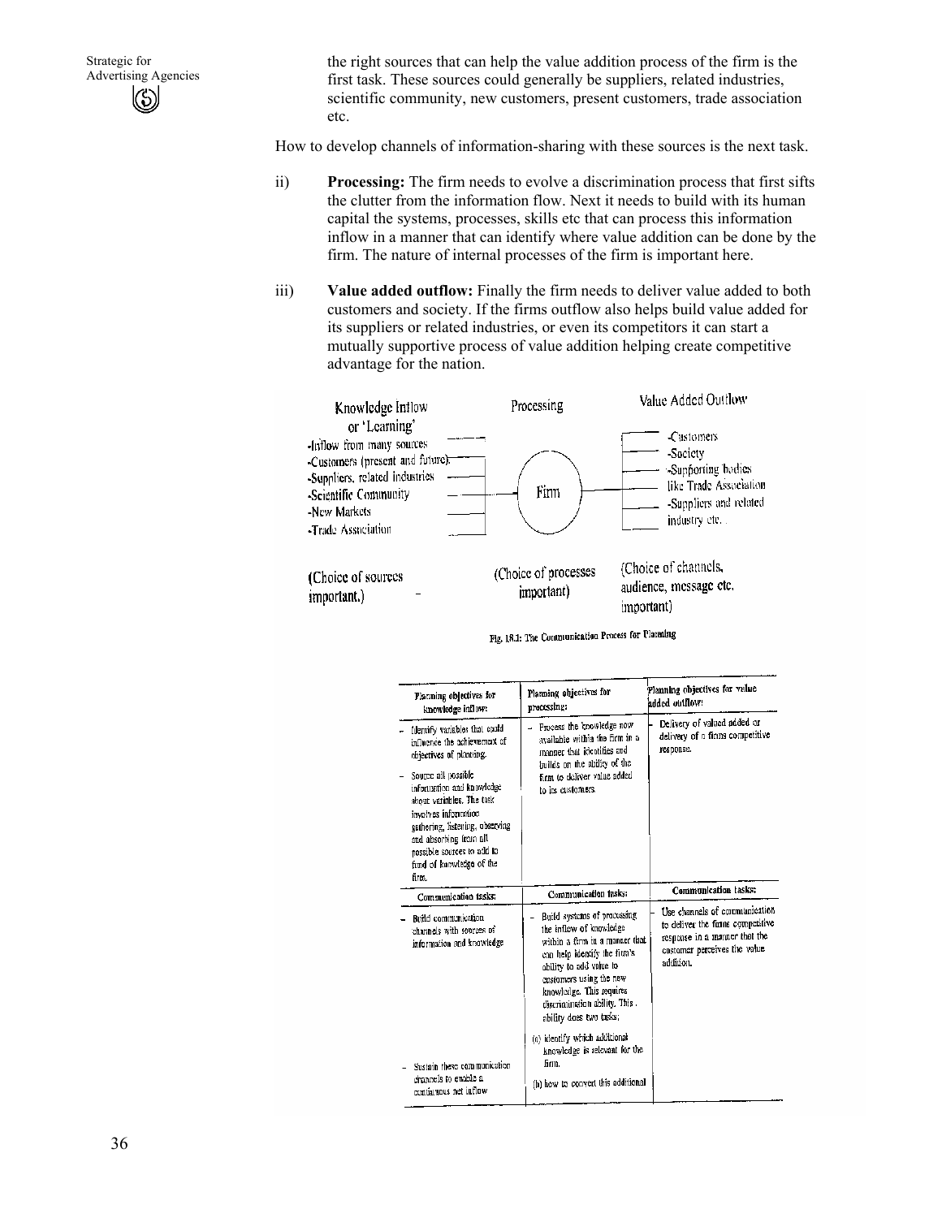the right sources that can help the value addition process of the firm is the first task. These sources could generally be suppliers, related industries, scientific community, new customers, present customers, trade association etc.

How to develop channels of information-sharing with these sources is the next task.

ii) **Processing:** The firm needs to evolve a discrimination process that first sifts the clutter from the information flow. Next it needs to build with its human capital the systems, processes, skills etc that can process this information inflow in a manner that can identify where value addition can be done by the firm. The nature of internal processes of the firm is important here.

iii) **Value added outflow:** Finally the firm needs to deliver value added to both customers and society. If the firms outflow also helps build value added for its suppliers or related industries, or even its competitors it can start a mutually supportive process of value addition helping create competitive advantage for the nation.

| Knowledge Inflow or 'Learning' | Processing | Value Added Outflow |
|---|---|---|
| -Inflow from many sources<br>-Customers (present and future)<br>-Suppliers, related industries<br>-Scientific Community<br>-New Markets<br>-Trade Association | Firm | -Customers<br>-Society<br>-Supporting bodies like Trade Association<br>-Suppliers and related industry etc. |
| (Choice of sources important.) | (Choice of processes important) | (Choice of channels, audience, message etc. important) |

Fig. 18.1: The Communication Process for Planning

| Planning objectives for knowledge inflow: | Planning objectives for processing: | Planning objectives for value added outflow: |
|---|---|---|
| - Identify variables that could influence the achievement of objectives of planning.<br>- Source all possible information and knowledge about variables. The task involves information gathering, listening, observing and absorbing from all possible sources to add to fund of knowledge of the firm. | - Process the knowledge now available within the firm in a manner that identifies and builds on the ability of the firm to deliver value added to its customers. | - Delivery of valued added or delivery of a firms competitive response. |
| **Communication tasks:** | **Communication tasks:** | **Communication tasks:** |
| - Build communication channels with sources of information and knowledge<br>- Sustain these communication channels to enable a continuous net inflow | - Build systems of processing the inflow of knowledge within a firm in a manner that can help identify the firm's ability to add value to customers using the new knowledge. This requires discrimination ability. This ability does two tasks:<br>(a) identify which additional knowledge is relevant for the firm.<br>(b) how to convert this additional | - Use channels of communication to deliver the firms competitive response in a manner that the customer perceives the value addition. |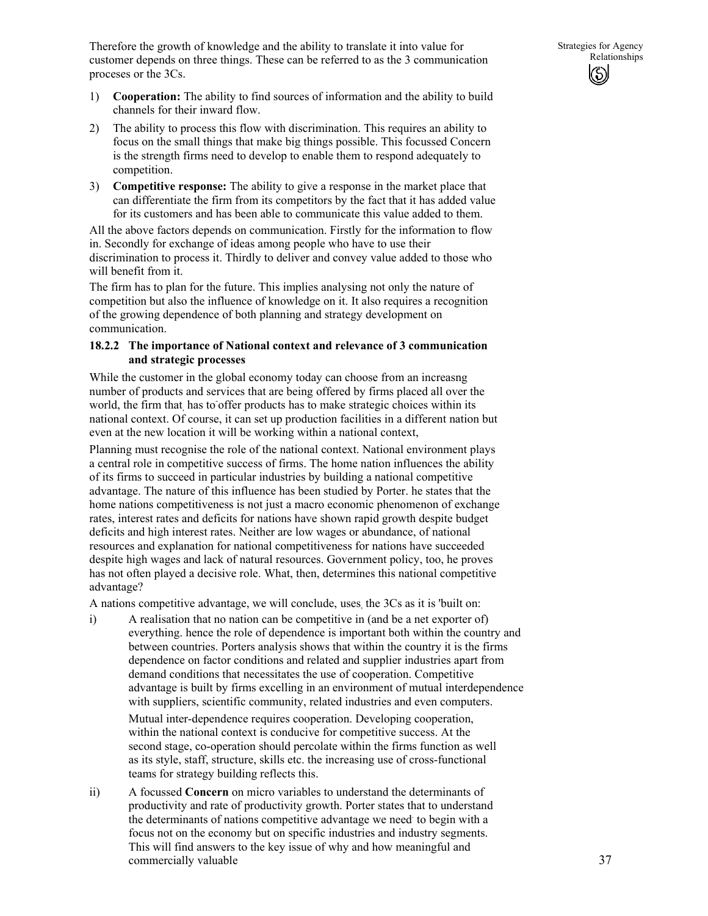Therefore the growth of knowledge and the ability to translate it into value for customer depends on three things. These can be referred to as the 3 communication proceses or the 3Cs.

1) **Cooperation:** The ability to find sources of information and the ability to build channels for their inward flow.

2) The ability to process this flow with discrimination. This requires an ability to focus on the small things that make big things possible. This focussed Concern is the strength firms need to develop to enable them to respond adequately to competition.

3) **Competitive response:** The ability to give a response in the market place that can differentiate the firm from its competitors by the fact that it has added value for its customers and has been able to communicate this value added to them.

All the above factors depends on communication. Firstly for the information to flow in. Secondly for exchange of ideas among people who have to use their discrimination to process it. Thirdly to deliver and convey value added to those who will benefit from it.

The firm has to plan for the future. This implies analysing not only the nature of competition but also the influence of knowledge on it. It also requires a recognition of the growing dependence of both planning and strategy development on communication.

### 18.2.2 The importance of National context and relevance of 3 communication and strategic processes

While the customer in the global economy today can choose from an increasng number of products and services that are being offered by firms placed all over the world, the firm that has to offer products has to make strategic choices within its national context. Of course, it can set up production facilities in a different nation but even at the new location it will be working within a national context,

Planning must recognise the role of the national context. National environment plays a central role in competitive success of firms. The home nation influences the ability of its firms to succeed in particular industries by building a national competitive advantage. The nature of this influence has been studied by Porter. he states that the home nations competitiveness is not just a macro economic phenomenon of exchange rates, interest rates and deficits for nations have shown rapid growth despite budget deficits and high interest rates. Neither are low wages or abundance, of national resources and explanation for national competitiveness for nations have succeeded despite high wages and lack of natural resources. Government policy, too, he proves has not often played a decisive role. What, then, determines this national competitive advantage?

A nations competitive advantage, we will conclude, uses the 3Cs as it is 'built on:

i) A realisation that no nation can be competitive in (and be a net exporter of) everything. hence the role of dependence is important both within the country and between countries. Porters analysis shows that within the country it is the firms dependence on factor conditions and related and supplier industries apart from demand conditions that necessitates the use of cooperation. Competitive advantage is built by firms excelling in an environment of mutual interdependence with suppliers, scientific community, related industries and even computers.

   Mutual inter-dependence requires cooperation. Developing cooperation, within the national context is conducive for competitive success. At the second stage, co-operation should percolate within the firms function as well as its style, staff, structure, skills etc. the increasing use of cross-functional teams for strategy building reflects this.

ii) A focussed **Concern** on micro variables to understand the determinants of productivity and rate of productivity growth. Porter states that to understand the determinants of nations competitive advantage we need to begin with a focus not on the economy but on specific industries and industry segments. This will find answers to the key issue of why and how meaningful and commercially valuable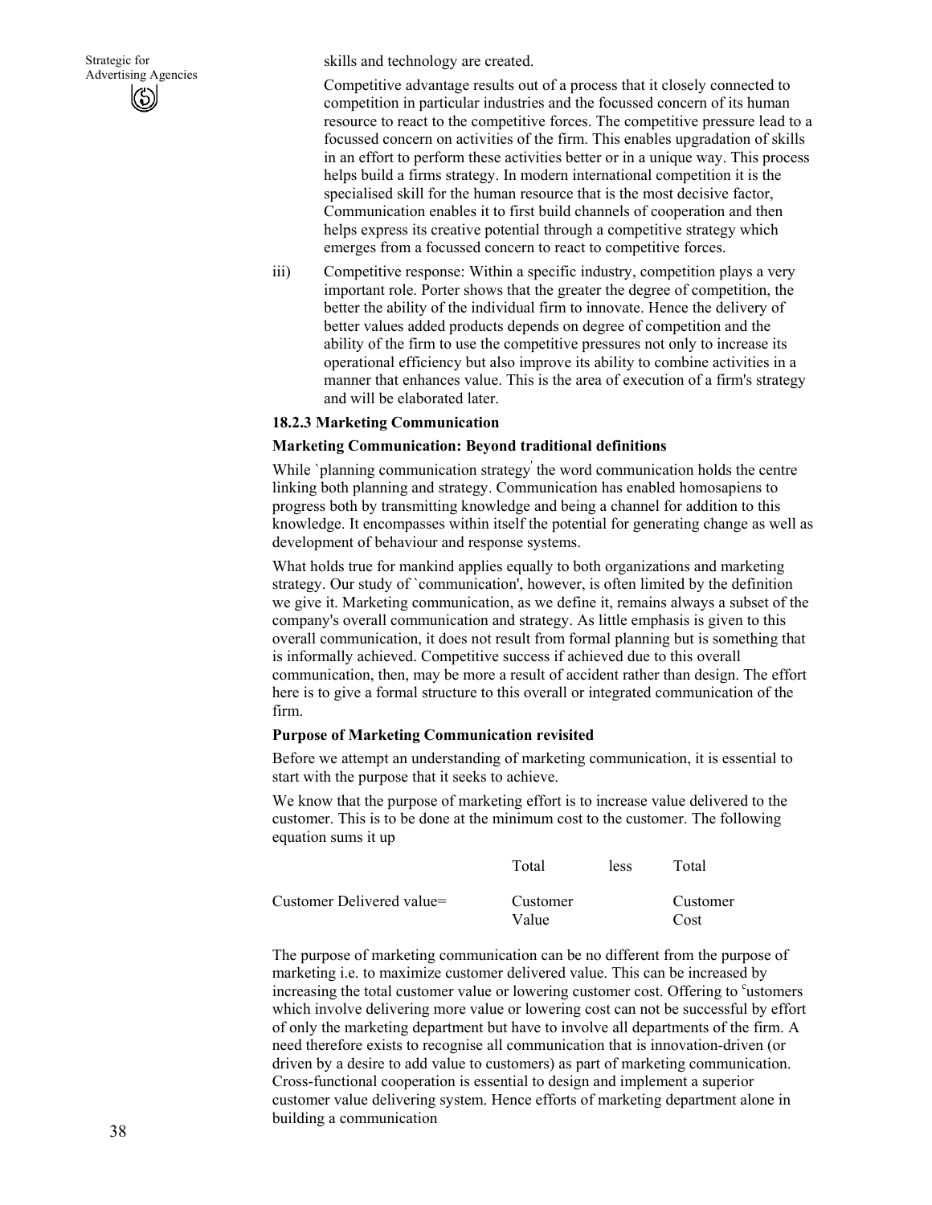skills and technology are created.

Competitive advantage results out of a process that it closely connected to competition in particular industries and the focussed concern of its human resource to react to the competitive forces. The competitive pressure lead to a focussed concern on activities of the firm. This enables upgradation of skills in an effort to perform these activities better or in a unique way. This process helps build a firms strategy. In modern international competition it is the specialised skill for the human resource that is the most decisive factor, Communication enables it to first build channels of cooperation and then helps express its creative potential through a competitive strategy which emerges from a focussed concern to react to competitive forces.

iii) Competitive response: Within a specific industry, competition plays a very important role. Porter shows that the greater the degree of competition, the better the ability of the individual firm to innovate. Hence the delivery of better values added products depends on degree of competition and the ability of the firm to use the competitive pressures not only to increase its operational efficiency but also improve its ability to combine activities in a manner that enhances value. This is the area of execution of a firm's strategy and will be elaborated later.

### 18.2.3 Marketing Communication

**Marketing Communication: Beyond traditional definitions**

While `planning communication strategy' the word communication holds the centre linking both planning and strategy. Communication has enabled homosapiens to progress both by transmitting knowledge and being a channel for addition to this knowledge. It encompasses within itself the potential for generating change as well as development of behaviour and response systems.

What holds true for mankind applies equally to both organizations and marketing strategy. Our study of `communication', however, is often limited by the definition we give it. Marketing communication, as we define it, remains always a subset of the company's overall communication and strategy. As little emphasis is given to this overall communication, it does not result from formal planning but is something that is informally achieved. Competitive success if achieved due to this overall communication, then, may be more a result of accident rather than design. The effort here is to give a formal structure to this overall or integrated communication of the firm.

**Purpose of Marketing Communication revisited**

Before we attempt an understanding of marketing communication, it is essential to start with the purpose that it seeks to achieve.

We know that the purpose of marketing effort is to increase value delivered to the customer. This is to be done at the minimum cost to the customer. The following equation sums it up

|  | Total | less | Total |
|---|---|---|---|
| Customer Delivered value= | Customer Value |  | Customer Cost |

The purpose of marketing communication can be no different from the purpose of marketing i.e. to maximize customer delivered value. This can be increased by increasing the total customer value or lowering customer cost. Offering to customers which involve delivering more value or lowering cost can not be successful by effort of only the marketing department but have to involve all departments of the firm. A need therefore exists to recognise all communication that is innovation-driven (or driven by a desire to add value to customers) as part of marketing communication. Cross-functional cooperation is essential to design and implement a superior customer value delivering system. Hence efforts of marketing department alone in building a communication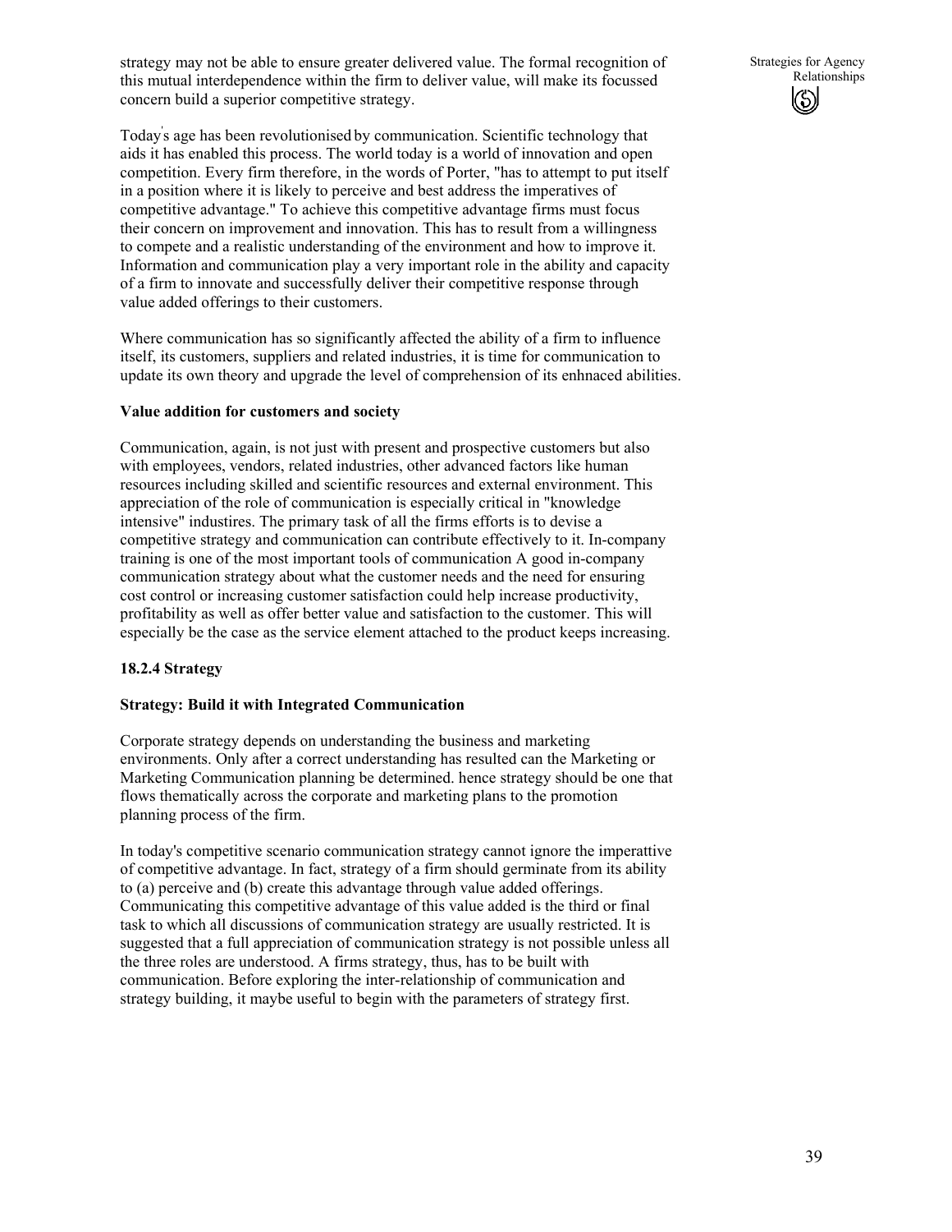strategy may not be able to ensure greater delivered value. The formal recognition of this mutual interdependence within the firm to deliver value, will make its focussed concern build a superior competitive strategy.

Today's age has been revolutionised by communication. Scientific technology that aids it has enabled this process. The world today is a world of innovation and open competition. Every firm therefore, in the words of Porter, "has to attempt to put itself in a position where it is likely to perceive and best address the imperatives of competitive advantage." To achieve this competitive advantage firms must focus their concern on improvement and innovation. This has to result from a willingness to compete and a realistic understanding of the environment and how to improve it. Information and communication play a very important role in the ability and capacity of a firm to innovate and successfully deliver their competitive response through value added offerings to their customers.

Where communication has so significantly affected the ability of a firm to influence itself, its customers, suppliers and related industries, it is time for communication to update its own theory and upgrade the level of comprehension of its enhnaced abilities.

**Value addition for customers and society**

Communication, again, is not just with present and prospective customers but also with employees, vendors, related industries, other advanced factors like human resources including skilled and scientific resources and external environment. This appreciation of the role of communication is especially critical in "knowledge intensive" industires. The primary task of all the firms efforts is to devise a competitive strategy and communication can contribute effectively to it. In-company training is one of the most important tools of communication A good in-company communication strategy about what the customer needs and the need for ensuring cost control or increasing customer satisfaction could help increase productivity, profitability as well as offer better value and satisfaction to the customer. This will especially be the case as the service element attached to the product keeps increasing.

### 18.2.4 Strategy

**Strategy: Build it with Integrated Communication**

Corporate strategy depends on understanding the business and marketing environments. Only after a correct understanding has resulted can the Marketing or Marketing Communication planning be determined. hence strategy should be one that flows thematically across the corporate and marketing plans to the promotion planning process of the firm.

In today's competitive scenario communication strategy cannot ignore the imperattive of competitive advantage. In fact, strategy of a firm should germinate from its ability to (a) perceive and (b) create this advantage through value added offerings. Communicating this competitive advantage of this value added is the third or final task to which all discussions of communication strategy are usually restricted. It is suggested that a full appreciation of communication strategy is not possible unless all the three roles are understood. A firms strategy, thus, has to be built with communication. Before exploring the inter-relationship of communication and strategy building, it maybe useful to begin with the parameters of strategy first.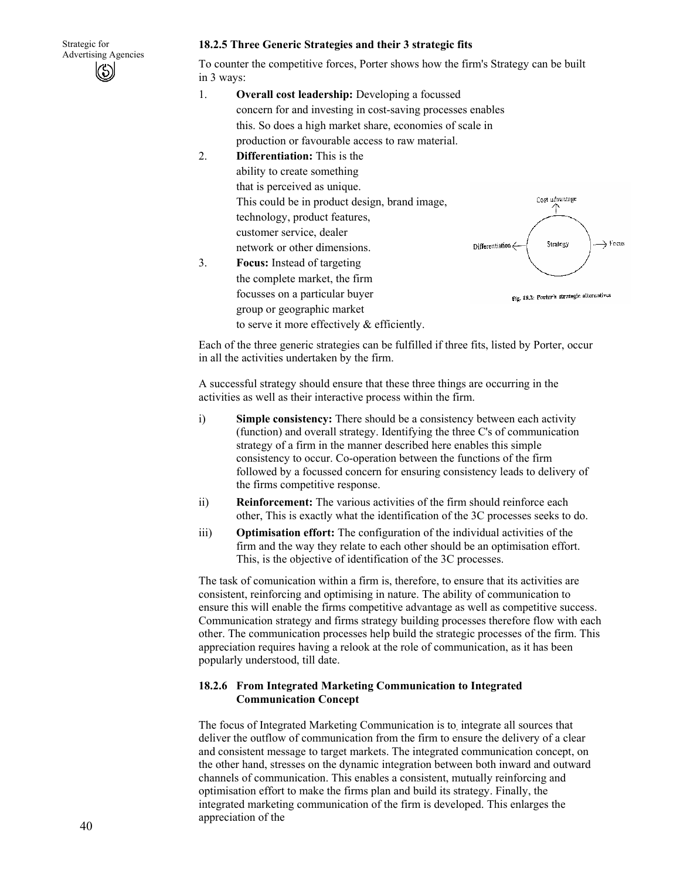### 18.2.5 Three Generic Strategies and their 3 strategic fits

To counter the competitive forces, Porter shows how the firm's Strategy can be built in 3 ways:

1. **Overall cost leadership:** Developing a focussed concern for and investing in cost-saving processes enables this. So does a high market share, economies of scale in production or favourable access to raw material.
2. **Differentiation:** This is the ability to create something that is perceived as unique. This could be in product design, brand image, technology, product features, customer service, dealer network or other dimensions.
3. **Focus:** Instead of targeting the complete market, the firm focusses on a particular buyer group or geographic market to serve it more effectively & efficiently.

Fig. 18.2: Porter's strategic alternatives

Each of the three generic strategies can be fulfilled if three fits, listed by Porter, occur in all the activities undertaken by the firm.

A successful strategy should ensure that these three things are occurring in the activities as well as their interactive process within the firm.

i) **Simple consistency:** There should be a consistency between each activity (function) and overall strategy. Identifying the three C's of communication strategy of a firm in the manner described here enables this simple consistency to occur. Co-operation between the functions of the firm followed by a focussed concern for ensuring consistency leads to delivery of the firms competitive response.

ii) **Reinforcement:** The various activities of the firm should reinforce each other, This is exactly what the identification of the 3C processes seeks to do.

iii) **Optimisation effort:** The configuration of the individual activities of the firm and the way they relate to each other should be an optimisation effort. This, is the objective of identification of the 3C processes.

The task of comunication within a firm is, therefore, to ensure that its activities are consistent, reinforcing and optimising in nature. The ability of communication to ensure this will enable the firms competitive advantage as well as competitive success. Communication strategy and firms strategy building processes therefore flow with each other. The communication processes help build the strategic processes of the firm. This appreciation requires having a relook at the role of communication, as it has been popularly understood, till date.

### 18.2.6 From Integrated Marketing Communication to Integrated Communication Concept

The focus of Integrated Marketing Communication is to, integrate all sources that deliver the outflow of communication from the firm to ensure the delivery of a clear and consistent message to target markets. The integrated communication concept, on the other hand, stresses on the dynamic integration between both inward and outward channels of communication. This enables a consistent, mutually reinforcing and optimisation effort to make the firms plan and build its strategy. Finally, the integrated marketing communication of the firm is developed. This enlarges the appreciation of the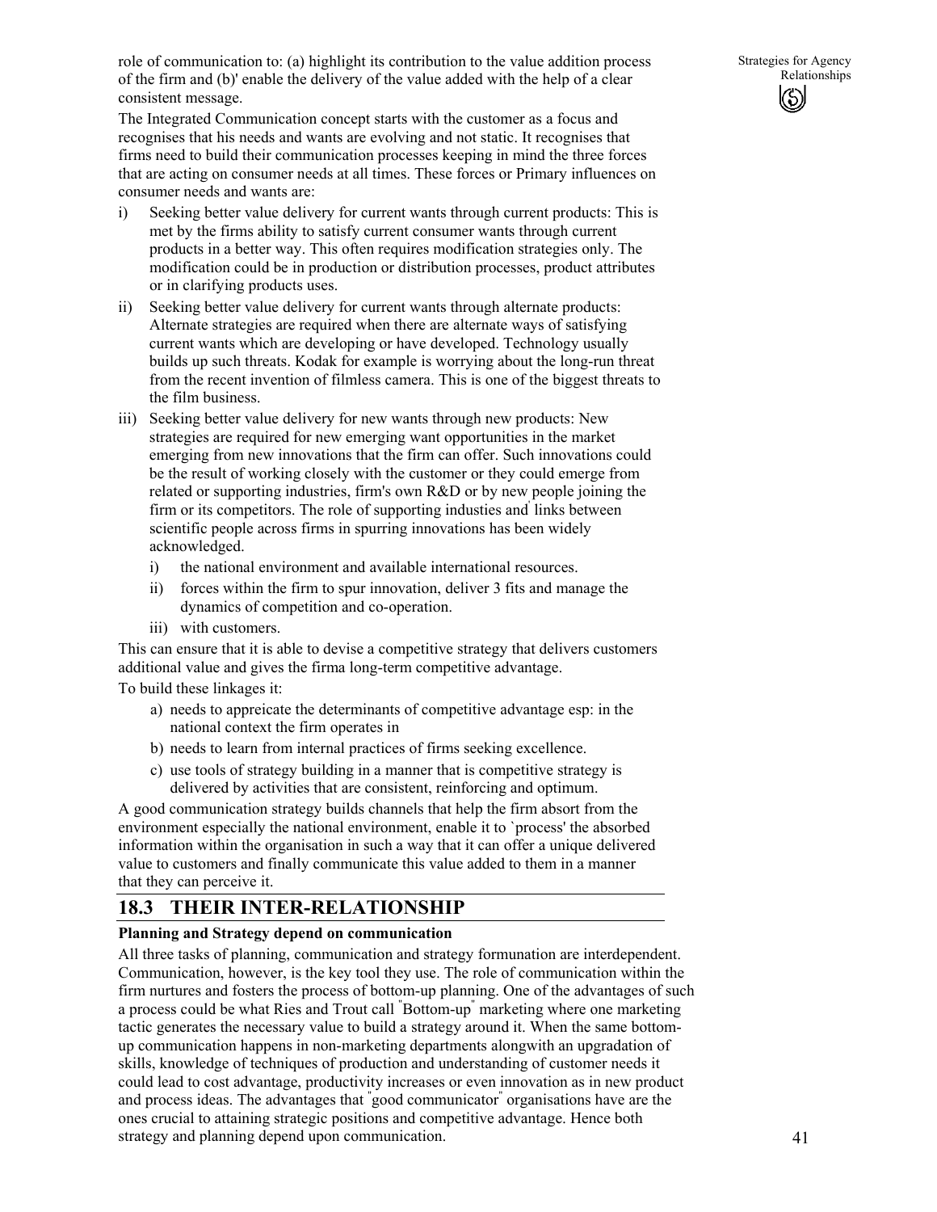role of communication to: (a) highlight its contribution to the value addition process of the firm and (b)' enable the delivery of the value added with the help of a clear consistent message.

The Integrated Communication concept starts with the customer as a focus and recognises that his needs and wants are evolving and not static. It recognises that firms need to build their communication processes keeping in mind the three forces that are acting on consumer needs at all times. These forces or Primary influences on consumer needs and wants are:

i) Seeking better value delivery for current wants through current products: This is met by the firms ability to satisfy current consumer wants through current products in a better way. This often requires modification strategies only. The modification could be in production or distribution processes, product attributes or in clarifying products uses.

ii) Seeking better value delivery for current wants through alternate products: Alternate strategies are required when there are alternate ways of satisfying current wants which are developing or have developed. Technology usually builds up such threats. Kodak for example is worrying about the long-run threat from the recent invention of filmless camera. This is one of the biggest threats to the film business.

iii) Seeking better value delivery for new wants through new products: New strategies are required for new emerging want opportunities in the market emerging from new innovations that the firm can offer. Such innovations could be the result of working closely with the customer or they could emerge from related or supporting industries, firm's own R&D or by new people joining the firm or its competitors. The role of supporting industies and' links between scientific people across firms in spurring innovations has been widely acknowledged.

   i) the national environment and available international resources.
   ii) forces within the firm to spur innovation, deliver 3 fits and manage the dynamics of competition and co-operation.
   iii) with customers.

This can ensure that it is able to devise a competitive strategy that delivers customers additional value and gives the firma long-term competitive advantage.

To build these linkages it:

   a) needs to appreicate the determinants of competitive advantage esp: in the national context the firm operates in
   b) needs to learn from internal practices of firms seeking excellence.
   c) use tools of strategy building in a manner that is competitive strategy is delivered by activities that are consistent, reinforcing and optimum.

A good communication strategy builds channels that help the firm absort from the environment especially the national environment, enable it to `process' the absorbed information within the organisation in such a way that it can offer a unique delivered value to customers and finally communicate this value added to them in a manner that they can perceive it.

## 18.3 THEIR INTER-RELATIONSHIP

**Planning and Strategy depend on communication**

All three tasks of planning, communication and strategy formunation are interdependent. Communication, however, is the key tool they use. The role of communication within the firm nurtures and fosters the process of bottom-up planning. One of the advantages of such a process could be what Ries and Trout call "Bottom-up" marketing where one marketing tactic generates the necessary value to build a strategy around it. When the same bottom-up communication happens in non-marketing departments alongwith an upgradation of skills, knowledge of techniques of production and understanding of customer needs it could lead to cost advantage, productivity increases or even innovation as in new product and process ideas. The advantages that "good communicator" organisations have are the ones crucial to attaining strategic positions and competitive advantage. Hence both strategy and planning depend upon communication.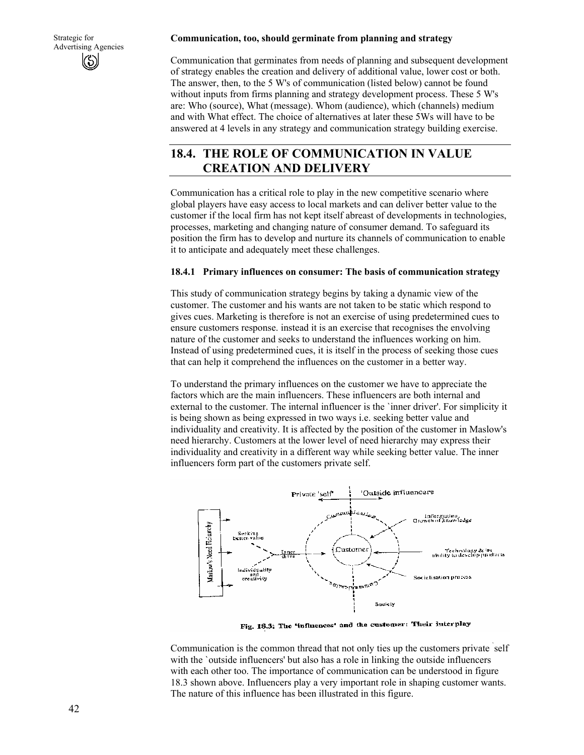**Communication, too, should germinate from planning and strategy**

Communication that germinates from needs of planning and subsequent development of strategy enables the creation and delivery of additional value, lower cost or both. The answer, then, to the 5 W's of communication (listed below) cannot be found without inputs from firms planning and strategy development process. These 5 W's are: Who (source), What (message). Whom (audience), which (channels) medium and with What effect. The choice of alternatives at later these 5Ws will have to be answered at 4 levels in any strategy and communication strategy building exercise.

## 18.4. THE ROLE OF COMMUNICATION IN VALUE CREATION AND DELIVERY

Communication has a critical role to play in the new competitive scenario where global players have easy access to local markets and can deliver better value to the customer if the local firm has not kept itself abreast of developments in technologies, processes, marketing and changing nature of consumer demand. To safeguard its position the firm has to develop and nurture its channels of communication to enable it to anticipate and adequately meet these challenges.

### 18.4.1 Primary influences on consumer: The basis of communication strategy

This study of communication strategy begins by taking a dynamic view of the customer. The customer and his wants are not taken to be static which respond to gives cues. Marketing is therefore is not an exercise of using predetermined cues to ensure customers response. instead it is an exercise that recognises the envolving nature of the customer and seeks to understand the influences working on him. Instead of using predetermined cues, it is itself in the process of seeking those cues that can help it comprehend the influences on the customer in a better way.

To understand the primary influences on the customer we have to appreciate the factors which are the main influencers. These influencers are both internal and external to the customer. The internal influencer is the `inner driver'. For simplicity it is being shown as being expressed in two ways i.e. seeking better value and individuality and creativity. It is affected by the position of the customer in Maslow's need hierarchy. Customers at the lower level of need hierarchy may express their individuality and creativity in a different way while seeking better value. The inner influencers form part of the customers private self.

Fig. 18.3: The 'influences' and the customer: Their interplay

Communication is the common thread that not only ties up the customers private `self with the `outside influencers' but also has a role in linking the outside influencers with each other too. The importance of communication can be understood in figure 18.3 shown above. Influencers play a very important role in shaping customer wants. The nature of this influence has been illustrated in this figure.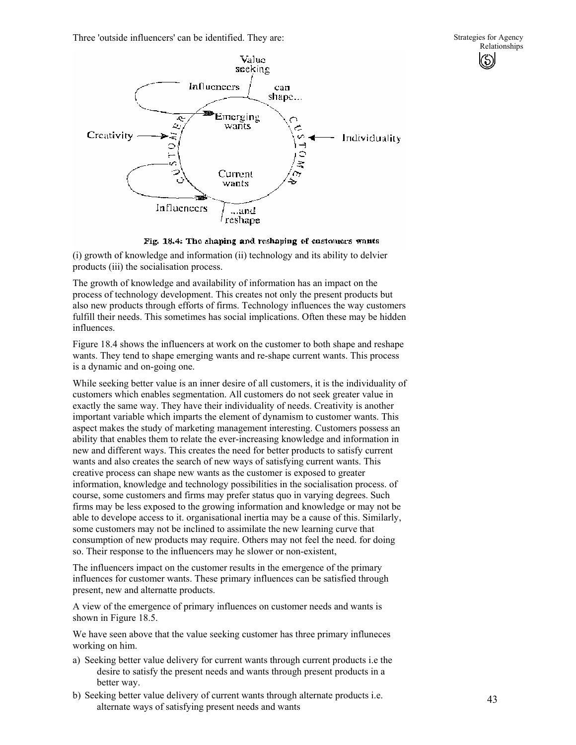Three 'outside influencers' can be identified. They are:

Fig. 18.4: The shaping and reshaping of customers wants

(i) growth of knowledge and information (ii) technology and its ability to delvier products (iii) the socialisation process.

The growth of knowledge and availability of information has an impact on the process of technology development. This creates not only the present products but also new products through efforts of firms. Technology influences the way customers fulfill their needs. This sometimes has social implications. Often these may be hidden influences.

Figure 18.4 shows the influencers at work on the customer to both shape and reshape wants. They tend to shape emerging wants and re-shape current wants. This process is a dynamic and on-going one.

While seeking better value is an inner desire of all customers, it is the individuality of customers which enables segmentation. All customers do not seek greater value in exactly the same way. They have their individuality of needs. Creativity is another important variable which imparts the element of dynamism to customer wants. This aspect makes the study of marketing management interesting. Customers possess an ability that enables them to relate the ever-increasing knowledge and information in new and different ways. This creates the need for better products to satisfy current wants and also creates the search of new ways of satisfying current wants. This creative process can shape new wants as the customer is exposed to greater information, knowledge and technology possibilities in the socialisation process. of course, some customers and firms may prefer status quo in varying degrees. Such firms may be less exposed to the growing information and knowledge or may not be able to develope access to it. organisational inertia may be a cause of this. Similarly, some customers may not be inclined to assimilate the new learning curve that consumption of new products may require. Others may not feel the need. for doing so. Their response to the influencers may he slower or non-existent,

The influencers impact on the customer results in the emergence of the primary influences for customer wants. These primary influences can be satisfied through present, new and alternatte products.

A view of the emergence of primary influences on customer needs and wants is shown in Figure 18.5.

We have seen above that the value seeking customer has three primary influneces working on him.

a) Seeking better value delivery for current wants through current products i.e the desire to satisfy the present needs and wants through present products in a better way.

b) Seeking better value delivery of current wants through alternate products i.e. alternate ways of satisfying present needs and wants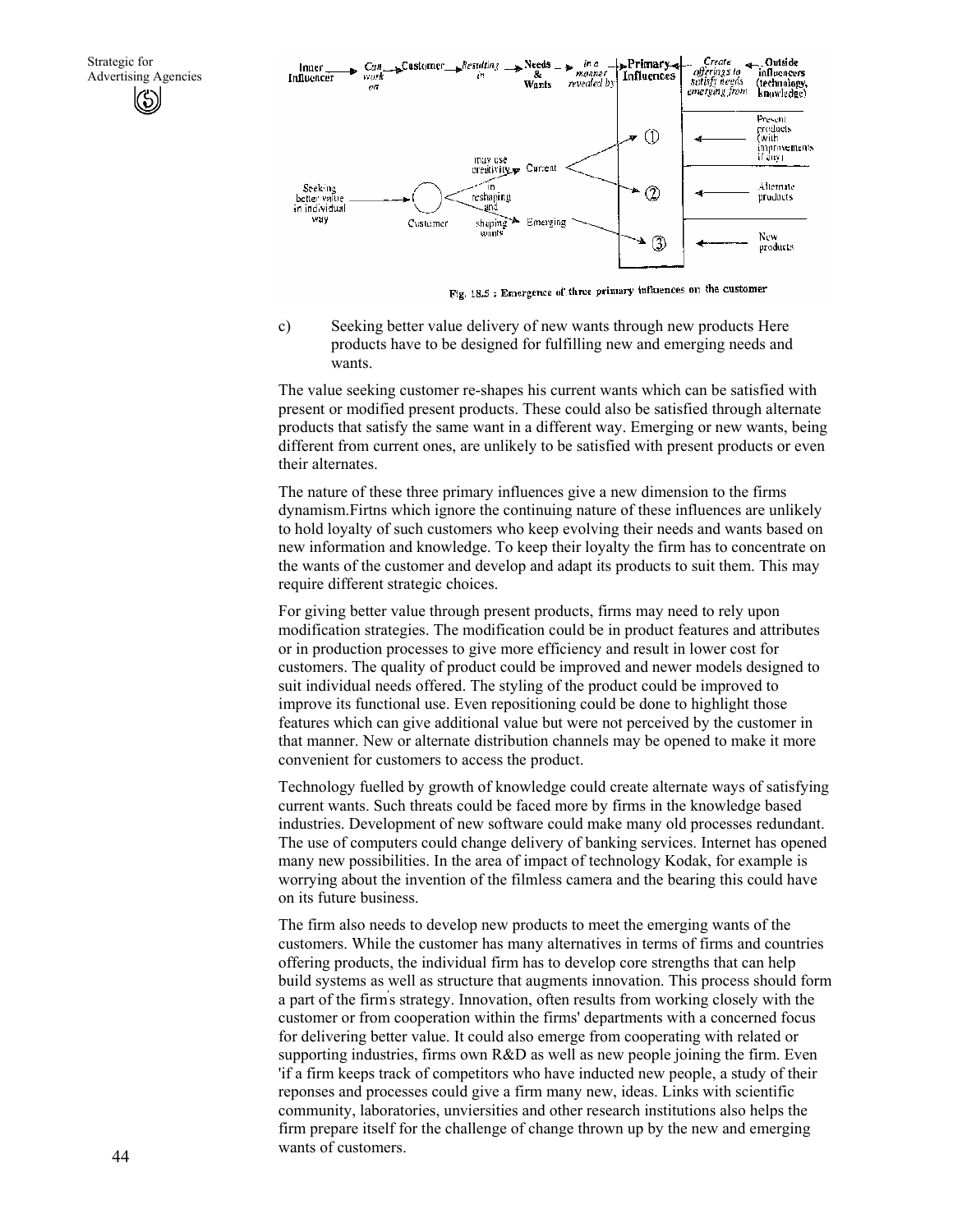Fig. 18.5 : Emergence of three primary influences on the customer

c) Seeking better value delivery of new wants through new products Here products have to be designed for fulfilling new and emerging needs and wants.

The value seeking customer re-shapes his current wants which can be satisfied with present or modified present products. These could also be satisfied through alternate products that satisfy the same want in a different way. Emerging or new wants, being different from current ones, are unlikely to be satisfied with present products or even their alternates.

The nature of these three primary influences give a new dimension to the firms dynamism.Firtns which ignore the continuing nature of these influences are unlikely to hold loyalty of such customers who keep evolving their needs and wants based on new information and knowledge. To keep their loyalty the firm has to concentrate on the wants of the customer and develop and adapt its products to suit them. This may require different strategic choices.

For giving better value through present products, firms may need to rely upon modification strategies. The modification could be in product features and attributes or in production processes to give more efficiency and result in lower cost for customers. The quality of product could be improved and newer models designed to suit individual needs offered. The styling of the product could be improved to improve its functional use. Even repositioning could be done to highlight those features which can give additional value but were not perceived by the customer in that manner. New or alternate distribution channels may be opened to make it more convenient for customers to access the product.

Technology fuelled by growth of knowledge could create alternate ways of satisfying current wants. Such threats could be faced more by firms in the knowledge based industries. Development of new software could make many old processes redundant. The use of computers could change delivery of banking services. Internet has opened many new possibilities. In the area of impact of technology Kodak, for example is worrying about the invention of the filmless camera and the bearing this could have on its future business.

The firm also needs to develop new products to meet the emerging wants of the customers. While the customer has many alternatives in terms of firms and countries offering products, the individual firm has to develop core strengths that can help build systems as well as structure that augments innovation. This process should form a part of the firm's strategy. Innovation, often results from working closely with the customer or from cooperation within the firms' departments with a concerned focus for delivering better value. It could also emerge from cooperating with related or supporting industries, firms own R&D as well as new people joining the firm. Even 'if a firm keeps track of competitors who have inducted new people, a study of their reponses and processes could give a firm many new, ideas. Links with scientific community, laboratories, unviersities and other research institutions also helps the firm prepare itself for the challenge of change thrown up by the new and emerging wants of customers.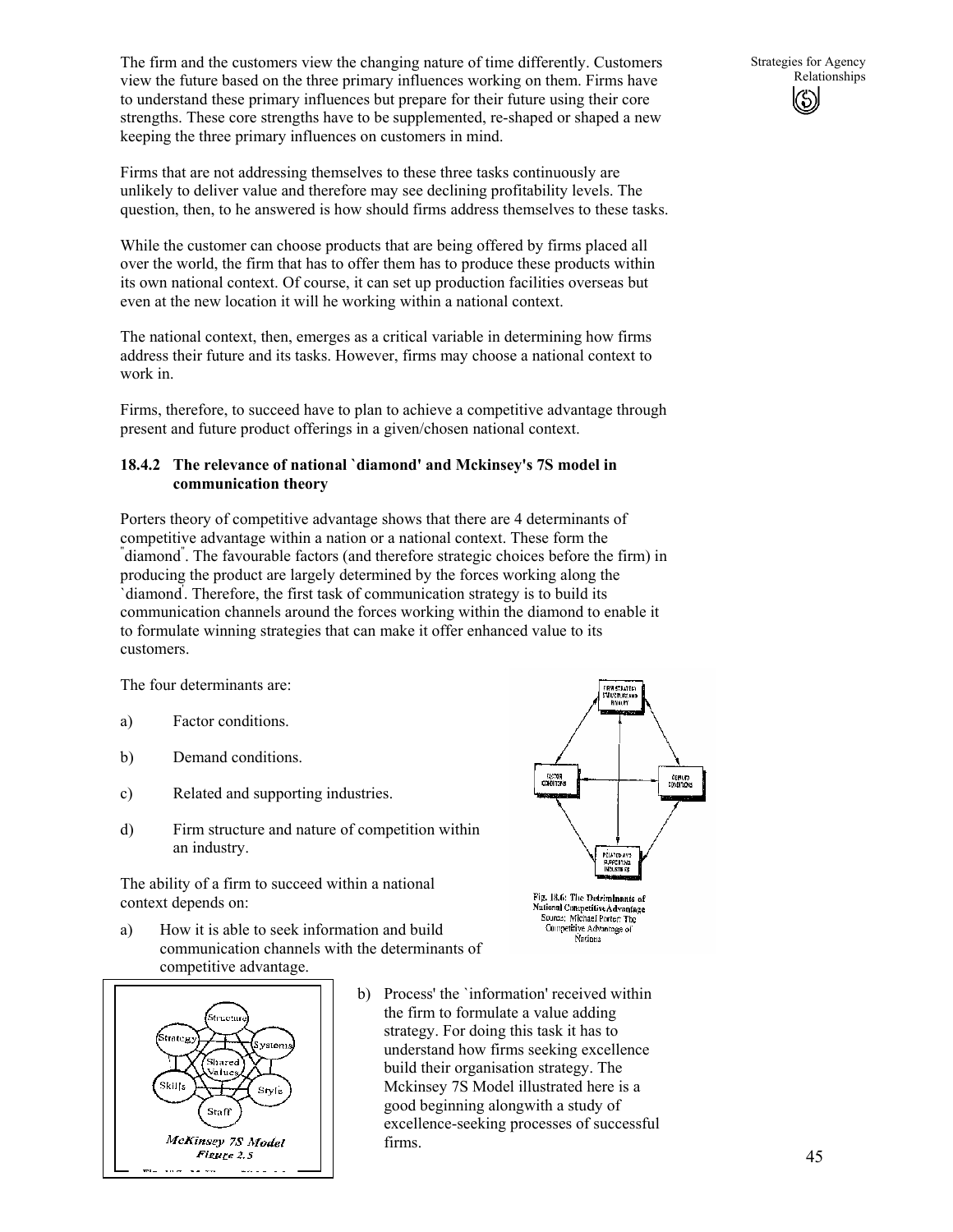The firm and the customers view the changing nature of time differently. Customers view the future based on the three primary influences working on them. Firms have to understand these primary influences but prepare for their future using their core strengths. These core strengths have to be supplemented, re-shaped or shaped a new keeping the three primary influences on customers in mind.

Firms that are not addressing themselves to these three tasks continuously are unlikely to deliver value and therefore may see declining profitability levels. The question, then, to he answered is how should firms address themselves to these tasks.

While the customer can choose products that are being offered by firms placed all over the world, the firm that has to offer them has to produce these products within its own national context. Of course, it can set up production facilities overseas but even at the new location it will he working within a national context.

The national context, then, emerges as a critical variable in determining how firms address their future and its tasks. However, firms may choose a national context to work in.

Firms, therefore, to succeed have to plan to achieve a competitive advantage through present and future product offerings in a given/chosen national context.

### 18.4.2 The relevance of national `diamond' and Mckinsey's 7S model in communication theory

Porters theory of competitive advantage shows that there are 4 determinants of competitive advantage within a nation or a national context. These form the "diamond". The favourable factors (and therefore strategic choices before the firm) in producing the product are largely determined by the forces working along the `diamond`. Therefore, the first task of communication strategy is to build its communication channels around the forces working within the diamond to enable it to formulate winning strategies that can make it offer enhanced value to its customers.

The four determinants are:

a) Factor conditions.

b) Demand conditions.

c) Related and supporting industries.

d) Firm structure and nature of competition within an industry.

Fig. 18.6: The Determinants of National Competitive Advantage
Source: Michael Porter: The Competitive Advantage of Nations

The ability of a firm to succeed within a national context depends on:

a) How it is able to seek information and build communication channels with the determinants of competitive advantage.

b) Process' the `information' received within the firm to formulate a value adding strategy. For doing this task it has to understand how firms seeking excellence build their organisation strategy. The Mckinsey 7S Model illustrated here is a good beginning alongwith a study of excellence-seeking processes of successful firms.

*McKinsey 7S Model*
*Figure 2.5*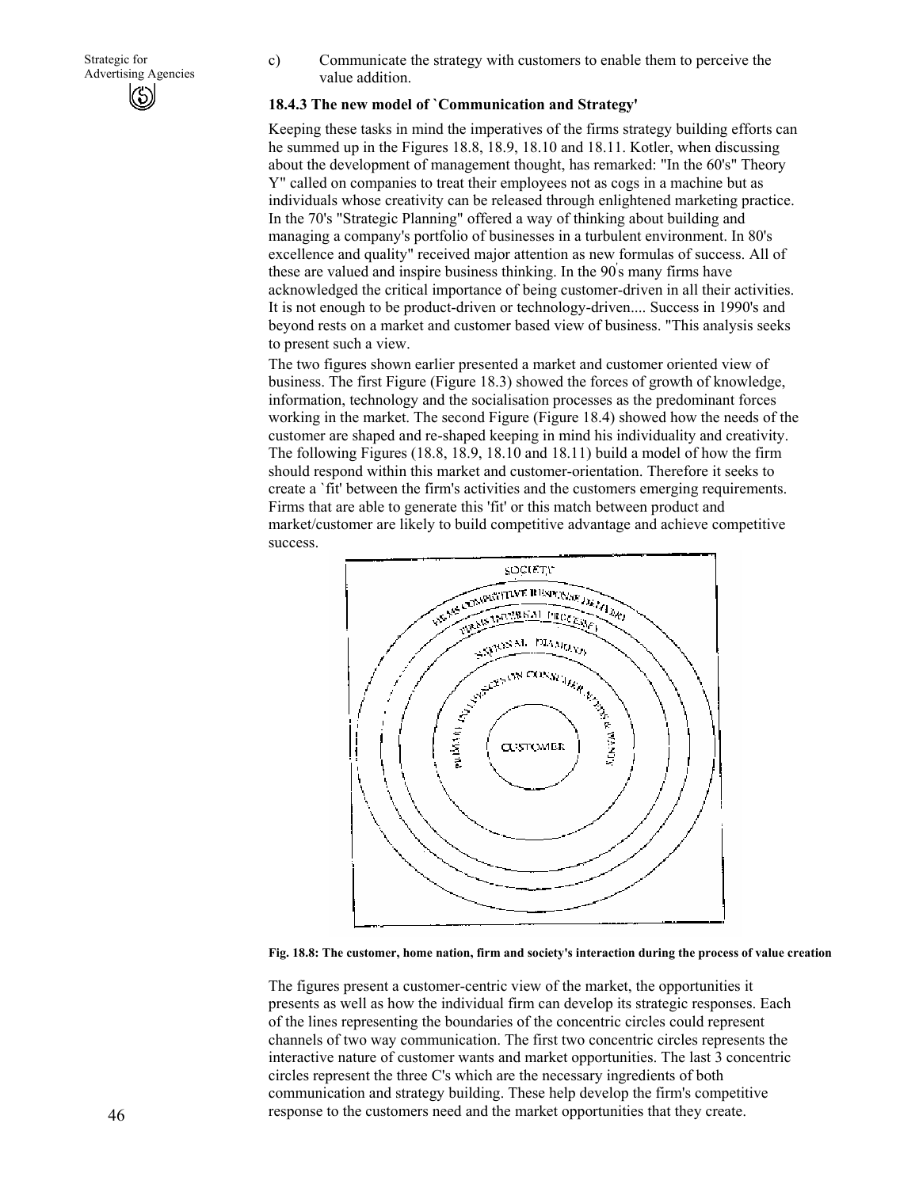c) Communicate the strategy with customers to enable them to perceive the value addition.

### 18.4.3 The new model of `Communication and Strategy'

Keeping these tasks in mind the imperatives of the firms strategy building efforts can he summed up in the Figures 18.8, 18.9, 18.10 and 18.11. Kotler, when discussing about the development of management thought, has remarked: "In the 60's" Theory Y" called on companies to treat their employees not as cogs in a machine but as individuals whose creativity can be released through enlightened marketing practice. In the 70's "Strategic Planning" offered a way of thinking about building and managing a company's portfolio of businesses in a turbulent environment. In 80's excellence and quality" received major attention as new formulas of success. All of these are valued and inspire business thinking. In the 90's many firms have acknowledged the critical importance of being customer-driven in all their activities. It is not enough to be product-driven or technology-driven.... Success in 1990's and beyond rests on a market and customer based view of business. "This analysis seeks to present such a view.

The two figures shown earlier presented a market and customer oriented view of business. The first Figure (Figure 18.3) showed the forces of growth of knowledge, information, technology and the socialisation processes as the predominant forces working in the market. The second Figure (Figure 18.4) showed how the needs of the customer are shaped and re-shaped keeping in mind his individuality and creativity. The following Figures (18.8, 18.9, 18.10 and 18.11) build a model of how the firm should respond within this market and customer-orientation. Therefore it seeks to create a `fit' between the firm's activities and the customers emerging requirements. Firms that are able to generate this 'fit' or this match between product and market/customer are likely to build competitive advantage and achieve competitive success.

**Fig. 18.8: The customer, home nation, firm and society's interaction during the process of value creation**

The figures present a customer-centric view of the market, the opportunities it presents as well as how the individual firm can develop its strategic responses. Each of the lines representing the boundaries of the concentric circles could represent channels of two way communication. The first two concentric circles represents the interactive nature of customer wants and market opportunities. The last 3 concentric circles represent the three C's which are the necessary ingredients of both communication and strategy building. These help develop the firm's competitive response to the customers need and the market opportunities that they create.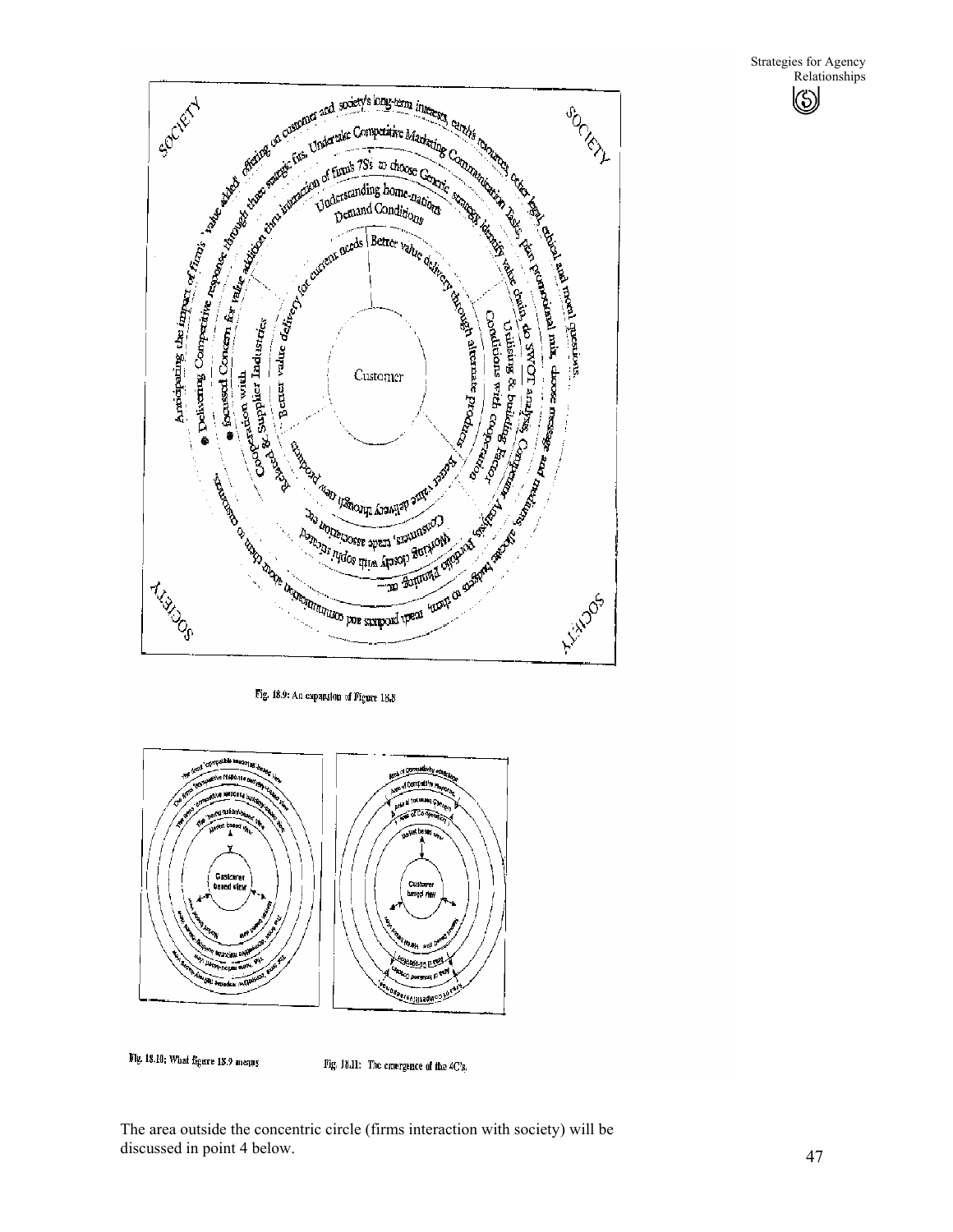Fig. 18.9: An expansion of Figure 18.8

Fig. 18.10: What figure 18.9 means

Fig. 18.11: The emergence of the 4C's.

The area outside the concentric circle (firms interaction with society) will be discussed in point 4 below.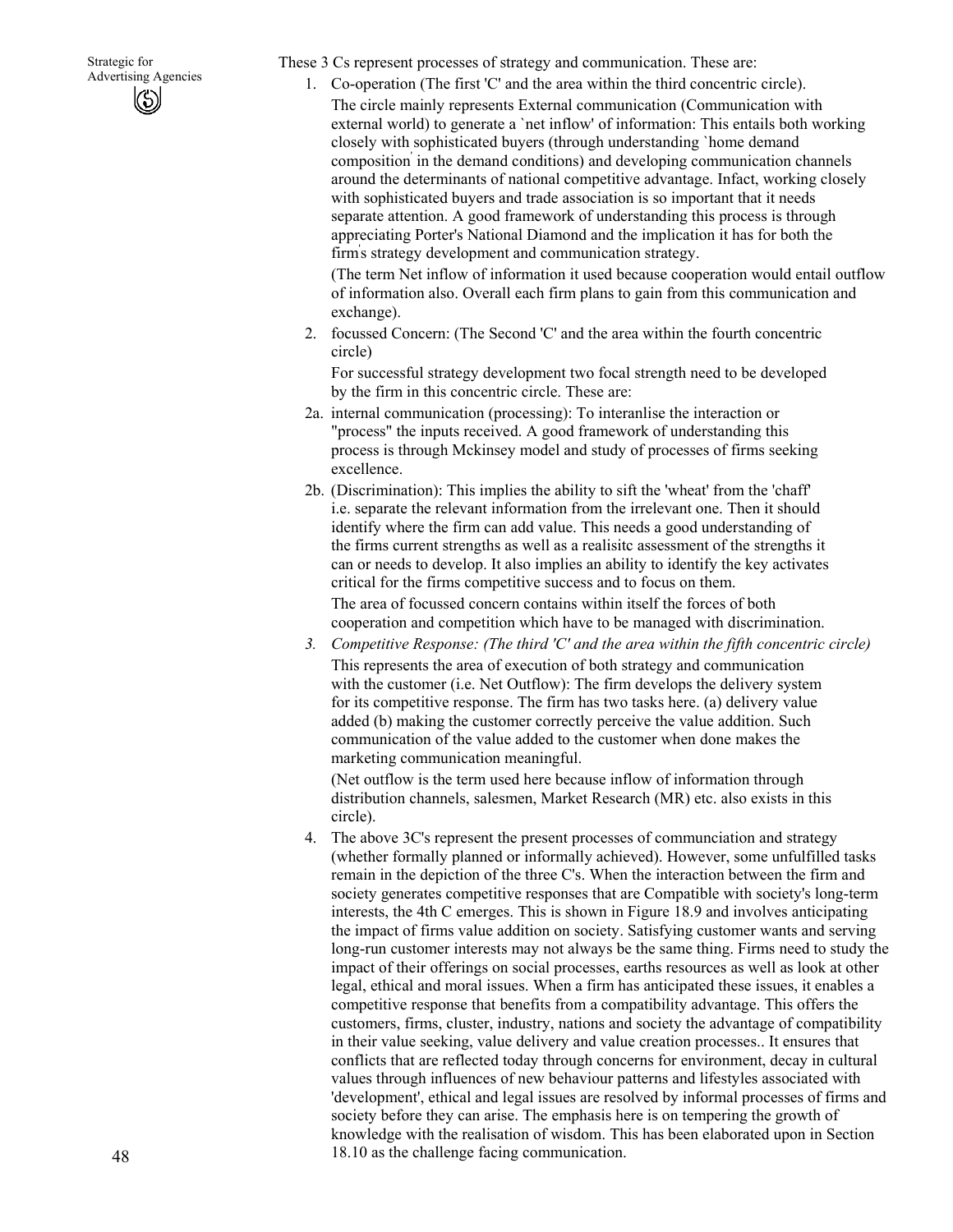These 3 Cs represent processes of strategy and communication. These are:

1. Co-operation (The first 'C' and the area within the third concentric circle).

   The circle mainly represents External communication (Communication with external world) to generate a `net inflow' of information: This entails both working closely with sophisticated buyers (through understanding `home demand composition' in the demand conditions) and developing communication channels around the determinants of national competitive advantage. Infact, working closely with sophisticated buyers and trade association is so important that it needs separate attention. A good framework of understanding this process is through appreciating Porter's National Diamond and the implication it has for both the firm's strategy development and communication strategy.

   (The term Net inflow of information it used because cooperation would entail outflow of information also. Overall each firm plans to gain from this communication and exchange).

2. focussed Concern: (The Second 'C' and the area within the fourth concentric circle)

   For successful strategy development two focal strength need to be developed by the firm in this concentric circle. These are:

2a. internal communication (processing): To interanlise the interaction or "process" the inputs received. A good framework of understanding this process is through Mckinsey model and study of processes of firms seeking excellence.

2b. (Discrimination): This implies the ability to sift the 'wheat' from the 'chaff' i.e. separate the relevant information from the irrelevant one. Then it should identify where the firm can add value. This needs a good understanding of the firms current strengths as well as a realisitc assessment of the strengths it can or needs to develop. It also implies an ability to identify the key activates critical for the firms competitive success and to focus on them.

   The area of focussed concern contains within itself the forces of both cooperation and competition which have to be managed with discrimination.

3. *Competitive Response: (The third 'C' and the area within the fifth concentric circle)*

   This represents the area of execution of both strategy and communication with the customer (i.e. Net Outflow): The firm develops the delivery system for its competitive response. The firm has two tasks here. (a) delivery value added (b) making the customer correctly perceive the value addition. Such communication of the value added to the customer when done makes the marketing communication meaningful.

   (Net outflow is the term used here because inflow of information through distribution channels, salesmen, Market Research (MR) etc. also exists in this circle).

4. The above 3C's represent the present processes of communciation and strategy (whether formally planned or informally achieved). However, some unfulfilled tasks remain in the depiction of the three C's. When the interaction between the firm and society generates competitive responses that are Compatible with society's long-term interests, the 4th C emerges. This is shown in Figure 18.9 and involves anticipating the impact of firms value addition on society. Satisfying customer wants and serving long-run customer interests may not always be the same thing. Firms need to study the impact of their offerings on social processes, earths resources as well as look at other legal, ethical and moral issues. When a firm has anticipated these issues, it enables a competitive response that benefits from a compatibility advantage. This offers the customers, firms, cluster, industry, nations and society the advantage of compatibility in their value seeking, value delivery and value creation processes.. It ensures that conflicts that are reflected today through concerns for environment, decay in cultural values through influences of new behaviour patterns and lifestyles associated with 'development', ethical and legal issues are resolved by informal processes of firms and society before they can arise. The emphasis here is on tempering the growth of knowledge with the realisation of wisdom. This has been elaborated upon in Section 18.10 as the challenge facing communication.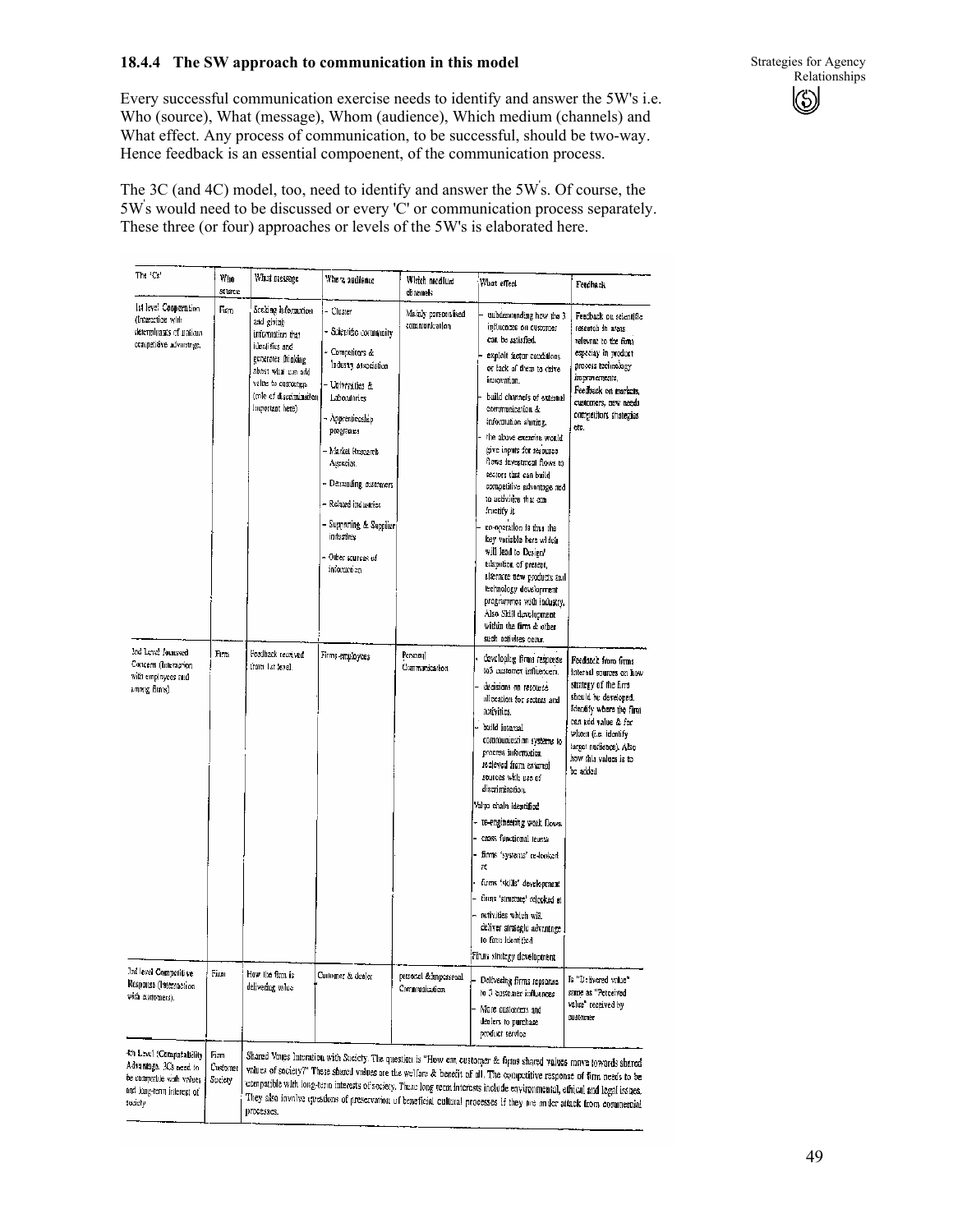### 18.4.4 The SW approach to communication in this model

Every successful communication exercise needs to identify and answer the 5W's i.e. Who (source), What (message), Whom (audience), Which medium (channels) and What effect. Any process of communication, to be successful, should be two-way. Hence feedback is an essential compoenent, of the communication process.

The 3C (and 4C) model, too, need to identify and answer the 5W's. Of course, the 5W's would need to be discussed or every 'C' or communication process separately. These three (or four) approaches or levels of the 5W's is elaborated here.

| The 'Cs' | Who source | What message | Whom audience | Which medium channels | What effect | Feedback |
|---|---|---|---|---|---|---|
| 1st level Cooperation (Interaction with determinants of nation competitive advantage. | Firm | Seeking information and giving information that identifies and generates thinking about what can add value to customer (role of discrimination important here) | - Cluster<br>- Scientific community<br>- Competitors & Industry association<br>- Universities & Laboratories<br>- Apprenticeship programes<br>- Market Research Agencies<br>- Demanding customers<br>- Related industries<br>- Supporting & Supplier industries<br>- Other sources of information | Mainly personalised communication | - understanding how the 3 influences on customer can be satisfied.<br>- exploit factor conditions or lack of them to drive innovation.<br>- build channels of external communication & information sharing.<br>- the above exercise would give inputs for resource flows investment flows to sectors that can build competitive advantage and to activities that can fructify it.<br>- co-operation is thus the key variable here which will lead to Design/ adaption of present, alternate new products and technology development programmes with industry, Also Skill development within the firm & other such activities occur. | Feedback on scientific research in areas relevant to the firm especialy in product process technology improvements. Feedback on markets, customers, new needs competitors strategies etc. |
| 2nd Level Focussed Concern (Interaction with employees and among firms) | Firms | Feedback received from 1st level | Firms employees | Personal Communication | - developing firms response to3 customer influences.<br>- decisions on resource allocation for sectors and activities.<br>- build internal communication systems to process information recieved from external sources with use of discrimination.<br>Value chain identified<br>- re-engineering work flows<br>- cross functional teams<br>- firms 'systems' re-looked at<br>- firms 'skills' development<br>- firms 'structure' relooked at<br>- activities which will deliver strategic advantage to firm identified<br>Firms strategy development | Feedback from firms internal sources on how strategy of the firm should be developed. Identify where the firm can add value & for whom (i.e. identify target audience). Also how this values is to be added |
| 3rd level Competitive Response (Interaction with customers). | Firm | How the firm is delivering value | Customer & dealer | personal & impersonal Communication | - Delivering firms response to 3 customer influences<br>- More customers and dealers to purchase product service | Is "Delivered value" same as "Perceived value" received by customer |
| 4th Level (Compatability Advantage. 3Cs need to be compatible with values and long-term interest of society | Firm Customer Society | Shared Values Interation with Society. The question is "How can customer & firms shared values move towards shared values of society?" These shared values are the welfare & benefit of all. The competitive response of firm needs to be compatible with long-term interests of society. These long term interests include environmental, ethical and legal issues. They also involve questions of preservation of beneficial cultural processes if they are under attack from commercial processes. | | | | |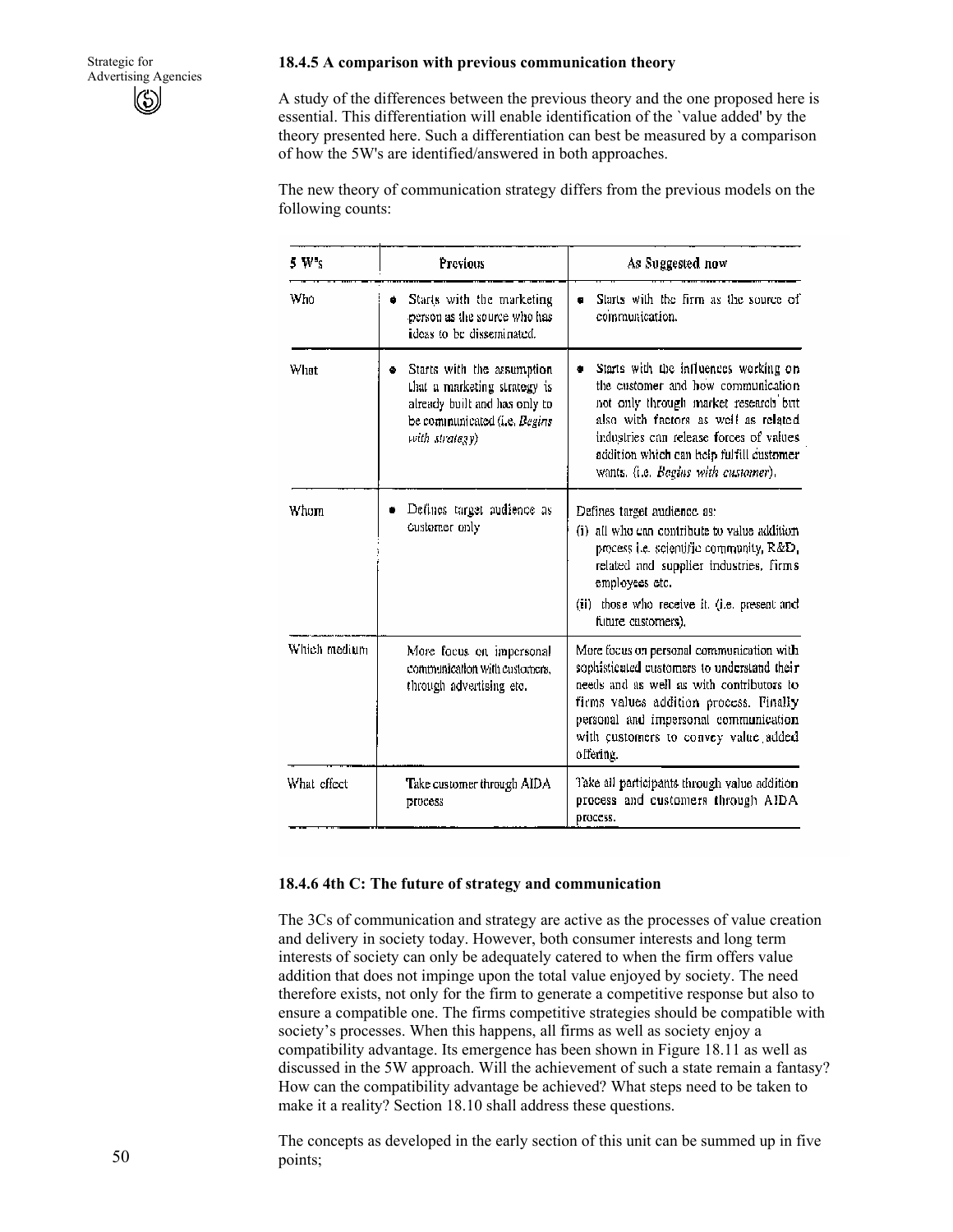### 18.4.5 A comparison with previous communication theory

A study of the differences between the previous theory and the one proposed here is essential. This differentiation will enable identification of the `value added' by the theory presented here. Such a differentiation can best be measured by a comparison of how the 5W's are identified/answered in both approaches.

The new theory of communication strategy differs from the previous models on the following counts:

| 5 W's | Previous | As Suggested now |
|---|---|---|
| Who | • Starts with the marketing person as the source who has ideas to be disseminated. | • Starts with the firm as the source of communication. |
| What | • Starts with the assumption that a marketing strategy is already built and has only to be communicated (i.e. *Begins with strategy*) | • Starts with the influences working on the customer and how communication not only through market research but also with factors as well as related industries can release forces of values addition which can help fulfill customer wants. (i.e. *Begins with customer*). |
| Whom | • Defines target audience as customer only | Defines target audience as: (i) all who can contribute to value addition process i.e. scientific community, R&D, related and supplier industries, firms employees etc. (ii) those who receive it. (i.e. present and future customers). |
| Which medium | More focus on impersonal communication with customers, through advertising etc. | More focus on personal communication with sophisticated customers to understand their needs and as well as with contributors to firms values addition process. Finally personal and impersonal communication with customers to convey value added offering. |
| What effect | Take customer through AIDA process | Take all participants through value addition process and customers through AIDA process. |

### 18.4.6 4th C: The future of strategy and communication

The 3Cs of communication and strategy are active as the processes of value creation and delivery in society today. However, both consumer interests and long term interests of society can only be adequately catered to when the firm offers value addition that does not impinge upon the total value enjoyed by society. The need therefore exists, not only for the firm to generate a competitive response but also to ensure a compatible one. The firms competitive strategies should be compatible with society's processes. When this happens, all firms as well as society enjoy a compatibility advantage. Its emergence has been shown in Figure 18.11 as well as discussed in the 5W approach. Will the achievement of such a state remain a fantasy? How can the compatibility advantage be achieved? What steps need to be taken to make it a reality? Section 18.10 shall address these questions.

The concepts as developed in the early section of this unit can be summed up in five points;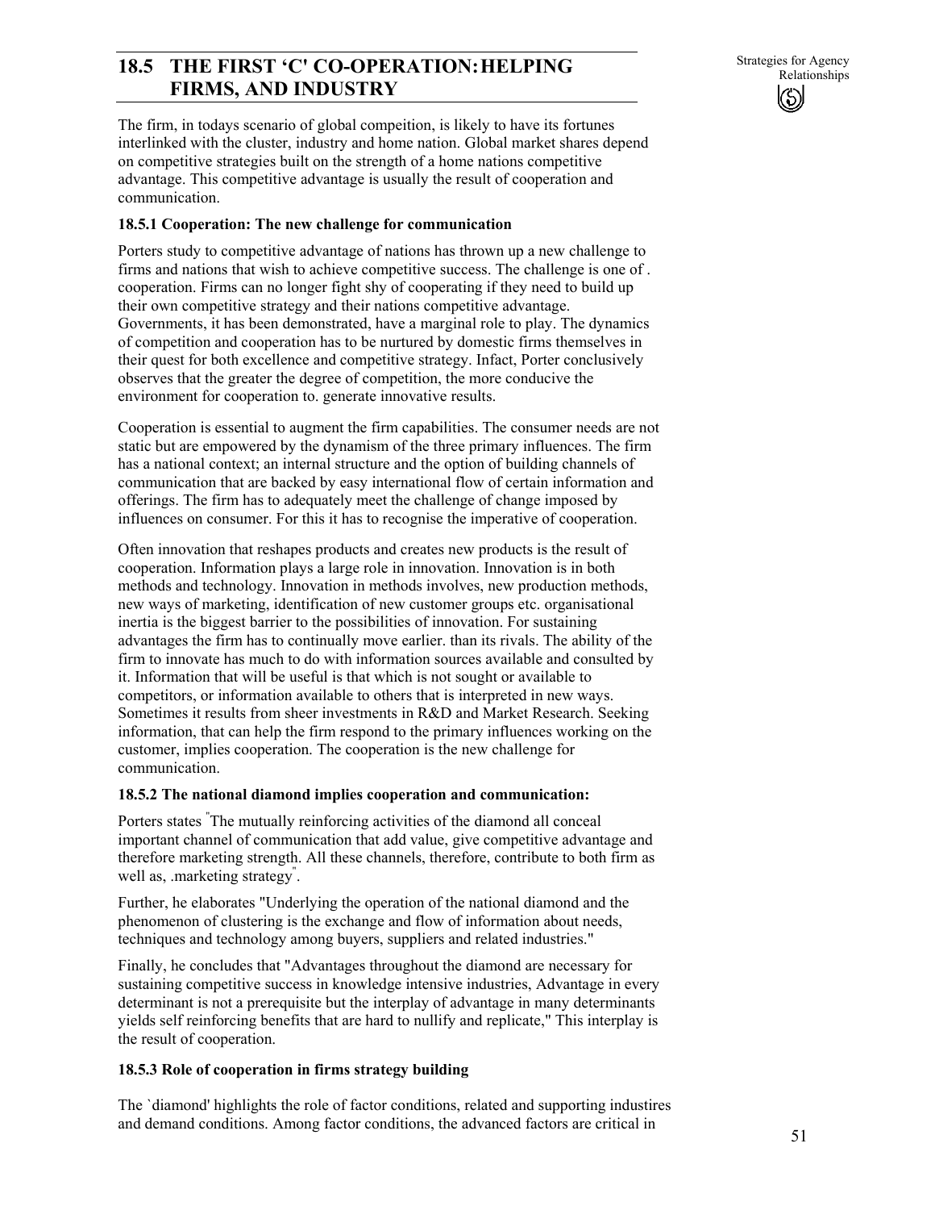## 18.5 THE FIRST 'C' CO-OPERATION: HELPING FIRMS, AND INDUSTRY

The firm, in todays scenario of global compeition, is likely to have its fortunes interlinked with the cluster, industry and home nation. Global market shares depend on competitive strategies built on the strength of a home nations competitive advantage. This competitive advantage is usually the result of cooperation and communication.

### 18.5.1 Cooperation: The new challenge for communication

Porters study to competitive advantage of nations has thrown up a new challenge to firms and nations that wish to achieve competitive success. The challenge is one of . cooperation. Firms can no longer fight shy of cooperating if they need to build up their own competitive strategy and their nations competitive advantage. Governments, it has been demonstrated, have a marginal role to play. The dynamics of competition and cooperation has to be nurtured by domestic firms themselves in their quest for both excellence and competitive strategy. Infact, Porter conclusively observes that the greater the degree of competition, the more conducive the environment for cooperation to. generate innovative results.

Cooperation is essential to augment the firm capabilities. The consumer needs are not static but are empowered by the dynamism of the three primary influences. The firm has a national context; an internal structure and the option of building channels of communication that are backed by easy international flow of certain information and offerings. The firm has to adequately meet the challenge of change imposed by influences on consumer. For this it has to recognise the imperative of cooperation.

Often innovation that reshapes products and creates new products is the result of cooperation. Information plays a large role in innovation. Innovation is in both methods and technology. Innovation in methods involves, new production methods, new ways of marketing, identification of new customer groups etc. organisational inertia is the biggest barrier to the possibilities of innovation. For sustaining advantages the firm has to continually move earlier. than its rivals. The ability of the firm to innovate has much to do with information sources available and consulted by it. Information that will be useful is that which is not sought or available to competitors, or information available to others that is interpreted in new ways. Sometimes it results from sheer investments in R&D and Market Research. Seeking information, that can help the firm respond to the primary influences working on the customer, implies cooperation. The cooperation is the new challenge for communication.

### 18.5.2 The national diamond implies cooperation and communication:

Porters states "The mutually reinforcing activities of the diamond all conceal important channel of communication that add value, give competitive advantage and therefore marketing strength. All these channels, therefore, contribute to both firm as well as, .marketing strategy".

Further, he elaborates "Underlying the operation of the national diamond and the phenomenon of clustering is the exchange and flow of information about needs, techniques and technology among buyers, suppliers and related industries."

Finally, he concludes that "Advantages throughout the diamond are necessary for sustaining competitive success in knowledge intensive industries, Advantage in every determinant is not a prerequisite but the interplay of advantage in many determinants yields self reinforcing benefits that are hard to nullify and replicate," This interplay is the result of cooperation.

### 18.5.3 Role of cooperation in firms strategy building

The `diamond' highlights the role of factor conditions, related and supporting industires and demand conditions. Among factor conditions, the advanced factors are critical in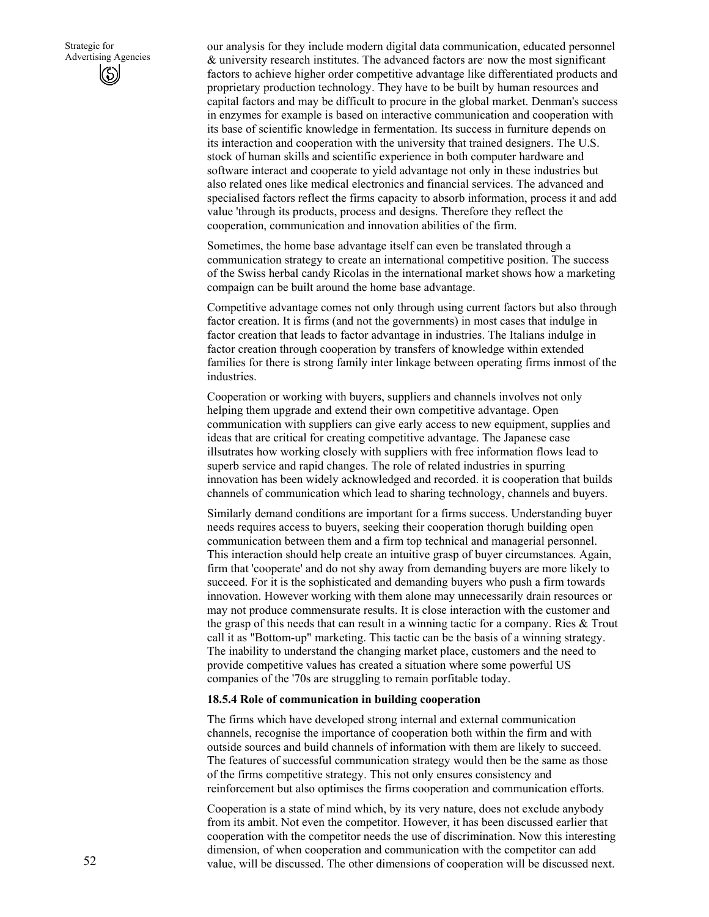our analysis for they include modern digital data communication, educated personnel & university research institutes. The advanced factors are now the most significant factors to achieve higher order competitive advantage like differentiated products and proprietary production technology. They have to be built by human resources and capital factors and may be difficult to procure in the global market. Denman's success in enzymes for example is based on interactive communication and cooperation with its base of scientific knowledge in fermentation. Its success in furniture depends on its interaction and cooperation with the university that trained designers. The U.S. stock of human skills and scientific experience in both computer hardware and software interact and cooperate to yield advantage not only in these industries but also related ones like medical electronics and financial services. The advanced and specialised factors reflect the firms capacity to absorb information, process it and add value 'through its products, process and designs. Therefore they reflect the cooperation, communication and innovation abilities of the firm.

Sometimes, the home base advantage itself can even be translated through a communication strategy to create an international competitive position. The success of the Swiss herbal candy Ricolas in the international market shows how a marketing compaign can be built around the home base advantage.

Competitive advantage comes not only through using current factors but also through factor creation. It is firms (and not the governments) in most cases that indulge in factor creation that leads to factor advantage in industries. The Italians indulge in factor creation through cooperation by transfers of knowledge within extended families for there is strong family inter linkage between operating firms inmost of the industries.

Cooperation or working with buyers, suppliers and channels involves not only helping them upgrade and extend their own competitive advantage. Open communication with suppliers can give early access to new equipment, supplies and ideas that are critical for creating competitive advantage. The Japanese case illsutrates how working closely with suppliers with free information flows lead to superb service and rapid changes. The role of related industries in spurring innovation has been widely acknowledged and recorded. it is cooperation that builds channels of communication which lead to sharing technology, channels and buyers.

Similarly demand conditions are important for a firms success. Understanding buyer needs requires access to buyers, seeking their cooperation thorugh building open communication between them and a firm top technical and managerial personnel. This interaction should help create an intuitive grasp of buyer circumstances. Again, firm that 'cooperate' and do not shy away from demanding buyers are more likely to succeed. For it is the sophisticated and demanding buyers who push a firm towards innovation. However working with them alone may unnecessarily drain resources or may not produce commensurate results. It is close interaction with the customer and the grasp of this needs that can result in a winning tactic for a company. Ries & Trout call it as "Bottom-up" marketing. This tactic can be the basis of a winning strategy. The inability to understand the changing market place, customers and the need to provide competitive values has created a situation where some powerful US companies of the '70s are struggling to remain porfitable today.

**18.5.4 Role of communication in building cooperation**

The firms which have developed strong internal and external communication channels, recognise the importance of cooperation both within the firm and with outside sources and build channels of information with them are likely to succeed. The features of successful communication strategy would then be the same as those of the firms competitive strategy. This not only ensures consistency and reinforcement but also optimises the firms cooperation and communication efforts.

Cooperation is a state of mind which, by its very nature, does not exclude anybody from its ambit. Not even the competitor. However, it has been discussed earlier that cooperation with the competitor needs the use of discrimination. Now this interesting dimension, of when cooperation and communication with the competitor can add value, will be discussed. The other dimensions of cooperation will be discussed next.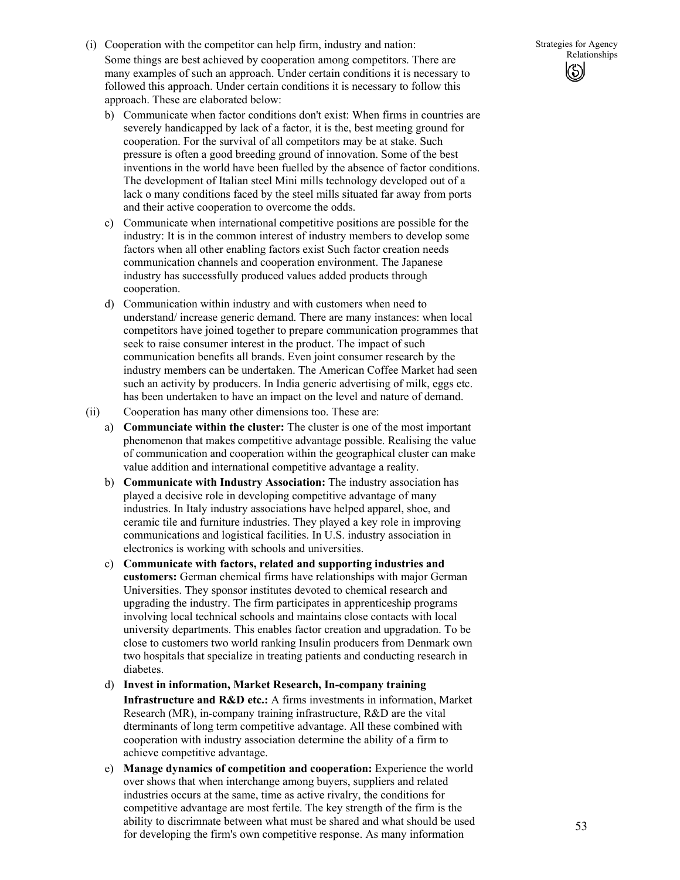(i) Cooperation with the competitor can help firm, industry and nation:

Some things are best achieved by cooperation among competitors. There are many examples of such an approach. Under certain conditions it is necessary to followed this approach. Under certain conditions it is necessary to follow this approach. These are elaborated below:

b) Communicate when factor conditions don't exist: When firms in countries are severely handicapped by lack of a factor, it is the, best meeting ground for cooperation. For the survival of all competitors may be at stake. Such pressure is often a good breeding ground of innovation. Some of the best inventions in the world have been fuelled by the absence of factor conditions. The development of Italian steel Mini mills technology developed out of a lack o many conditions faced by the steel mills situated far away from ports and their active cooperation to overcome the odds.

c) Communicate when international competitive positions are possible for the industry: It is in the common interest of industry members to develop some factors when all other enabling factors exist Such factor creation needs communication channels and cooperation environment. The Japanese industry has successfully produced values added products through cooperation.

d) Communication within industry and with customers when need to understand/ increase generic demand. There are many instances: when local competitors have joined together to prepare communication programmes that seek to raise consumer interest in the product. The impact of such communication benefits all brands. Even joint consumer research by the industry members can be undertaken. The American Coffee Market had seen such an activity by producers. In India generic advertising of milk, eggs etc. has been undertaken to have an impact on the level and nature of demand.

(ii) Cooperation has many other dimensions too. These are:

a) **Communciate within the cluster:** The cluster is one of the most important phenomenon that makes competitive advantage possible. Realising the value of communication and cooperation within the geographical cluster can make value addition and international competitive advantage a reality.

b) **Communicate with Industry Association:** The industry association has played a decisive role in developing competitive advantage of many industries. In Italy industry associations have helped apparel, shoe, and ceramic tile and furniture industries. They played a key role in improving communications and logistical facilities. In U.S. industry association in electronics is working with schools and universities.

c) **Communicate with factors, related and supporting industries and customers:** German chemical firms have relationships with major German Universities. They sponsor institutes devoted to chemical research and upgrading the industry. The firm participates in apprenticeship programs involving local technical schools and maintains close contacts with local university departments. This enables factor creation and upgradation. To be close to customers two world ranking Insulin producers from Denmark own two hospitals that specialize in treating patients and conducting research in diabetes.

d) **Invest in information, Market Research, In-company training Infrastructure and R&D etc.:** A firms investments in information, Market Research (MR), in-company training infrastructure, R&D are the vital dterminants of long term competitive advantage. All these combined with cooperation with industry association determine the ability of a firm to achieve competitive advantage.

e) **Manage dynamics of competition and cooperation:** Experience the world over shows that when interchange among buyers, suppliers and related industries occurs at the same, time as active rivalry, the conditions for competitive advantage are most fertile. The key strength of the firm is the ability to discrimnate between what must be shared and what should be used for developing the firm's own competitive response. As many information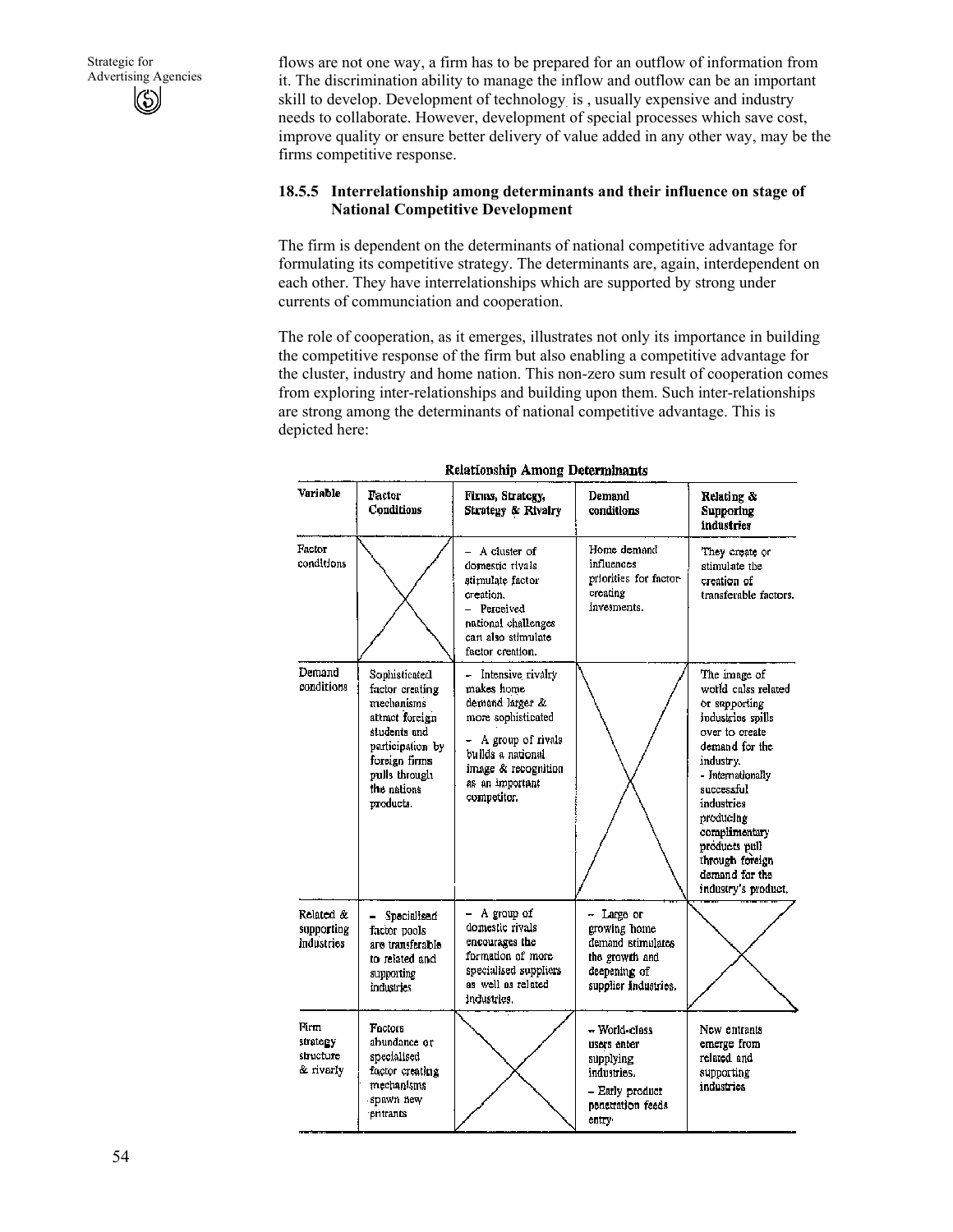flows are not one way, a firm has to be prepared for an outflow of information from it. The discrimination ability to manage the inflow and outflow can be an important skill to develop. Development of technology. is , usually expensive and industry needs to collaborate. However, development of special processes which save cost, improve quality or ensure better delivery of value added in any other way, may be the firms competitive response.

### 18.5.5 Interrelationship among determinants and their influence on stage of National Competitive Development

The firm is dependent on the determinants of national competitive advantage for formulating its competitive strategy. The determinants are, again, interdependent on each other. They have interrelationships which are supported by strong under currents of communciation and cooperation.

The role of cooperation, as it emerges, illustrates not only its importance in building the competitive response of the firm but also enabling a competitive advantage for the cluster, industry and home nation. This non-zero sum result of cooperation comes from exploring inter-relationships and building upon them. Such inter-relationships are strong among the determinants of national competitive advantage. This is depicted here:

**Relationship Among Determinants**

| Variable | Factor Conditions | Firms, Strategy, Strategy & Rivalry | Demand conditions | Relating & Supporing industries |
|---|---|---|---|---|
| Factor conditions | X | – A cluster of domestic rivals stimulate factor creation. – Perceived national challenges can also stimulate factor creation. | Home demand influences priorities for factor creating invesments. | They create or stimulate the creation of transferable factors. |
| Demand conditions | Sophisticated factor creating mechanisms attract foreign students and participation by foreign firms pulls through the nations products. | – Intensive rivalry makes home demand larger & more sophisticated – A group of rivals builds a national image & recognition as an important competitor. | X | The image of world calss related or supporting industries spills over to create demand for the industry. - Internationally successful industries producing complimentary products pull through foreign demand for the industry's product. |
| Related & supporting industries | – Specialised factor pools are transferable to related and supporting industries | – A group of domestic rivals encourages the formation of more specialised suppliers as well as related industries. | – Large or growing home demand stimulates the growth and deepening of supplier industries. | X |
| Firm strategy structure & rivarly | Factors abundance or specialised factor creating mechanisms spawn new entrants | X | – World-class users enter supplying industries. – Early product penetration feeds entry. | New entrants emerge from related and supporting industries |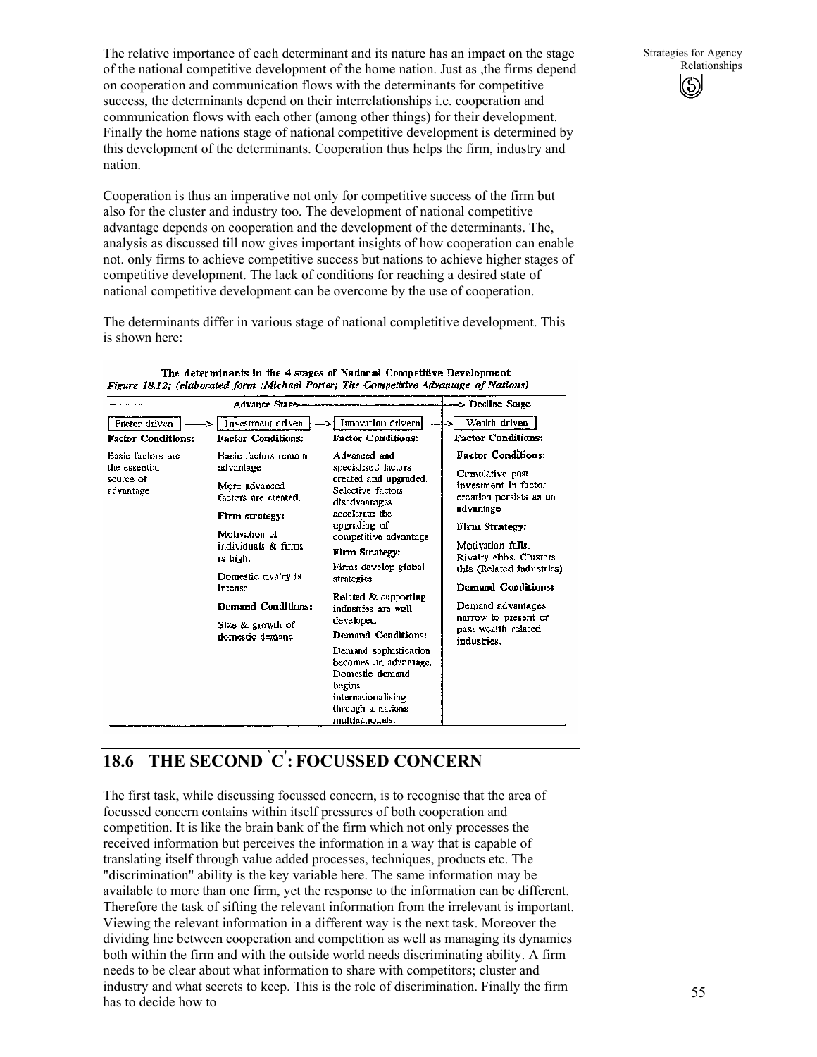The relative importance of each determinant and its nature has an impact on the stage of the national competitive development of the home nation. Just as ,the firms depend on cooperation and communication flows with the determinants for competitive success, the determinants depend on their interrelationships i.e. cooperation and communication flows with each other (among other things) for their development. Finally the home nations stage of national competitive development is determined by this development of the determinants. Cooperation thus helps the firm, industry and nation.

Cooperation is thus an imperative not only for competitive success of the firm but also for the cluster and industry too. The development of national competitive advantage depends on cooperation and the development of the determinants. The, analysis as discussed till now gives important insights of how cooperation can enable not. only firms to achieve competitive success but nations to achieve higher stages of competitive development. The lack of conditions for reaching a desired state of national competitive development can be overcome by the use of cooperation.

The determinants differ in various stage of national completitive development. This is shown here:

**The determinants in the 4 stages of National Competitive Development**

*Figure 18.12: (elaborated form :Michael Porter; The Competitive Advantage of Nations)*

| Advance Stage | | | Decline Stage |
|---|---|---|---|
| Factor driven → | Investment driven → | Innovation drivern → | Wealth driven |
| **Factor Conditions:** Basic factors are the essential source of advantage | **Factor Conditions:** Basic factors remain advantage. More advanced factors are created. **Firm strategy:** Motivation of individuals & firms is high. Domestic rivalry is intense **Demand Conditions:** Size & growth of domestic demand | **Factor Conditions:** Advanced and specialised factors created and upgraded. Selective factors disadvantages accelerate the upgrading of competitive advantage **Firm Strategy:** Firms develop global strategies Related & supporting industries are well developed. **Demand Conditions:** Demand sophistication becomes an advantage. Domestic demand begins internationalising through a nations multinationals. | **Factor Conditions:** Cumulative past investment in factor creation persists as an advantage **Firm Strategy:** Motivation falls. Rivalry ebbs. Clusters this (Related industries) **Demand Conditions:** Demand advantages narrow to present or past wealth related industries. |

## 18.6 THE SECOND 'C': FOCUSSED CONCERN

The first task, while discussing focussed concern, is to recognise that the area of focussed concern contains within itself pressures of both cooperation and competition. It is like the brain bank of the firm which not only processes the received information but perceives the information in a way that is capable of translating itself through value added processes, techniques, products etc. The "discrimination" ability is the key variable here. The same information may be available to more than one firm, yet the response to the information can be different. Therefore the task of sifting the relevant information from the irrelevant is important. Viewing the relevant information in a different way is the next task. Moreover the dividing line between cooperation and competition as well as managing its dynamics both within the firm and with the outside world needs discriminating ability. A firm needs to be clear about what information to share with competitors; cluster and industry and what secrets to keep. This is the role of discrimination. Finally the firm has to decide how to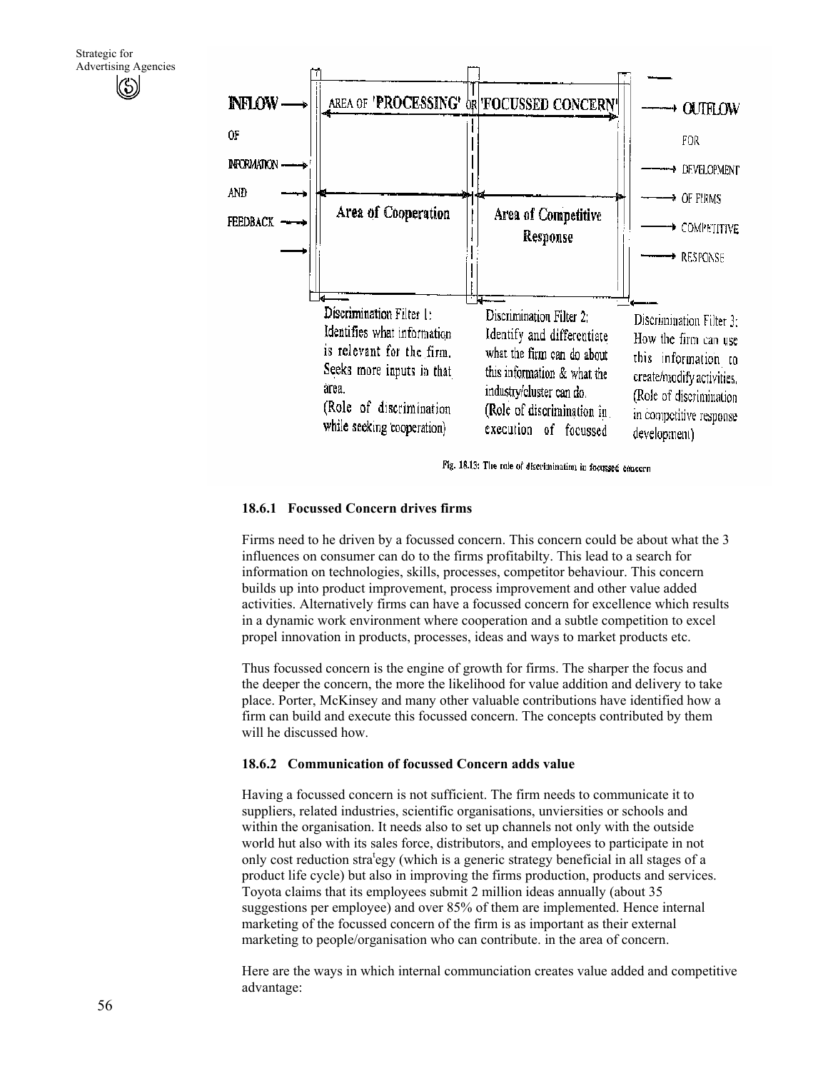INFLOW OF INFORMATION AND FEEDBACK → AREA OF 'PROCESSING' OR 'FOCUSSED CONCERN' → OUTFLOW FOR DEVELOPMENT OF FIRMS COMPETITIVE RESPONSE

Area of Cooperation | Area of Competitive Response

Discrimination Filter 1: Identifies what information is relevant for the firm. Seeks more inputs in that area. (Role of discrimination while seeking cooperation)

Discrimination Filter 2: Identify and differentiate what the firm can do about this information & what the industry/cluster can do. (Role of discrimination in execution of focussed

Discrimination Filter 3: How the firm can use this information to create/modify activities. (Role of discrimination in competitive response development)

Fig. 18.13: The role of discrimination in focussed concern

### 18.6.1 Focussed Concern drives firms

Firms need to he driven by a focussed concern. This concern could be about what the 3 influences on consumer can do to the firms profitabilty. This lead to a search for information on technologies, skills, processes, competitor behaviour. This concern builds up into product improvement, process improvement and other value added activities. Alternatively firms can have a focussed concern for excellence which results in a dynamic work environment where cooperation and a subtle competition to excel propel innovation in products, processes, ideas and ways to market products etc.

Thus focussed concern is the engine of growth for firms. The sharper the focus and the deeper the concern, the more the likelihood for value addition and delivery to take place. Porter, McKinsey and many other valuable contributions have identified how a firm can build and execute this focussed concern. The concepts contributed by them will he discussed how.

### 18.6.2 Communication of focussed Concern adds value

Having a focussed concern is not sufficient. The firm needs to communicate it to suppliers, related industries, scientific organisations, unviersities or schools and within the organisation. It needs also to set up channels not only with the outside world hut also with its sales force, distributors, and employees to participate in not only cost reduction strategy (which is a generic strategy beneficial in all stages of a product life cycle) but also in improving the firms production, products and services. Toyota claims that its employees submit 2 million ideas annually (about 35 suggestions per employee) and over 85% of them are implemented. Hence internal marketing of the focussed concern of the firm is as important as their external marketing to people/organisation who can contribute. in the area of concern.

Here are the ways in which internal communciation creates value added and competitive advantage: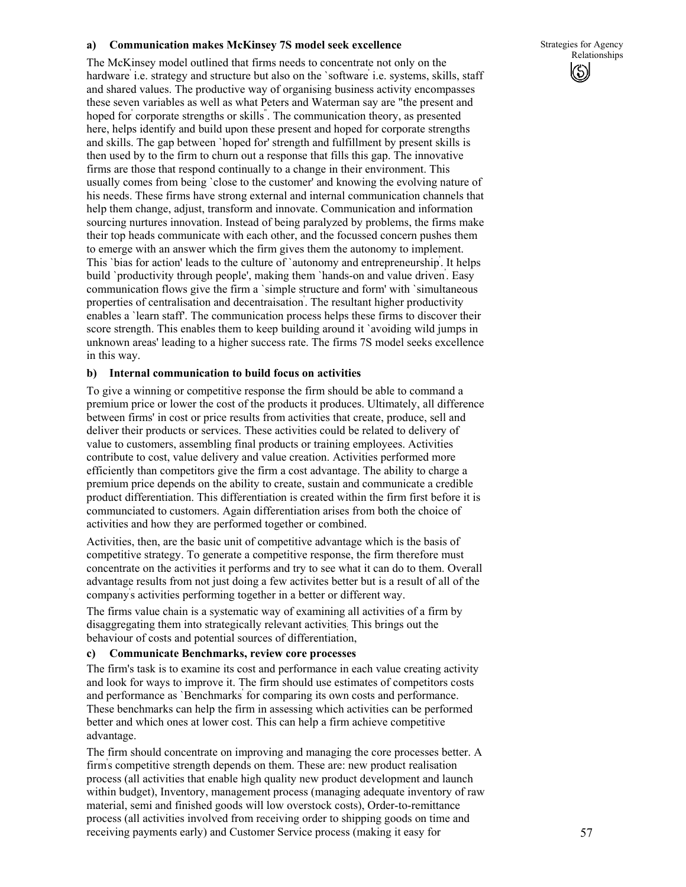**a) Communication makes McKinsey 7S model seek excellence**

The McKinsey model outlined that firms needs to concentrate not only on the hardware' i.e. strategy and structure but also on the `software' i.e. systems, skills, staff and shared values. The productive way of organising business activity encompasses these seven variables as well as what Peters and Waterman say are "the present and hoped for' corporate strengths or skills". The communication theory, as presented here, helps identify and build upon these present and hoped for corporate strengths and skills. The gap between `hoped for' strength and fulfillment by present skills is then used by to the firm to churn out a response that fills this gap. The innovative firms are those that respond continually to a change in their environment. This usually comes from being `close to the customer' and knowing the evolving nature of his needs. These firms have strong external and internal communication channels that help them change, adjust, transform and innovate. Communication and information sourcing nurtures innovation. Instead of being paralyzed by problems, the firms make their top heads communicate with each other, and the focussed concern pushes them to emerge with an answer which the firm gives them the autonomy to implement. This `bias for action' leads to the culture of `autonomy and entrepreneurship'. It helps build `productivity through people', making them `hands-on and value driven'. Easy communication flows give the firm a `simple structure and form' with `simultaneous properties of centralisation and decentraisation'. The resultant higher productivity enables a `learn staff'. The communication process helps these firms to discover their score strength. This enables them to keep building around it `avoiding wild jumps in unknown areas' leading to a higher success rate. The firms 7S model seeks excellence in this way.

**b) Internal communication to build focus on activities**

To give a winning or competitive response the firm should be able to command a premium price or lower the cost of the products it produces. Ultimately, all difference between firms' in cost or price results from activities that create, produce, sell and deliver their products or services. These activities could be related to delivery of value to customers, assembling final products or training employees. Activities contribute to cost, value delivery and value creation. Activities performed more efficiently than competitors give the firm a cost advantage. The ability to charge a premium price depends on the ability to create, sustain and communicate a credible product differentiation. This differentiation is created within the firm first before it is communciated to customers. Again differentiation arises from both the choice of activities and how they are performed together or combined.

Activities, then, are the basic unit of competitive advantage which is the basis of competitive strategy. To generate a competitive response, the firm therefore must concentrate on the activities it performs and try to see what it can do to them. Overall advantage results from not just doing a few activites better but is a result of all of the company's activities performing together in a better or different way.

The firms value chain is a systematic way of examining all activities of a firm by disaggregating them into strategically relevant activities. This brings out the behaviour of costs and potential sources of differentiation,

**c) Communicate Benchmarks, review core processes**

The firm's task is to examine its cost and performance in each value creating activity and look for ways to improve it. The firm should use estimates of competitors costs and performance as `Benchmarks' for comparing its own costs and performance. These benchmarks can help the firm in assessing which activities can be performed better and which ones at lower cost. This can help a firm achieve competitive advantage.

The firm should concentrate on improving and managing the core processes better. A firm's competitive strength depends on them. These are: new product realisation process (all activities that enable high quality new product development and launch within budget), Inventory, management process (managing adequate inventory of raw material, semi and finished goods will low overstock costs), Order-to-remittance process (all activities involved from receiving order to shipping goods on time and receiving payments early) and Customer Service process (making it easy for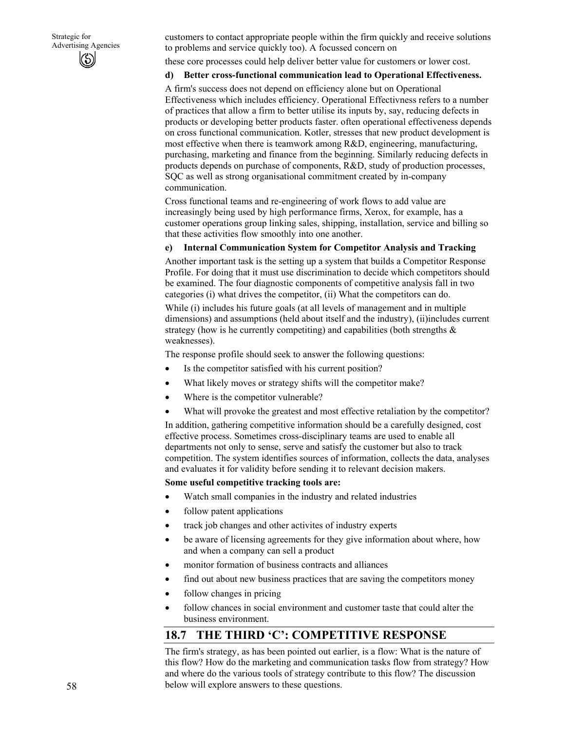customers to contact appropriate people within the firm quickly and receive solutions to problems and service quickly too). A focussed concern on

these core processes could help deliver better value for customers or lower cost.

**d) Better cross-functional communication lead to Operational Effectiveness.**

A firm's success does not depend on efficiency alone but on Operational Effectiveness which includes efficiency. Operational Effectivness refers to a number of practices that allow a firm to better utilise its inputs by, say, reducing defects in products or developing better products faster. often operational effectiveness depends on cross functional communication. Kotler, stresses that new product development is most effective when there is teamwork among R&D, engineering, manufacturing, purchasing, marketing and finance from the beginning. Similarly reducing defects in products depends on purchase of components, R&D, study of production processes, SQC as well as strong organisational commitment created by in-company communication.

Cross functional teams and re-engineering of work flows to add value are increasingly being used by high performance firms, Xerox, for example, has a customer operations group linking sales, shipping, installation, service and billing so that these activities flow smoothly into one another.

**e) Internal Communication System for Competitor Analysis and Tracking**

Another important task is the setting up a system that builds a Competitor Response Profile. For doing that it must use discrimination to decide which competitors should be examined. The four diagnostic components of competitive analysis fall in two categories (i) what drives the competitor, (ii) What the competitors can do.

While (i) includes his future goals (at all levels of management and in multiple dimensions) and assumptions (held about itself and the industry), (ii)includes current strategy (how is he currently competiting) and capabilities (both strengths & weaknesses).

The response profile should seek to answer the following questions:

- Is the competitor satisfied with his current position?
- What likely moves or strategy shifts will the competitor make?
- Where is the competitor vulnerable?
- What will provoke the greatest and most effective retaliation by the competitor?

In addition, gathering competitive information should be a carefully designed, cost effective process. Sometimes cross-disciplinary teams are used to enable all departments not only to sense, serve and satisfy the customer but also to track competition. The system identifies sources of information, collects the data, analyses and evaluates it for validity before sending it to relevant decision makers.

**Some useful competitive tracking tools are:**

- Watch small companies in the industry and related industries
- follow patent applications
- track job changes and other activites of industry experts
- be aware of licensing agreements for they give information about where, how and when a company can sell a product
- monitor formation of business contracts and alliances
- find out about new business practices that are saving the competitors money
- follow changes in pricing
- follow chances in social environment and customer taste that could alter the business environment.

## 18.7 THE THIRD 'C': COMPETITIVE RESPONSE

The firm's strategy, as has been pointed out earlier, is a flow: What is the nature of this flow? How do the marketing and communication tasks flow from strategy? How and where do the various tools of strategy contribute to this flow? The discussion below will explore answers to these questions.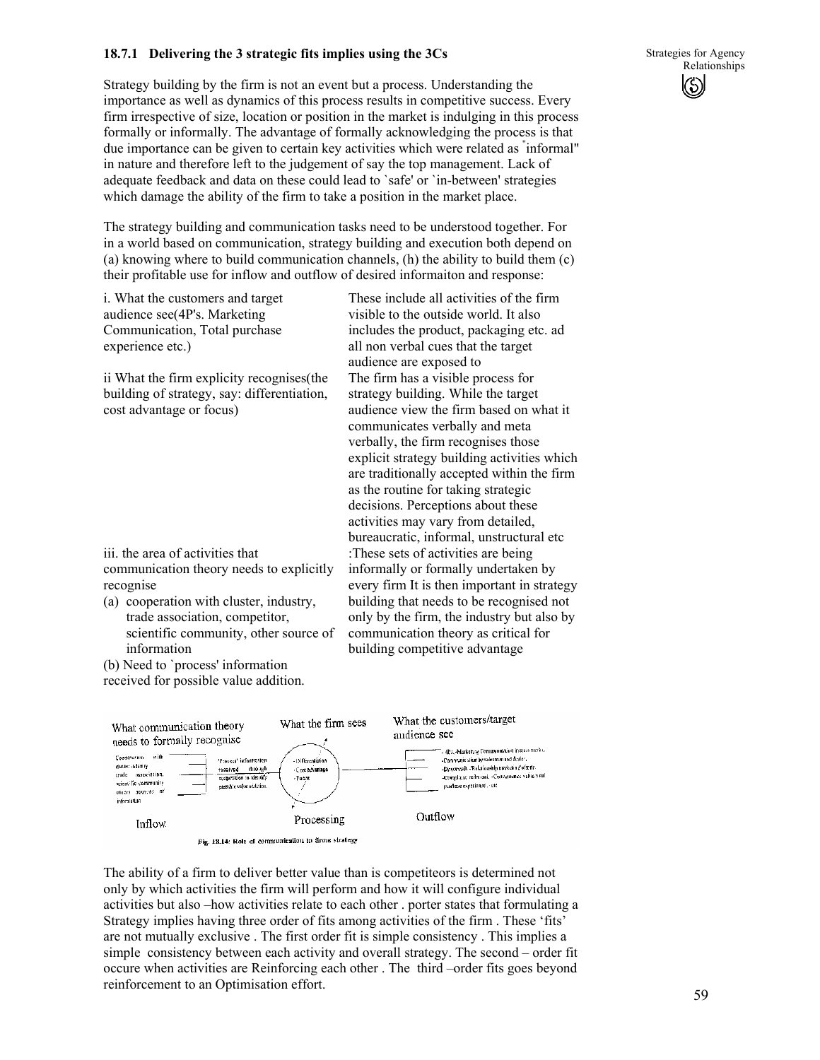### 18.7.1 Delivering the 3 strategic fits implies using the 3Cs

Strategy building by the firm is not an event but a process. Understanding the importance as well as dynamics of this process results in competitive success. Every firm irrespective of size, location or position in the market is indulging in this process formally or informally. The advantage of formally acknowledging the process is that due importance can be given to certain key activities which were related as "informal" in nature and therefore left to the judgement of say the top management. Lack of adequate feedback and data on these could lead to `safe' or `in-between' strategies which damage the ability of the firm to take a position in the market place.

The strategy building and communication tasks need to be understood together. For in a world based on communication, strategy building and execution both depend on (a) knowing where to build communication channels, (h) the ability to build them (c) their profitable use for inflow and outflow of desired informaiton and response:

| | |
|---|---|
| i. What the customers and target audience see(4P's. Marketing Communication, Total purchase experience etc.) | These include all activities of the firm visible to the outside world. It also includes the product, packaging etc. ad all non verbal cues that the target audience are exposed to |
| ii What the firm explicity recognises(the building of strategy, say: differentiation, cost advantage or focus) | The firm has a visible process for strategy building. While the target audience view the firm based on what it communicates verbally and meta verbally, the firm recognises those explicit strategy building activities which are traditionally accepted within the firm as the routine for taking strategic decisions. Perceptions about these activities may vary from detailed, bureaucratic, informal, unstructural etc |
| iii. the area of activities that communication theory needs to explicitly recognise<br>(a) cooperation with cluster, industry, trade association, competitor, scientific community, other source of information<br>(b) Need to `process' information received for possible value addition. | :These sets of activities are being informally or formally undertaken by every firm It is then important in strategy building that needs to be recognised not only by the firm, the industry but also by communication theory as critical for building competitive advantage |

What communication theory needs to formally recognise — What the firm sees — What the customers/target audience see

Inflow: Cooperation with cluster industry trade association, scientific community others sources of information → "Process" information received through cooperation to identify possible value addition.

Processing: Differentiation, Cost advantage, Focus

Outflow: 4Ps -Marketing Communication (mass media) -Communication by salesmen and dealers. -Direct mail. -Relationship marketing efforts. -Complaint redressal. -Convenience value/total purchase experience. - etc

*Fig. 18.14: Role of communication to firms strategy*

The ability of a firm to deliver better value than is competiteors is determined not only by which activities the firm will perform and how it will configure individual activities but also –how activities relate to each other . porter states that formulating a Strategy implies having three order of fits among activities of the firm . These 'fits' are not mutually exclusive . The first order fit is simple consistency . This implies a simple consistency between each activity and overall strategy. The second – order fit occure when activities are Reinforcing each other . The third –order fits goes beyond reinforcement to an Optimisation effort.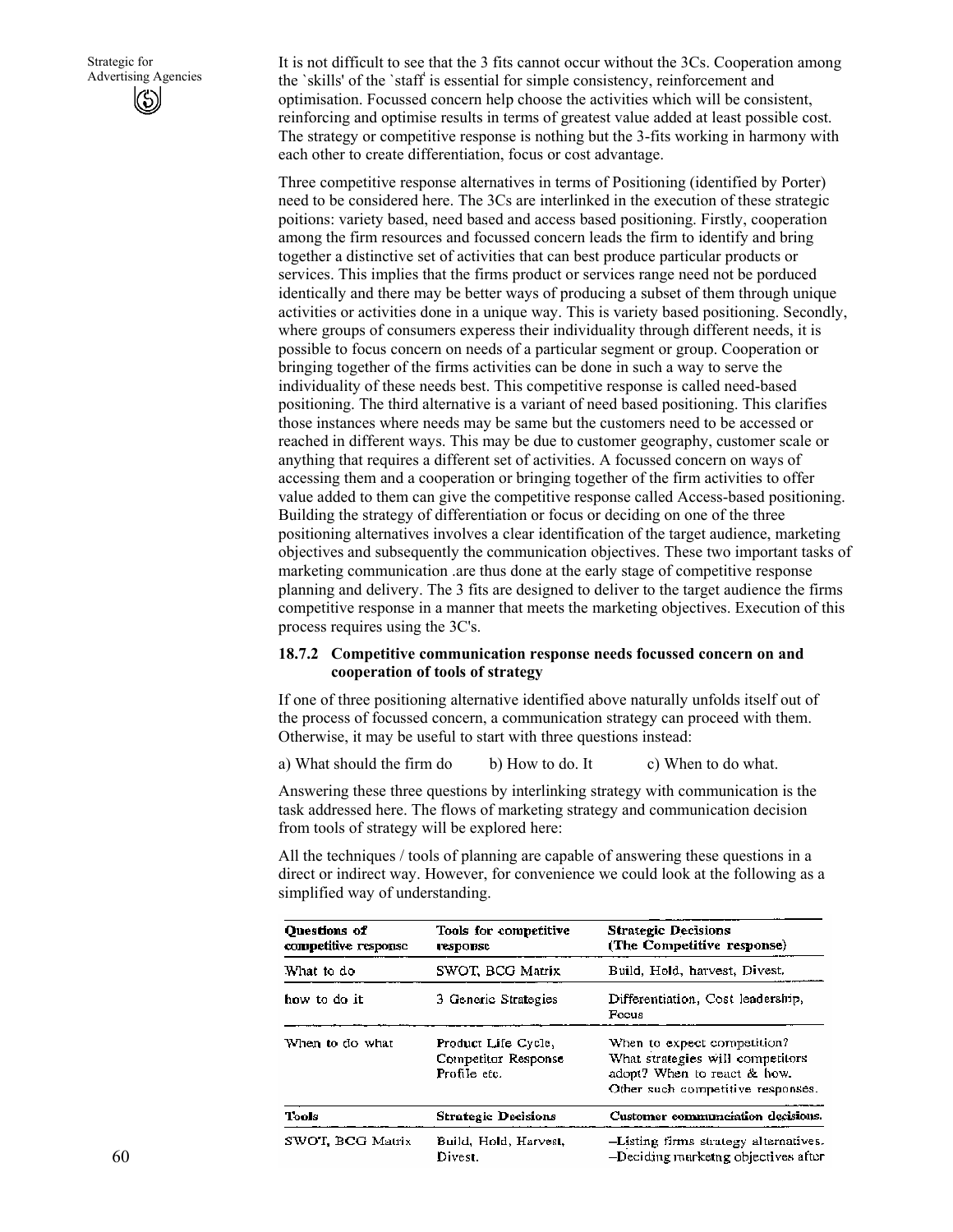It is not difficult to see that the 3 fits cannot occur without the 3Cs. Cooperation among the `skills' of the `staff' is essential for simple consistency, reinforcement and optimisation. Focussed concern help choose the activities which will be consistent, reinforcing and optimise results in terms of greatest value added at least possible cost. The strategy or competitive response is nothing but the 3-fits working in harmony with each other to create differentiation, focus or cost advantage.

Three competitive response alternatives in terms of Positioning (identified by Porter) need to be considered here. The 3Cs are interlinked in the execution of these strategic poitions: variety based, need based and access based positioning. Firstly, cooperation among the firm resources and focussed concern leads the firm to identify and bring together a distinctive set of activities that can best produce particular products or services. This implies that the firms product or services range need not be porduced identically and there may be better ways of producing a subset of them through unique activities or activities done in a unique way. This is variety based positioning. Secondly, where groups of consumers experess their individuality through different needs, it is possible to focus concern on needs of a particular segment or group. Cooperation or bringing together of the firms activities can be done in such a way to serve the individuality of these needs best. This competitive response is called need-based positioning. The third alternative is a variant of need based positioning. This clarifies those instances where needs may be same but the customers need to be accessed or reached in different ways. This may be due to customer geography, customer scale or anything that requires a different set of activities. A focussed concern on ways of accessing them and a cooperation or bringing together of the firm activities to offer value added to them can give the competitive response called Access-based positioning. Building the strategy of differentiation or focus or deciding on one of the three positioning alternatives involves a clear identification of the target audience, marketing objectives and subsequently the communication objectives. These two important tasks of marketing communication .are thus done at the early stage of competitive response planning and delivery. The 3 fits are designed to deliver to the target audience the firms competitive response in a manner that meets the marketing objectives. Execution of this process requires using the 3C's.

### 18.7.2 Competitive communication response needs focussed concern on and cooperation of tools of strategy

If one of three positioning alternative identified above naturally unfolds itself out of the process of focussed concern, a communication strategy can proceed with them. Otherwise, it may be useful to start with three questions instead:

a) What should the firm do b) How to do. It c) When to do what.

Answering these three questions by interlinking strategy with communication is the task addressed here. The flows of marketing strategy and communication decision from tools of strategy will be explored here:

All the techniques / tools of planning are capable of answering these questions in a direct or indirect way. However, for convenience we could look at the following as a simplified way of understanding.

| Questions of competitive response | Tools for competitive response | Strategic Decisions (The Competitive response) |
|---|---|---|
| What to do | SWOT, BCG Matrix | Build, Hold, harvest, Divest. |
| how to do it | 3 Generic Strategies | Differentiation, Cost leadership, Focus |
| When to do what | Product Life Cycle, Competitor Response Profile etc. | When to expect competition? What strategies will competitors adopt? When to react & how. Other such competitive responses. |

| Tools | Strategic Decisions | Customer communciation decisions. |
|---|---|---|
| SWOT, BCG Matrix | Build, Hold, Harvest, Divest. | –Listing firms strategy alternatives. –Deciding marketng objectives after |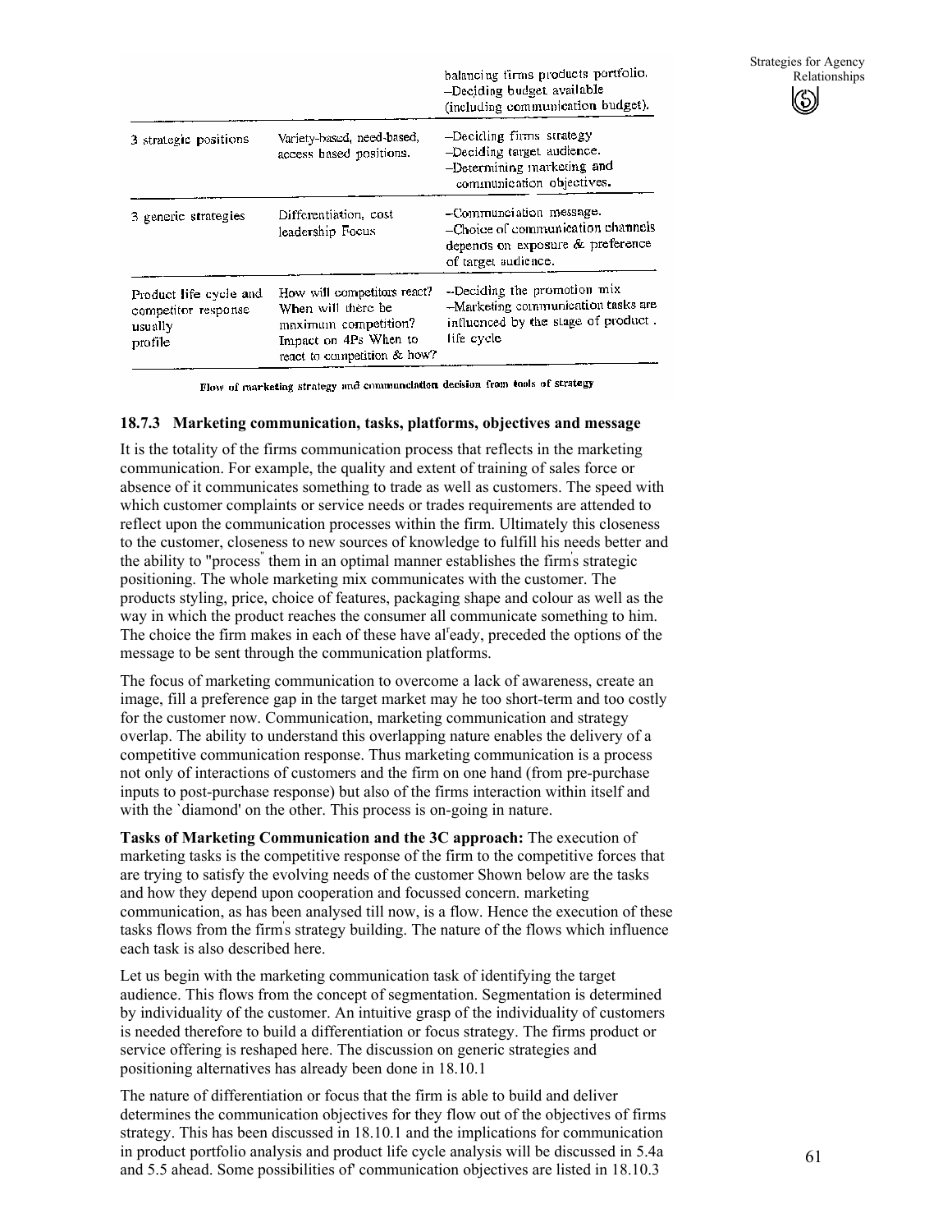| | | |
|---|---|---|
| | | balancing firms products portfolio. –Deciding budget available (including communication budget). |
| 3 strategic positions | Variety-based, need-based, access based positions. | –Deciding firms strategy –Deciding target audience. –Determining marketing and communication objectives. |
| 3 generic strategies | Differentiation, cost leadership Focus | –Communciation message. –Choice of communication channels depends on exposure & preference of target audience. |
| Product life cycle and competitor response usually profile | How will competitors react? When will there be maximum competition? Impact on 4Ps When to react to competition & how? | –Deciding the promotion mix –Marketing communication tasks are influenced by the stage of product . life cycle |

Flow of marketing strategy and communciation decision from tools of strategy

### 18.7.3 Marketing communication, tasks, platforms, objectives and message

It is the totality of the firms communication process that reflects in the marketing communication. For example, the quality and extent of training of sales force or absence of it communicates something to trade as well as customers. The speed with which customer complaints or service needs or trades requirements are attended to reflect upon the communication processes within the firm. Ultimately this closeness to the customer, closeness to new sources of knowledge to fulfill his needs better and the ability to "process" them in an optimal manner establishes the firm's strategic positioning. The whole marketing mix communicates with the customer. The products styling, price, choice of features, packaging shape and colour as well as the way in which the product reaches the consumer all communicate something to him. The choice the firm makes in each of these have al'eady, preceded the options of the message to be sent through the communication platforms.

The focus of marketing communication to overcome a lack of awareness, create an image, fill a preference gap in the target market may he too short-term and too costly for the customer now. Communication, marketing communication and strategy overlap. The ability to understand this overlapping nature enables the delivery of a competitive communication response. Thus marketing communication is a process not only of interactions of customers and the firm on one hand (from pre-purchase inputs to post-purchase response) but also of the firms interaction within itself and with the `diamond' on the other. This process is on-going in nature.

**Tasks of Marketing Communication and the 3C approach:** The execution of marketing tasks is the competitive response of the firm to the competitive forces that are trying to satisfy the evolving needs of the customer Shown below are the tasks and how they depend upon cooperation and focussed concern. marketing communication, as has been analysed till now, is a flow. Hence the execution of these tasks flows from the firm's strategy building. The nature of the flows which influence each task is also described here.

Let us begin with the marketing communication task of identifying the target audience. This flows from the concept of segmentation. Segmentation is determined by individuality of the customer. An intuitive grasp of the individuality of customers is needed therefore to build a differentiation or focus strategy. The firms product or service offering is reshaped here. The discussion on generic strategies and positioning alternatives has already been done in 18.10.1

The nature of differentiation or focus that the firm is able to build and deliver determines the communication objectives for they flow out of the objectives of firms strategy. This has been discussed in 18.10.1 and the implications for communication in product portfolio analysis and product life cycle analysis will be discussed in 5.4a and 5.5 ahead. Some possibilities of' communication objectives are listed in 18.10.3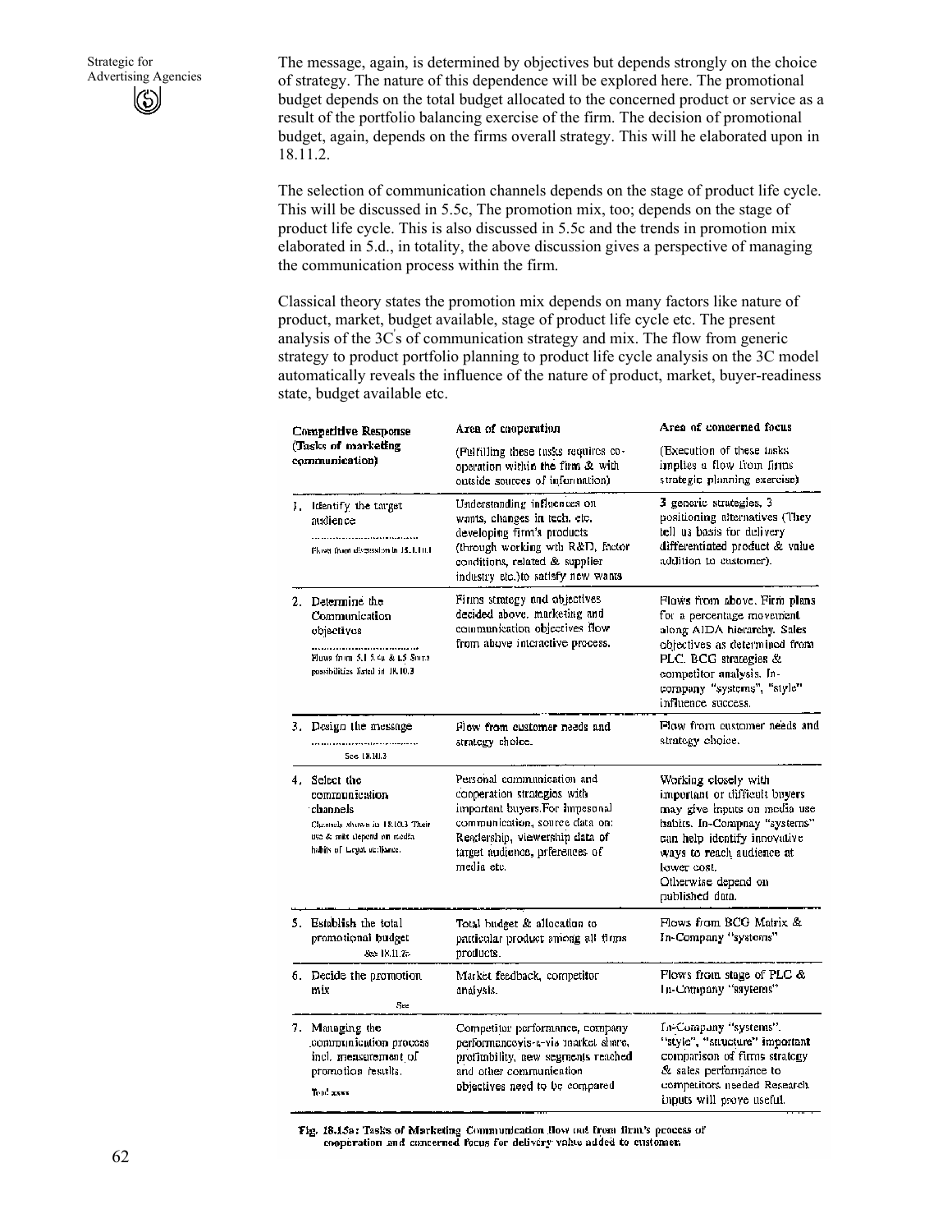The message, again, is determined by objectives but depends strongly on the choice of strategy. The nature of this dependence will be explored here. The promotional budget depends on the total budget allocated to the concerned product or service as a result of the portfolio balancing exercise of the firm. The decision of promotional budget, again, depends on the firms overall strategy. This will he elaborated upon in 18.11.2.

The selection of communication channels depends on the stage of product life cycle. This will be discussed in 5.5c, The promotion mix, too; depends on the stage of product life cycle. This is also discussed in 5.5c and the trends in promotion mix elaborated in 5.d., in totality, the above discussion gives a perspective of managing the communication process within the firm.

Classical theory states the promotion mix depends on many factors like nature of product, market, budget available, stage of product life cycle etc. The present analysis of the 3C's of communication strategy and mix. The flow from generic strategy to product portfolio planning to product life cycle analysis on the 3C model automatically reveals the influence of the nature of product, market, buyer-readiness state, budget available etc.

| Competitive Response (Tasks of marketing communication) | Area of cooperation (Fulfilling these tasks requires co-operation within the firm & with outside sources of information) | Area of concerned focus (Execution of these tasks implies a flow from firms strategic planning exercise) |
|---|---|---|
| 1. Identify the target audience<br>Flows from discussion in 18.1.10.1 | Understanding influences on wants, changes in tech. etc. developing firm's products (through working with R&D, factor conditions, related & supplier industry etc.)to satisfy new wants | 3 generic strategies, 3 positioning alternatives (They tell us basis for delivery differentiated product & value addition to customer). |
| 2. Determine the Communication objectives<br>Flows from 5.1 5.4a & 5.5 Some possibilities listed in 18.10.3 | Firms strategy and objectives decided above, marketing and communication objectives flow from above interactive process. | Flows from above. Firm plans for a percentage movement along AIDA hierarchy. Sales objectives as determined from PLC. BCG strategies & competitor analysis. In-company "systems", "style" influence success. |
| 3. Design the message<br>See 18.10.3 | Flow from customer needs and strategy choice. | Flow from customer needs and strategy choice. |
| 4. Select the communication channels<br>Channels shown in 18.10.3 Their use & mix depend on media habits of target audience. | Personal communication and cooperation strategies with important buyers.For impesonal communication, source data on: Readership, viewership data of target audience, preferences of media etc. | Working closely with important or difficult buyers may give inputs on media use habits. In-Compnay "systems" can help identify innovative ways to reach audience at lower cost. Otherwise depend on published data. |
| 5. Establish the total promotional budget<br>See 18.11.2b | Total budget & allocation to particular product among all firms products. | Flows from BCG Matrix & In-Company "systems" |
| 6. Decide the promotion mix<br>See | Market feedback, competitor analysis. | Flows from stage of PLC & In-Company "systems" |
| 7. Managing the communication process incl. measurement of promotion results.<br>Total xxxx | Competitor performance, company performancevis-a-vis market share, profitability, new segments reached and other communication objectives need to be compared | In-Company "systems". "style", "structure" important comparison of firms strategy & sales performance to competitors needed Research inputs will prove useful. |

Fig. 18.15a: Tasks of Marketing Communication flow out from firm's process of cooperation and concerned focus for delivery value added to customer.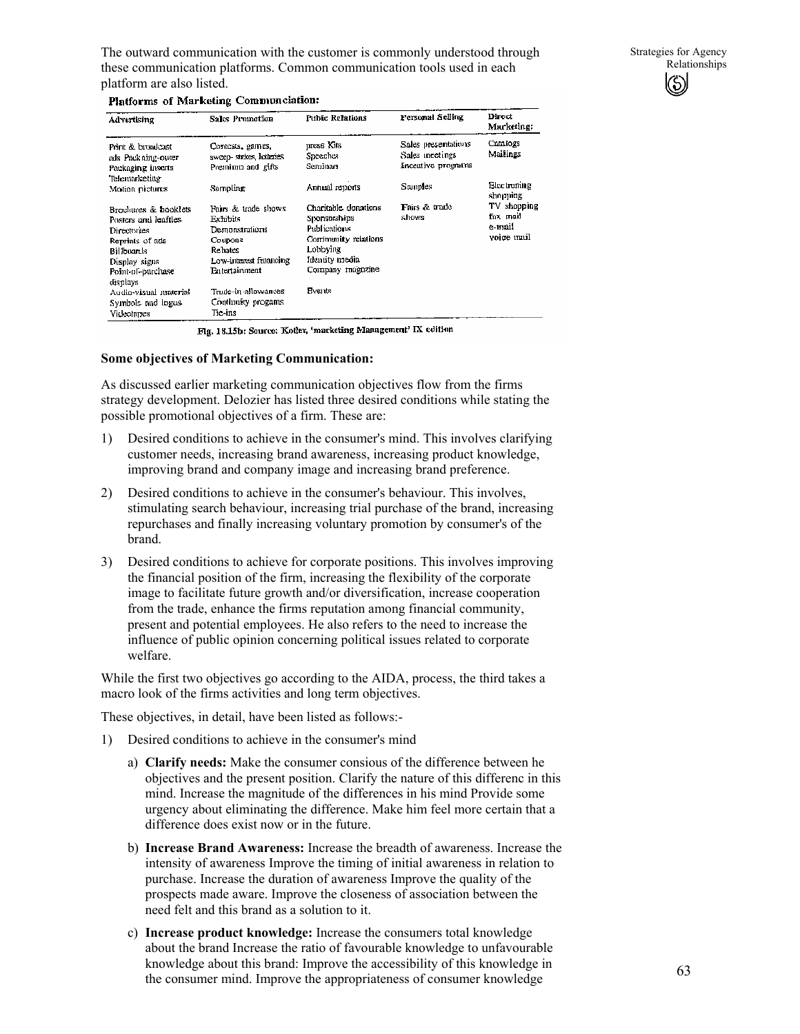The outward communication with the customer is commonly understood through these communication platforms. Common communication tools used in each platform are also listed.

**Platforms of Marketing Communciation:**

| Advertising | Sales Promotion | Public Relations | Personal Selling | Direct Marketing: |
|---|---|---|---|---|
| Print & broadcast ads Packaging-outer Packaging inserts Telemarketing | Contests, games, sweep- stakes, lotteries Premiums and gifts | press Kits Speeches Seminars | Sales presentations Sales meetings Incentive programs | Catalogs Mailings |
| Motion pictures | Sampling | Annual reports | Samples | Electronic shopping |
| Brochures & booklets Posters and leaflets Directories Reprints of ads Billboards Display signs Point-of-purchase displays | Fairs & trade shows Exhibits Demonstrations Coupons Rebates Low-interest financing Entertainment | Charitable donations Sponsorships Publications Community relations Lobbying Identity media Company magazine | Fairs & trade shows | TV shopping fax mail e-mail voice mail |
| Audio-visual material Symbols and logos Videotapes | Trade-in-allowances Continuity progams Tie-ins | Events | | |

Fig. 18.15b: Source: Kotler, 'marketing Management' IX edition

**Some objectives of Marketing Communication:**

As discussed earlier marketing communication objectives flow from the firms strategy development. Delozier has listed three desired conditions while stating the possible promotional objectives of a firm. These are:

1) Desired conditions to achieve in the consumer's mind. This involves clarifying customer needs, increasing brand awareness, increasing product knowledge, improving brand and company image and increasing brand preference.

2) Desired conditions to achieve in the consumer's behaviour. This involves, stimulating search behaviour, increasing trial purchase of the brand, increasing repurchases and finally increasing voluntary promotion by consumer's of the brand.

3) Desired conditions to achieve for corporate positions. This involves improving the financial position of the firm, increasing the flexibility of the corporate image to facilitate future growth and/or diversification, increase cooperation from the trade, enhance the firms reputation among financial community, present and potential employees. He also refers to the need to increase the influence of public opinion concerning political issues related to corporate welfare.

While the first two objectives go according to the AIDA, process, the third takes a macro look of the firms activities and long term objectives.

These objectives, in detail, have been listed as follows:-

1) Desired conditions to achieve in the consumer's mind

   a) **Clarify needs:** Make the consumer consious of the difference between he objectives and the present position. Clarify the nature of this differenc in this mind. Increase the magnitude of the differences in his mind Provide some urgency about eliminating the difference. Make him feel more certain that a difference does exist now or in the future.

   b) **Increase Brand Awareness:** Increase the breadth of awareness. Increase the intensity of awareness Improve the timing of initial awareness in relation to purchase. Increase the duration of awareness Improve the quality of the prospects made aware. Improve the closeness of association between the need felt and this brand as a solution to it.

   c) **Increase product knowledge:** Increase the consumers total knowledge about the brand Increase the ratio of favourable knowledge to unfavourable knowledge about this brand: Improve the accessibility of this knowledge in the consumer mind. Improve the appropriateness of consumer knowledge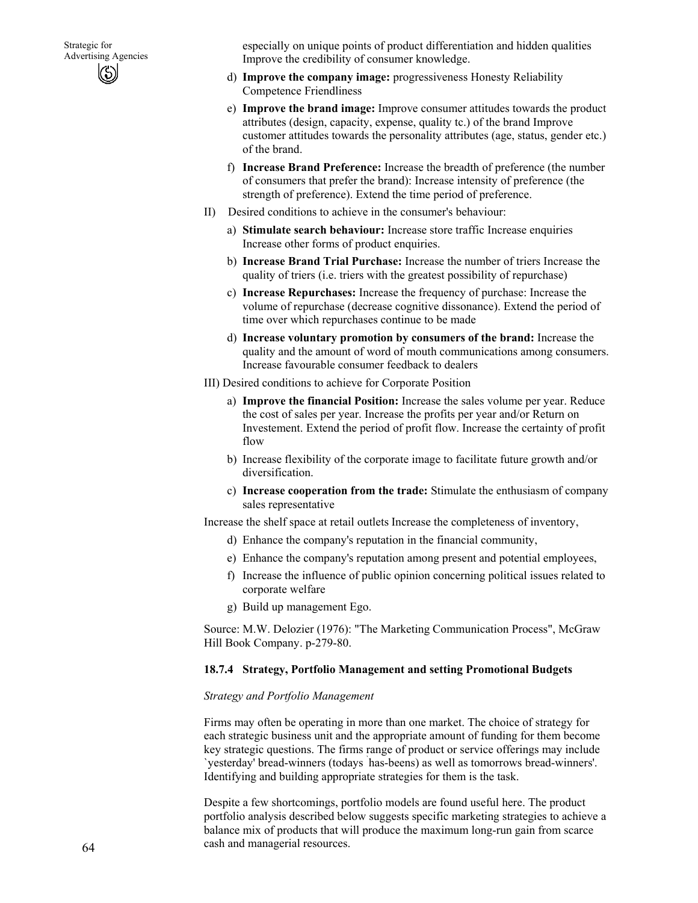especially on unique points of product differentiation and hidden qualities Improve the credibility of consumer knowledge.

d) **Improve the company image:** progressiveness Honesty Reliability Competence Friendliness

e) **Improve the brand image:** Improve consumer attitudes towards the product attributes (design, capacity, expense, quality tc.) of the brand Improve customer attitudes towards the personality attributes (age, status, gender etc.) of the brand.

f) **Increase Brand Preference:** Increase the breadth of preference (the number of consumers that prefer the brand): Increase intensity of preference (the strength of preference). Extend the time period of preference.

II) Desired conditions to achieve in the consumer's behaviour:

a) **Stimulate search behaviour:** Increase store traffic Increase enquiries Increase other forms of product enquiries.

b) **Increase Brand Trial Purchase:** Increase the number of triers Increase the quality of triers (i.e. triers with the greatest possibility of repurchase)

c) **Increase Repurchases:** Increase the frequency of purchase: Increase the volume of repurchase (decrease cognitive dissonance). Extend the period of time over which repurchases continue to be made

d) **Increase voluntary promotion by consumers of the brand:** Increase the quality and the amount of word of mouth communications among consumers. Increase favourable consumer feedback to dealers

III) Desired conditions to achieve for Corporate Position

a) **Improve the financial Position:** Increase the sales volume per year. Reduce the cost of sales per year. Increase the profits per year and/or Return on Investement. Extend the period of profit flow. Increase the certainty of profit flow

b) Increase flexibility of the corporate image to facilitate future growth and/or diversification.

c) **Increase cooperation from the trade:** Stimulate the enthusiasm of company sales representative

Increase the shelf space at retail outlets Increase the completeness of inventory,

d) Enhance the company's reputation in the financial community,

e) Enhance the company's reputation among present and potential employees,

f) Increase the influence of public opinion concerning political issues related to corporate welfare

g) Build up management Ego.

Source: M.W. Delozier (1976): "The Marketing Communication Process", McGraw Hill Book Company. p-279-80.

### 18.7.4 Strategy, Portfolio Management and setting Promotional Budgets

*Strategy and Portfolio Management*

Firms may often be operating in more than one market. The choice of strategy for each strategic business unit and the appropriate amount of funding for them become key strategic questions. The firms range of product or service offerings may include `yesterday' bread-winners (todays `has-beens) as well as tomorrows bread-winners'. Identifying and building appropriate strategies for them is the task.

Despite a few shortcomings, portfolio models are found useful here. The product portfolio analysis described below suggests specific marketing strategies to achieve a balance mix of products that will produce the maximum long-run gain from scarce cash and managerial resources.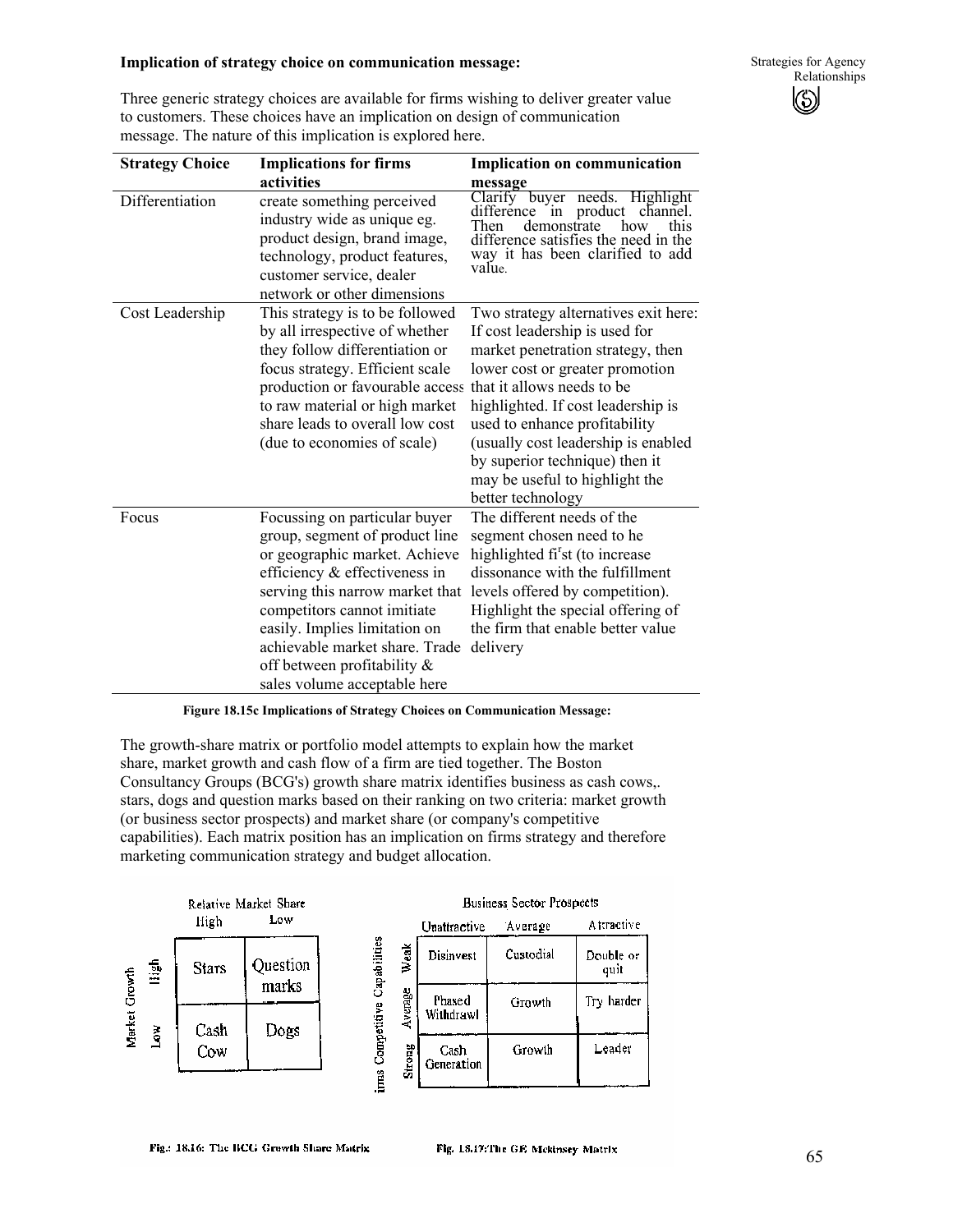**Implication of strategy choice on communication message:**

Three generic strategy choices are available for firms wishing to deliver greater value to customers. These choices have an implication on design of communication message. The nature of this implication is explored here.

| Strategy Choice | Implications for firms activities | Implication on communication message |
|---|---|---|
| Differentiation | create something perceived industry wide as unique eg. product design, brand image, technology, product features, customer service, dealer network or other dimensions | Clarify buyer needs. Highlight difference in product channel. Then demonstrate how this difference satisfies the need in the way it has been clarified to add value. |
| Cost Leadership | This strategy is to be followed by all irrespective of whether they follow differentiation or focus strategy. Efficient scale production or favourable access to raw material or high market share leads to overall low cost (due to economies of scale) | Two strategy alternatives exit here: If cost leadership is used for market penetration strategy, then lower cost or greater promotion that it allows needs to be highlighted. If cost leadership is used to enhance profitability (usually cost leadership is enabled by superior technique) then it may be useful to highlight the better technology |
| Focus | Focussing on particular buyer group, segment of product line or geographic market. Achieve efficiency & effectiveness in serving this narrow market that competitors cannot imitiate easily. Implies limitation on achievable market share. Trade off between profitability & sales volume acceptable here | The different needs of the segment chosen need to he highlighted first (to increase dissonance with the fulfillment levels offered by competition). Highlight the special offering of the firm that enable better value delivery |

**Figure 18.15c Implications of Strategy Choices on Communication Message:**

The growth-share matrix or portfolio model attempts to explain how the market share, market growth and cash flow of a firm are tied together. The Boston Consultancy Groups (BCG's) growth share matrix identifies business as cash cows,. stars, dogs and question marks based on their ranking on two criteria: market growth (or business sector prospects) and market share (or company's competitive capabilities). Each matrix position has an implication on firms strategy and therefore marketing communication strategy and budget allocation.

| Market Growth | Relative Market Share: High | Relative Market Share: Low |
|---|---|---|
| High | Stars | Question marks |
| Low | Cash Cow | Dogs |

Fig.: 18.16: The BCG Growth Share Matrix

| Firms Competitive Capabilities | Business Sector Prospects: Unattractive | Average | Attractive |
|---|---|---|---|
| Weak | Disinvest | Custodial | Double or quit |
| Average | Phased Withdrawl | Growth | Try harder |
| Strong | Cash Generation | Growth | Leader |

Fig. 18.17:The GE Mckinsey Matrix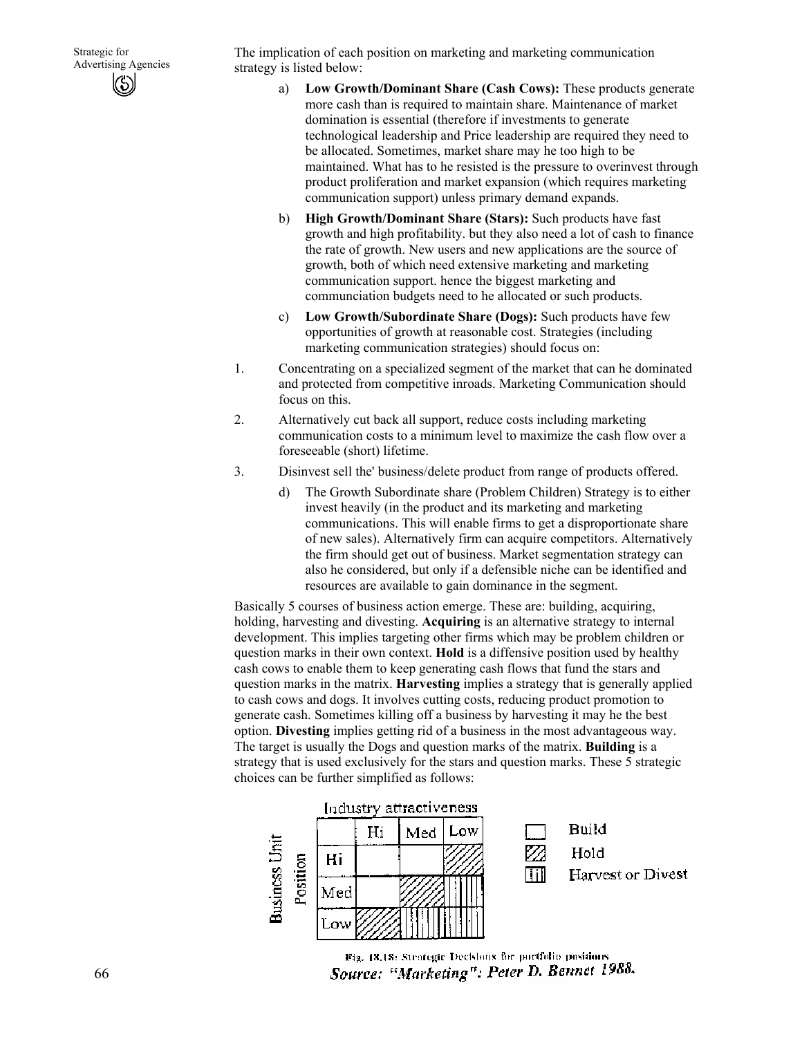The implication of each position on marketing and marketing communication strategy is listed below:

a) **Low Growth/Dominant Share (Cash Cows):** These products generate more cash than is required to maintain share. Maintenance of market domination is essential (therefore if investments to generate technological leadership and Price leadership are required they need to be allocated. Sometimes, market share may he too high to be maintained. What has to he resisted is the pressure to overinvest through product proliferation and market expansion (which requires marketing communication support) unless primary demand expands.

b) **High Growth/Dominant Share (Stars):** Such products have fast growth and high profitability. but they also need a lot of cash to finance the rate of growth. New users and new applications are the source of growth, both of which need extensive marketing and marketing communication support. hence the biggest marketing and communciation budgets need to he allocated or such products.

c) **Low Growth/Subordinate Share (Dogs):** Such products have few opportunities of growth at reasonable cost. Strategies (including marketing communication strategies) should focus on:

1. Concentrating on a specialized segment of the market that can he dominated and protected from competitive inroads. Marketing Communication should focus on this.
2. Alternatively cut back all support, reduce costs including marketing communication costs to a minimum level to maximize the cash flow over a foreseeable (short) lifetime.
3. Disinvest sell the' business/delete product from range of products offered.

d) The Growth Subordinate share (Problem Children) Strategy is to either invest heavily (in the product and its marketing and marketing communications. This will enable firms to get a disproportionate share of new sales). Alternatively firm can acquire competitors. Alternatively the firm should get out of business. Market segmentation strategy can also he considered, but only if a defensible niche can be identified and resources are available to gain dominance in the segment.

Basically 5 courses of business action emerge. These are: building, acquiring, holding, harvesting and divesting. **Acquiring** is an alternative strategy to internal development. This implies targeting other firms which may be problem children or question marks in their own context. **Hold** is a diffensive position used by healthy cash cows to enable them to keep generating cash flows that fund the stars and question marks in the matrix. **Harvesting** implies a strategy that is generally applied to cash cows and dogs. It involves cutting costs, reducing product promotion to generate cash. Sometimes killing off a business by harvesting it may he the best option. **Divesting** implies getting rid of a business in the most advantageous way. The target is usually the Dogs and question marks of the matrix. **Building** is a strategy that is used exclusively for the stars and question marks. These 5 strategic choices can be further simplified as follows:

| Business Unit Position \ Industry attractiveness | Hi | Med | Low |
|---|---|---|---|
| Hi | Build | Build | Hold |
| Med | Build | Hold | Harvest or Divest |
| Low | Hold | Harvest or Divest | Harvest or Divest |

Fig. 18.18: Strategic Decisions for portfolio positions

*Source: "Marketing": Peter D. Bennet 1988.*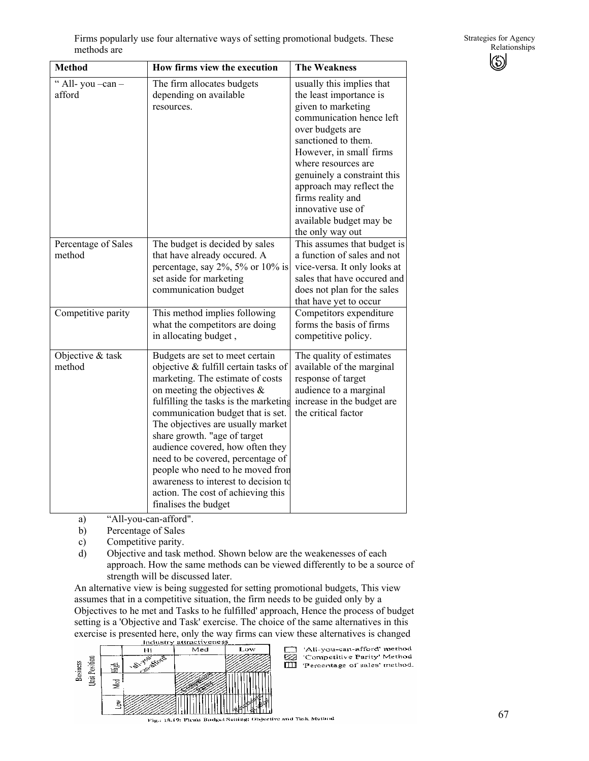Firms popularly use four alternative ways of setting promotional budgets. These methods are

| Method | How firms view the execution | The Weakness |
|---|---|---|
| " All- you –can – afford | The firm allocates budgets depending on available resources. | usually this implies that the least importance is given to marketing communication hence left over budgets are sanctioned to them. However, in small firms where resources are genuinely a constraint this approach may reflect the firms reality and innovative use of available budget may be the only way out |
| Percentage of Sales method | The budget is decided by sales that have already occured. A percentage, say 2%, 5% or 10% is set aside for marketing communication budget | This assumes that budget is a function of sales and not vice-versa. It only looks at sales that have occured and does not plan for the sales that have yet to occur |
| Competitive parity | This method implies following what the competitors are doing in allocating budget , | Competitors expenditure forms the basis of firms competitive policy. |
| Objective & task method | Budgets are set to meet certain objective & fulfill certain tasks of marketing. The estimate of costs on meeting the objectives & fulfilling the tasks is the marketing communication budget that is set. The objectives are usually market share growth. "age of target audience covered, how often they need to be covered, percentage of people who need to he moved fron awareness to interest to decision to action. The cost of achieving this finalises the budget | The quality of estimates available of the marginal response of target audience to a marginal increase in the budget are the critical factor |

a) "All-you-can-afford".

b) Percentage of Sales

c) Competitive parity.

d) Objective and task method. Shown below are the weakenesses of each approach. How the same methods can be viewed differently to be a source of strength will be discussed later.

An alternative view is being suggested for setting promotional budgets, This view assumes that in a competitive situation, the firm needs to be guided only by a Objectives to he met and Tasks to he fulfilled' approach, Hence the process of budget setting is a 'Objective and Task' exercise. The choice of the same alternatives in this exercise is presented here, only the way firms can view these alternatives is changed

Fig.: 18.19: Firms Budget Setting: Objective and Task Method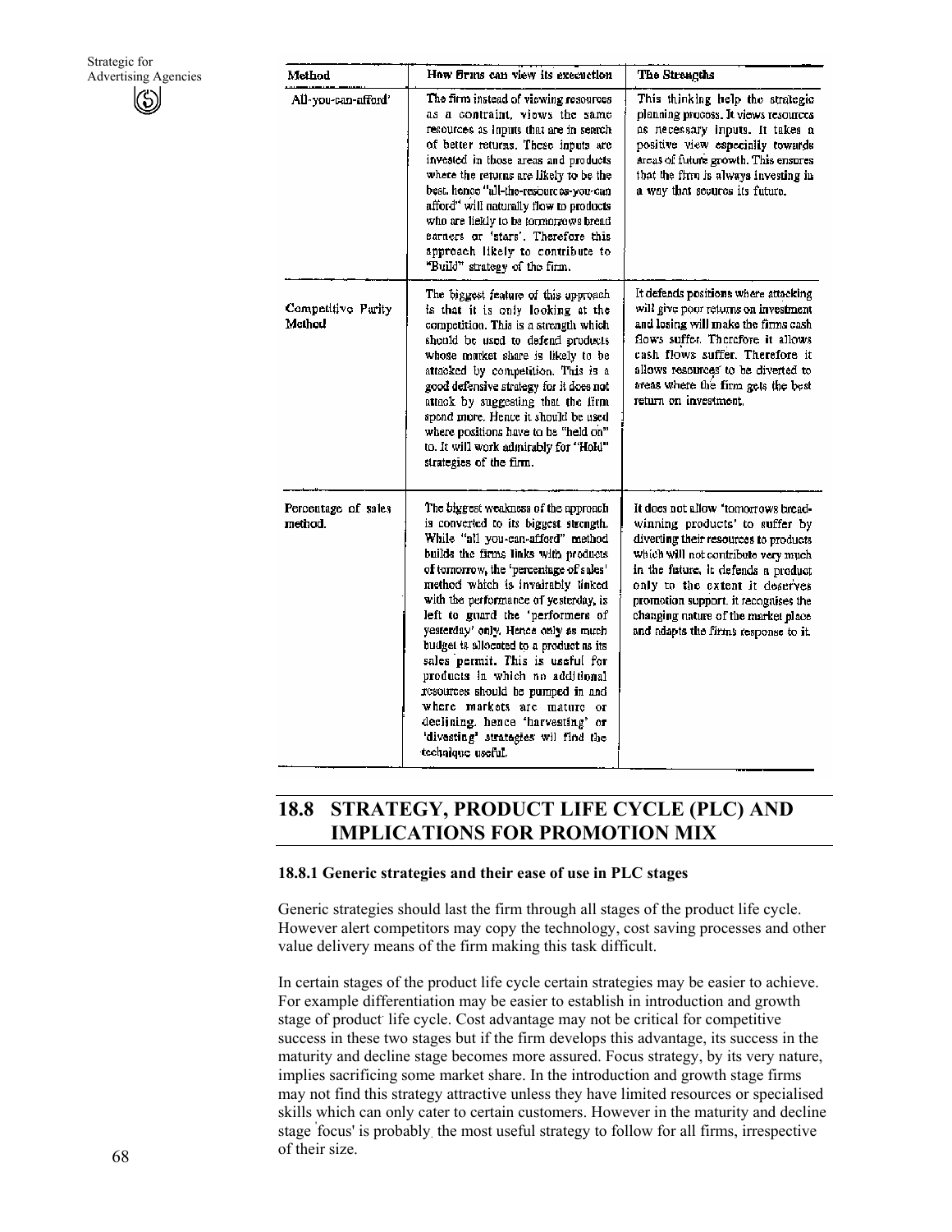| Method | How firms can view its execution | The Strengths |
|---|---|---|
| All-you-can-afford' | The firm instead of viewing resources as a contraint, views the same resources as inputs that are in search of better returns. These inputs are invested in those areas and products where the returns are likely to be the best. hence "all-the-resources-you-can afford" will naturally flow to products who are liekly to be tormorrows bread earners or 'stars'. Therefore this approach likely to contribute to "Build" strategy of the firm. | This thinking help the strategic planning process. It views resources as necessary inputs. It takes a positive view especially towards areas of future growth. This ensures that the firm is always investing in a way that secures its future. |
| Competitive Parity Method | The biggest feature of this approach is that it is only looking at the competition. This is a strength which should be used to defend products whose market share is likely to be attacked by competition. This is a good defensive strategy for it does not attack by suggesting that the firm spend more. Hence it should be used where positions have to be "held on" to. It will work admirably for "Hold" strategies of the firm. | It defends positions where attacking will give poor returns on investment and losing will make the firms cash flows suffer. Therefore it allows cash flows suffer. Therefore it allows resources to be diverted to areas where the firm gets the best return on investment. |
| Percentage of sales method. | The biggest weakness of the approach is converted to its biggest strength. While "all you-can-afford" method builds the firms links with products of tomorrow, the 'percentage of sales' method which is invairably linked with the performance of yesterday, is left to guard the 'performers of yesterday' only. Hence only as much budget is allocated to a product as its sales permit. This is useful for products in which no additional resources should be pumped in and where markets are mature or declining. hence 'harvesting' or 'divesting' strategies wil find the technique useful. | It does not allow 'tomorrows bread-winning products' to suffer by diverting their resources to products which will not contribute very much in the future. It defends a product only to the extent it deserves promotion support. it recognises the changing nature of the market place and adapts the firms response to it. |

## 18.8 STRATEGY, PRODUCT LIFE CYCLE (PLC) AND IMPLICATIONS FOR PROMOTION MIX

### 18.8.1 Generic strategies and their ease of use in PLC stages

Generic strategies should last the firm through all stages of the product life cycle. However alert competitors may copy the technology, cost saving processes and other value delivery means of the firm making this task difficult.

In certain stages of the product life cycle certain strategies may be easier to achieve. For example differentiation may be easier to establish in introduction and growth stage of product life cycle. Cost advantage may not be critical for competitive success in these two stages but if the firm develops this advantage, its success in the maturity and decline stage becomes more assured. Focus strategy, by its very nature, implies sacrificing some market share. In the introduction and growth stage firms may not find this strategy attractive unless they have limited resources or specialised skills which can only cater to certain customers. However in the maturity and decline stage 'focus' is probably the most useful strategy to follow for all firms, irrespective of their size.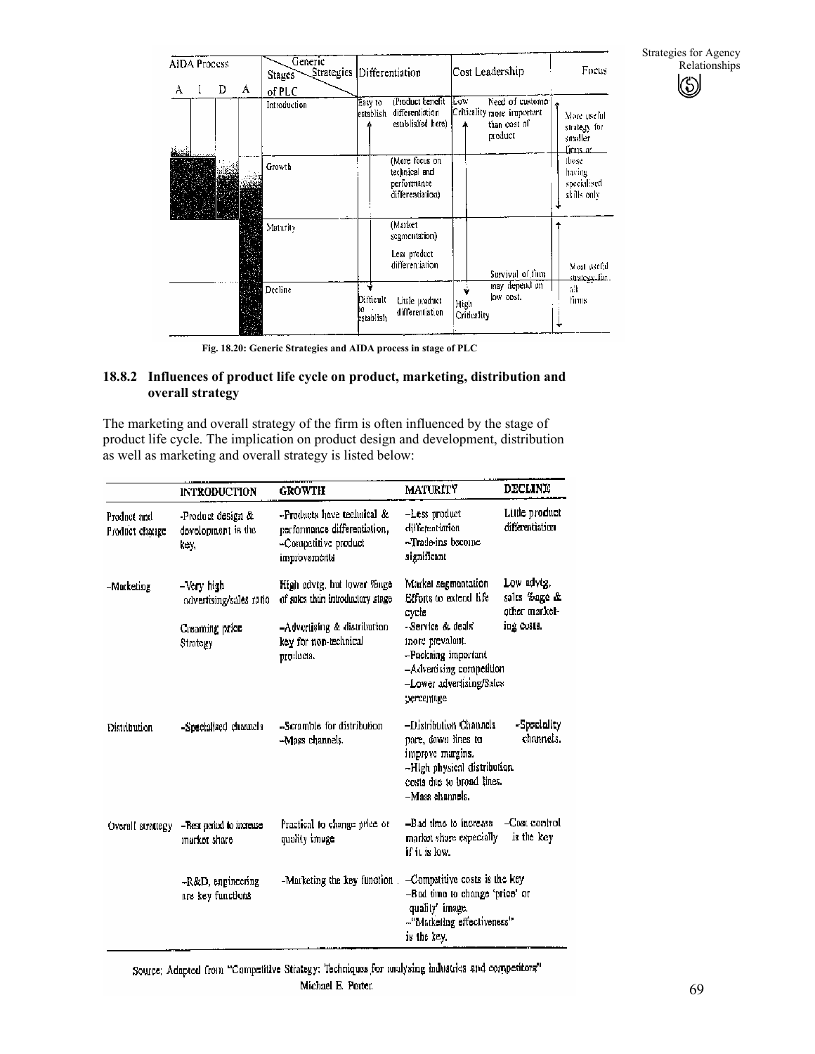| AIDA Process | Stages of PLC | Differentiation | Cost Leadership | Focus |
|---|---|---|---|---|
| A I D A | Introduction | Easy to establish (Product benefit differentiation established here) | Low Criticality Need of customer more important than cost of product | More useful strategy for smaller firms or these having specialised skills only |
| | Growth | (More focus on technical and performance differentiation) | | |
| | Maturity | (Market segmentation) Less product differentiation | Survival of firm may depend on low cost. | Most useful strategy for all firms |
| | Decline | Difficult to establish Little product differentiation | High Criticality | |

Fig. 18.20: Generic Strategies and AIDA process in stage of PLC

### 18.8.2 Influences of product life cycle on product, marketing, distribution and overall strategy

The marketing and overall strategy of the firm is often influenced by the stage of product life cycle. The implication on product design and development, distribution as well as marketing and overall strategy is listed below:

| | INTRODUCTION | GROWTH | MATURITY | DECLINE |
|---|---|---|---|---|
| Product and Product change | -Product design & development is the key. | -Products have technical & performance differentiation, -Competitive product improvements | -Less product differentiation -Trade-ins become significant | Little product differentiation |
| -Marketing | -Very high advertising/sales ratio<br><br>Creaming price Strategy | High advtg. but lower %age of sales than introductory stage<br><br>-Advertising & distribution key for non-technical products. | Market segmentation Efforts to extend life cycle -Service & deals more prevalent. -Packing important -Advertising competition -Lower advertising/Sales percentage | Low advtg. sales %age & other marketing costs. |
| Distribution | -Specialised channels | -Scramble for distribution -Mass channels. | -Distribution Channels pare, down lines to improve margins. -High physical distribution costs due to broad lines. -Mass channels. | -Speciality channels. |
| Overall strategy | -Best period to increase market share<br><br>-R&D, engineering are key functions | Practical to change price or quality image<br><br>-Marketing the key function | -Bad time to increase market share especially if it is low.<br><br>-Competitive costs is the key -Bad time to change 'price' or quality' image. -"Marketing effectiveness" is the key. | -Cost control is the key |

Source; Adapted from "Competitive Strategy: Techniques for analysing industries and competitors" Michael E. Porter.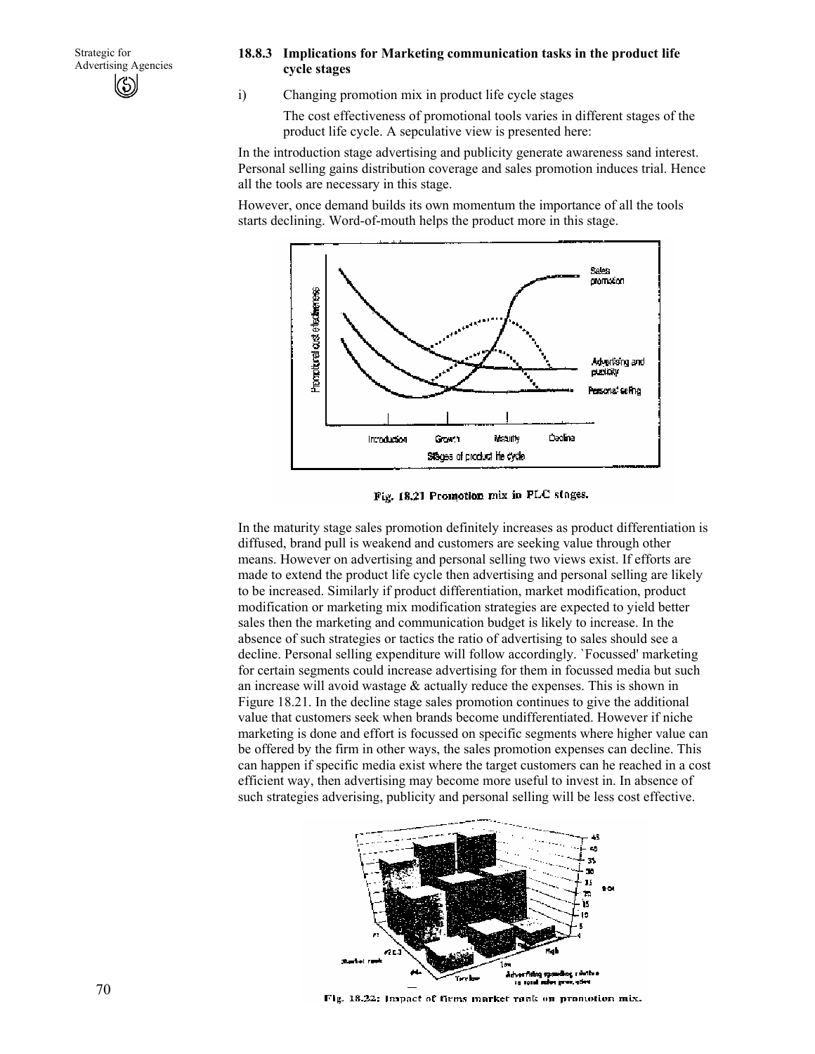### 18.8.3 Implications for Marketing communication tasks in the product life cycle stages

i) Changing promotion mix in product life cycle stages

The cost effectiveness of promotional tools varies in different stages of the product life cycle. A sepculative view is presented here:

In the introduction stage advertising and publicity generate awareness sand interest. Personal selling gains distribution coverage and sales promotion induces trial. Hence all the tools are necessary in this stage.

However, once demand builds its own momentum the importance of all the tools starts declining. Word-of-mouth helps the product more in this stage.

Fig. 18.21 Promotion mix in PLC stages.

In the maturity stage sales promotion definitely increases as product differentiation is diffused, brand pull is weakend and customers are seeking value through other means. However on advertising and personal selling two views exist. If efforts are made to extend the product life cycle then advertising and personal selling are likely to be increased. Similarly if product differentiation, market modification, product modification or marketing mix modification strategies are expected to yield better sales then the marketing and communication budget is likely to increase. In the absence of such strategies or tactics the ratio of advertising to sales should see a decline. Personal selling expenditure will follow accordingly. `Focussed' marketing for certain segments could increase advertising for them in focussed media but such an increase will avoid wastage & actually reduce the expenses. This is shown in Figure 18.21. In the decline stage sales promotion continues to give the additional value that customers seek when brands become undifferentiated. However if niche marketing is done and effort is focussed on specific segments where higher value can be offered by the firm in other ways, the sales promotion expenses can decline. This can happen if specific media exist where the target customers can he reached in a cost efficient way, then advertising may become more useful to invest in. In absence of such strategies adverising, publicity and personal selling will be less cost effective.

Fig. 18.22: Impact of firms market rank on promotion mix.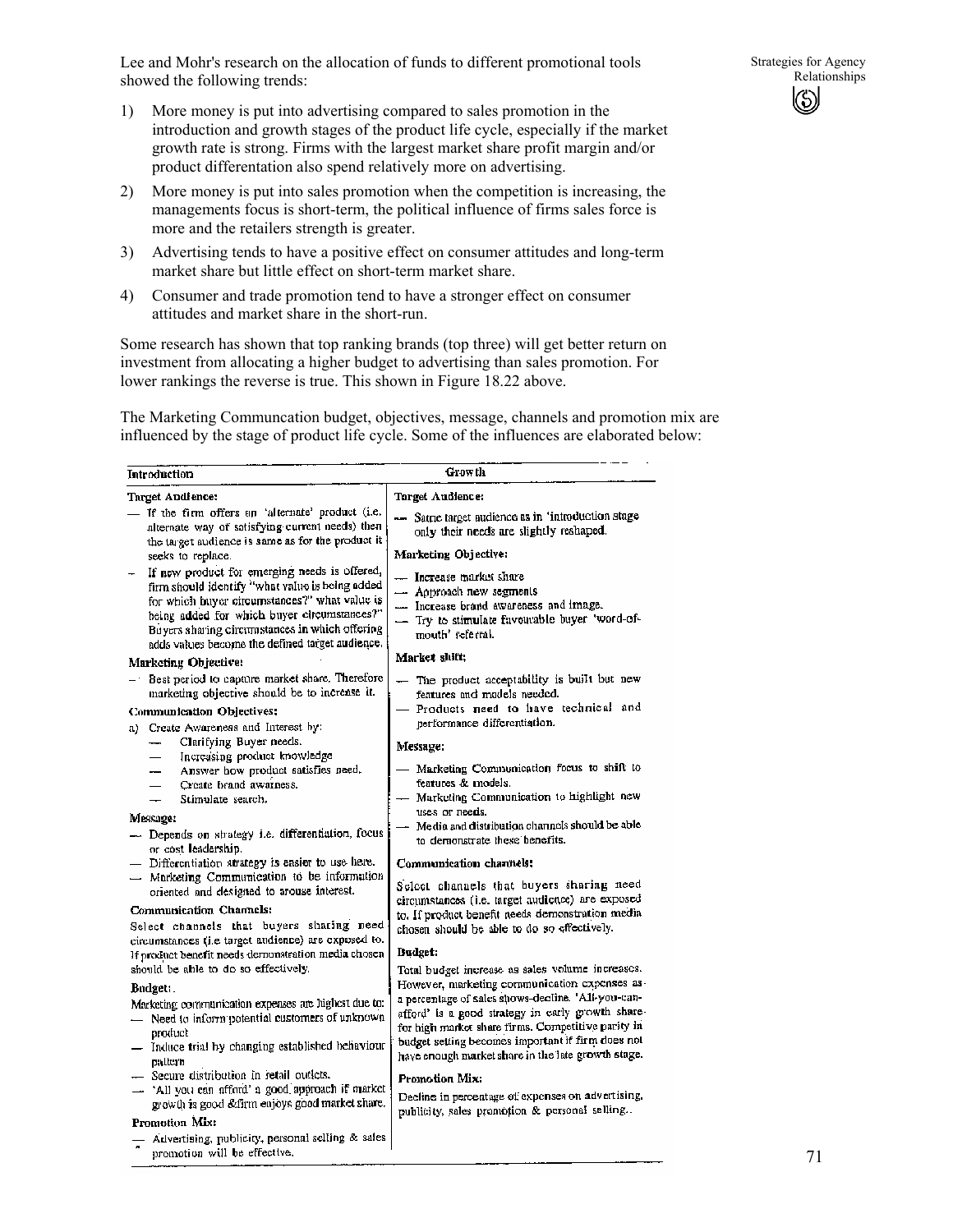Lee and Mohr's research on the allocation of funds to different promotional tools showed the following trends:

1) More money is put into advertising compared to sales promotion in the introduction and growth stages of the product life cycle, especially if the market growth rate is strong. Firms with the largest market share profit margin and/or product differentation also spend relatively more on advertising.

2) More money is put into sales promotion when the competition is increasing, the managements focus is short-term, the political influence of firms sales force is more and the retailers strength is greater.

3) Advertising tends to have a positive effect on consumer attitudes and long-term market share but little effect on short-term market share.

4) Consumer and trade promotion tend to have a stronger effect on consumer attitudes and market share in the short-run.

Some research has shown that top ranking brands (top three) will get better return on investment from allocating a higher budget to advertising than sales promotion. For lower rankings the reverse is true. This shown in Figure 18.22 above.

The Marketing Communcation budget, objectives, message, channels and promotion mix are influenced by the stage of product life cycle. Some of the influences are elaborated below:

| Introduction | Growth |
|---|---|
| **Target Audience:**<br>— If the firm offers an 'alternate' product (i.e. alternate way of satisfying current needs) then the target audience is same as for the product it seeks to replace.<br>— If new product for emerging needs is offered, firm should identify "what value is being added for which buyer circumstances?" what value is being added for which buyer circumstances?" Buyers sharing circumstances in which offering adds values become the defined target audience.<br>**Marketing Objective:**<br>— Best period to capture market share. Therefore marketing objective should be to increase it.<br>**Communication Objectives:**<br>a) Create Awareness and Interest by:<br>— Clarifying Buyer needs.<br>— Increasing product knowledge<br>— Answer how product satisfies need.<br>— Create brand awarness.<br>— Stimulate search.<br>**Message:**<br>— Depends on strategy i.e. differentiation, focus or cost leadership.<br>— Differentiation strategy is easier to use here.<br>— Marketing Communication to be information oriented and designed to arouse interest.<br>**Communication Channels:**<br>Select channels that buyers sharing need circumstances (i.e target audience) are exposed to. If product benefit needs demonstration media chosen should be able to do so effectively.<br>**Budget:**<br>Marketing communication expenses are highest due to:<br>— Need to inform potential customers of unknown product<br>— Induce trial by changing established behaviour pattern<br>— Secure distribution in retail outlets.<br>— 'All you can afford' a good approach if market growth is good & firm enjoys good market share.<br>**Promotion Mix:**<br>— Advertising, publicity, personal selling & sales promotion will be effective. | **Target Audience:**<br>— Same target audience as in 'introduction stage only their needs are slightly reshaped.<br>**Marketing Objective:**<br>— Increase market share<br>— Approach new segments<br>— Increase brand awareness and image.<br>— Try to stimulate favourable buyer 'word-of-mouth' referral.<br>**Market shift:**<br>— The product acceptability is built but new features and models needed.<br>— Products need to have technical and performance differentiation.<br>**Message:**<br>— Marketing Communication focus to shift to features & models.<br>— Marketing Communication to highlight new uses or needs.<br>— Media and distribution channels should be able to demonstrate these benefits.<br>**Communication channels:**<br>Select channels that buyers sharing need circumstances (i.e. target audience) are exposed to. If product benefit needs demonstration media chosen should be able to do so effectively.<br>**Budget:**<br>Total budget increase as sales volume increases. However, marketing communication expenses as a percentage of sales shows decline. 'All-you-can-afford' is a good strategy in early growth share for high market share firms. Competitive parity in budget setting becomes important if firm does not have enough market share in the late growth stage.<br>**Promotion Mix:**<br>Decline in percentage of expenses on advertising, publicity, sales promotion & personal selling. |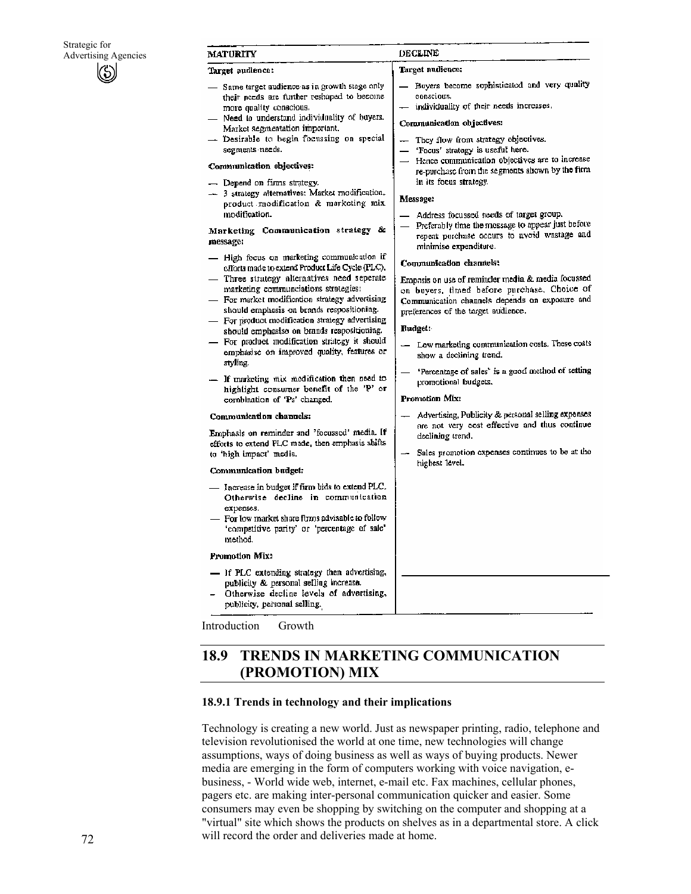| MATURITY | DECLINE |
|---|---|
| **Target audience:**<br>— Same target audience as in growth stage only their needs are further reshaped to become more quality conscious.<br>— Need to understand individuality of buyers. Market segmentation important.<br>— Desirable to begin focussing on special segments needs.<br><br>**Communication objectives:**<br>— Depend on firms strategy.<br>— 3 strategy alternatives: Market modification, product modification & marketing mix modification.<br><br>**Marketing Communication strategy & message:**<br>— High focus on marketing communication if efforts made to extend Product Life Cycle (PLC).<br>— Three strategy alternatives need seperate marketing communciations strategies:<br>— For market modification strategy advertising should emphasis on brands respositioning.<br>— For product modification strategy advertising should emphasise on brands respositioning.<br>— For product modification strategy it should emphasise on improved quality, features or styling.<br>— If marketing mix modification then need to highlight consumer benefit of the 'P' or combination of 'Ps' changed.<br><br>**Communication channels:**<br>Emphasis on reminder and 'focussed' media. If efforts to extend PLC made, then emphasis shifts to 'high impact' media.<br><br>**Communication budget:**<br>— Increase in budget if firm bids to extend PLC. Otherwise decline in communication expenses.<br>— For low market share firms advisable to follow 'competitive parity' or 'percentage of sale' method.<br><br>**Promotion Mix:**<br>— If PLC extending strategy then advertising, publicity & personal selling increase.<br>- Otherwise decline levels of advertising, publicity, personal selling. | **Target audience:**<br>— Buyers become sophisticated and very quality conscious.<br>— individuality of their needs increases.<br><br>**Communication objectives:**<br>— They flow from strategy objectives.<br>— 'Focus' strategy is useful here.<br>— Hence communication objectives are to increase re-purchase from the segments shown by the firm in its focus strategy.<br><br>**Message:**<br>— Address focussed needs of target group.<br>— Preferably time the message to appear just before repeat purchase occurs to avoid wastage and minimise expenditure.<br><br>**Communication channels:**<br>Empasis on use of reminder media & media focussed on buyers, timed before purchase. Choice of Communication channels depends on exposure and preferences of the target audience.<br><br>**Budget:**<br>— Low marketing communication costs. These costs show a declining trend.<br>— 'Percentage of sales' is a good method of setting promotional budgets.<br><br>**Promotion Mix:**<br>— Advertising, Publicity & personal selling expenses are not very cost effective and thus continue declining trend.<br>— Sales promotion expenses continues to be at the highest level. |

Introduction Growth

## 18.9 TRENDS IN MARKETING COMMUNICATION (PROMOTION) MIX

### 18.9.1 Trends in technology and their implications

Technology is creating a new world. Just as newspaper printing, radio, telephone and television revolutionised the world at one time, new technologies will change assumptions, ways of doing business as well as ways of buying products. Newer media are emerging in the form of computers working with voice navigation, e-business, - World wide web, internet, e-mail etc. Fax machines, cellular phones, pagers etc. are making inter-personal communication quicker and easier. Some consumers may even be shopping by switching on the computer and shopping at a "virtual" site which shows the products on shelves as in a departmental store. A click will record the order and deliveries made at home.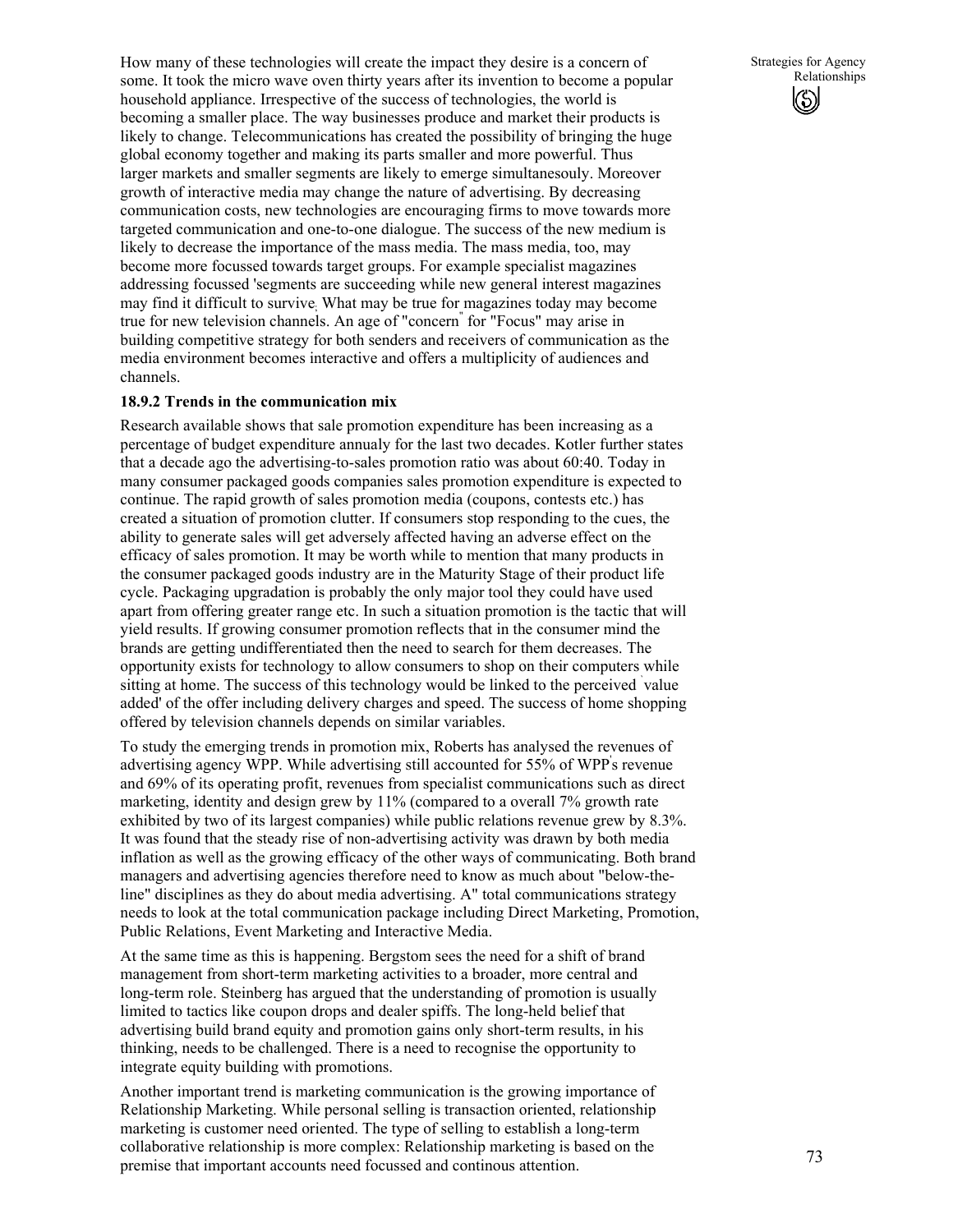How many of these technologies will create the impact they desire is a concern of some. It took the micro wave oven thirty years after its invention to become a popular household appliance. Irrespective of the success of technologies, the world is becoming a smaller place. The way businesses produce and market their products is likely to change. Telecommunications has created the possibility of bringing the huge global economy together and making its parts smaller and more powerful. Thus larger markets and smaller segments are likely to emerge simultanesouly. Moreover growth of interactive media may change the nature of advertising. By decreasing communication costs, new technologies are encouraging firms to move towards more targeted communication and one-to-one dialogue. The success of the new medium is likely to decrease the importance of the mass media. The mass media, too, may become more focussed towards target groups. For example specialist magazines addressing focussed 'segments are succeeding while new general interest magazines may find it difficult to survive. What may be true for magazines today may become true for new television channels. An age of "concern" for "Focus" may arise in building competitive strategy for both senders and receivers of communication as the media environment becomes interactive and offers a multiplicity of audiences and channels.

**18.9.2 Trends in the communication mix**

Research available shows that sale promotion expenditure has been increasing as a percentage of budget expenditure annualy for the last two decades. Kotler further states that a decade ago the advertising-to-sales promotion ratio was about 60:40. Today in many consumer packaged goods companies sales promotion expenditure is expected to continue. The rapid growth of sales promotion media (coupons, contests etc.) has created a situation of promotion clutter. If consumers stop responding to the cues, the ability to generate sales will get adversely affected having an adverse effect on the efficacy of sales promotion. It may be worth while to mention that many products in the consumer packaged goods industry are in the Maturity Stage of their product life cycle. Packaging upgradation is probably the only major tool they could have used apart from offering greater range etc. In such a situation promotion is the tactic that will yield results. If growing consumer promotion reflects that in the consumer mind the brands are getting undifferentiated then the need to search for them decreases. The opportunity exists for technology to allow consumers to shop on their computers while sitting at home. The success of this technology would be linked to the perceived `value added' of the offer including delivery charges and speed. The success of home shopping offered by television channels depends on similar variables.

To study the emerging trends in promotion mix, Roberts has analysed the revenues of advertising agency WPP. While advertising still accounted for 55% of WPP's revenue and 69% of its operating profit, revenues from specialist communications such as direct marketing, identity and design grew by 11% (compared to a overall 7% growth rate exhibited by two of its largest companies) while public relations revenue grew by 8.3%. It was found that the steady rise of non-advertising activity was drawn by both media inflation as well as the growing efficacy of the other ways of communicating. Both brand managers and advertising agencies therefore need to know as much about "below-the-line" disciplines as they do about media advertising. A" total communications strategy needs to look at the total communication package including Direct Marketing, Promotion, Public Relations, Event Marketing and Interactive Media.

At the same time as this is happening. Bergstom sees the need for a shift of brand management from short-term marketing activities to a broader, more central and long-term role. Steinberg has argued that the understanding of promotion is usually limited to tactics like coupon drops and dealer spiffs. The long-held belief that advertising build brand equity and promotion gains only short-term results, in his thinking, needs to be challenged. There is a need to recognise the opportunity to integrate equity building with promotions.

Another important trend is marketing communication is the growing importance of Relationship Marketing. While personal selling is transaction oriented, relationship marketing is customer need oriented. The type of selling to establish a long-term collaborative relationship is more complex: Relationship marketing is based on the premise that important accounts need focussed and continous attention.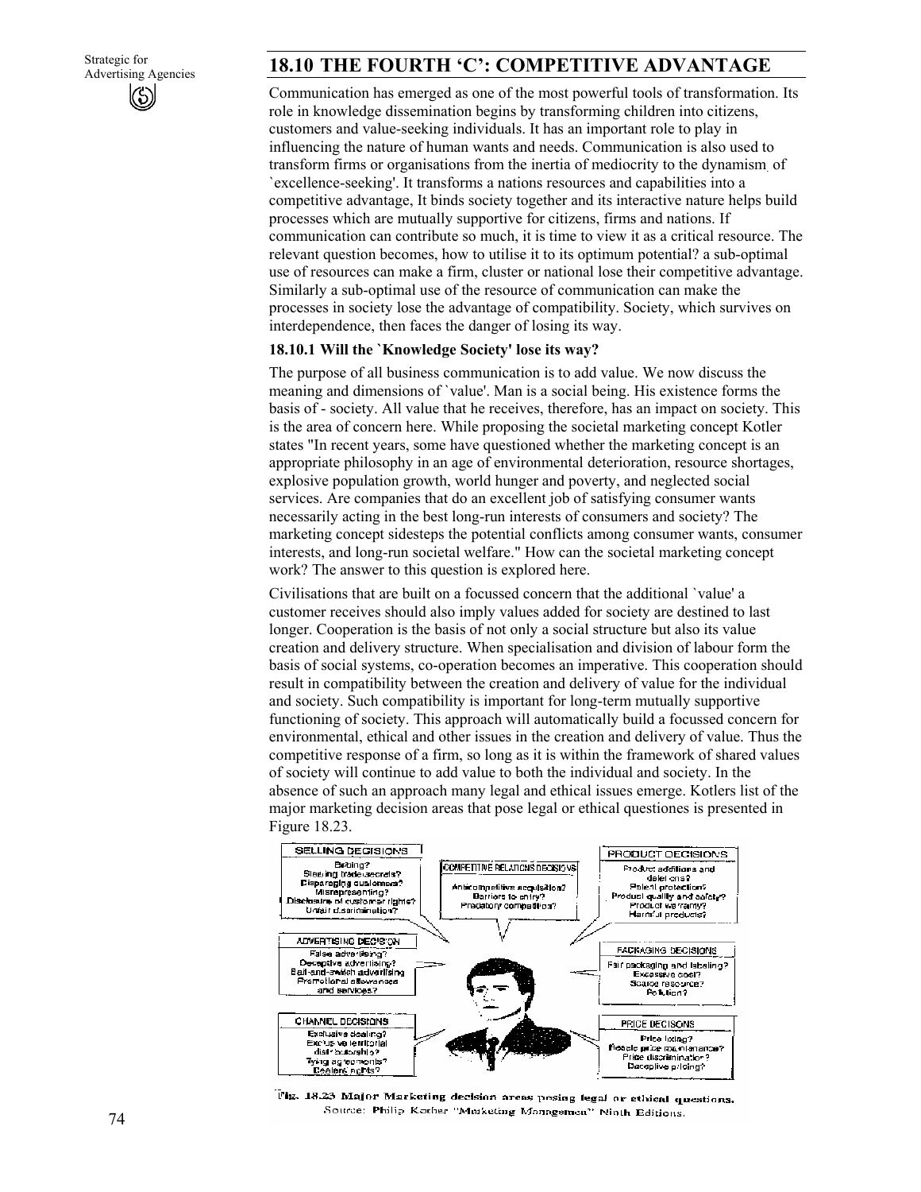## 18.10 THE FOURTH 'C': COMPETITIVE ADVANTAGE

Communication has emerged as one of the most powerful tools of transformation. Its role in knowledge dissemination begins by transforming children into citizens, customers and value-seeking individuals. It has an important role to play in influencing the nature of human wants and needs. Communication is also used to transform firms or organisations from the inertia of mediocrity to the dynamism of `excellence-seeking'. It transforms a nations resources and capabilities into a competitive advantage, It binds society together and its interactive nature helps build processes which are mutually supportive for citizens, firms and nations. If communication can contribute so much, it is time to view it as a critical resource. The relevant question becomes, how to utilise it to its optimum potential? a sub-optimal use of resources can make a firm, cluster or national lose their competitive advantage. Similarly a sub-optimal use of the resource of communication can make the processes in society lose the advantage of compatibility. Society, which survives on interdependence, then faces the danger of losing its way.

### 18.10.1 Will the `Knowledge Society' lose its way?

The purpose of all business communication is to add value. We now discuss the meaning and dimensions of `value'. Man is a social being. His existence forms the basis of - society. All value that he receives, therefore, has an impact on society. This is the area of concern here. While proposing the societal marketing concept Kotler states "In recent years, some have questioned whether the marketing concept is an appropriate philosophy in an age of environmental deterioration, resource shortages, explosive population growth, world hunger and poverty, and neglected social services. Are companies that do an excellent job of satisfying consumer wants necessarily acting in the best long-run interests of consumers and society? The marketing concept sidesteps the potential conflicts among consumer wants, consumer interests, and long-run societal welfare." How can the societal marketing concept work? The answer to this question is explored here.

Civilisations that are built on a focussed concern that the additional `value' a customer receives should also imply values added for society are destined to last longer. Cooperation is the basis of not only a social structure but also its value creation and delivery structure. When specialisation and division of labour form the basis of social systems, co-operation becomes an imperative. This cooperation should result in compatibility between the creation and delivery of value for the individual and society. Such compatibility is important for long-term mutually supportive functioning of society. This approach will automatically build a focussed concern for environmental, ethical and other issues in the creation and delivery of value. Thus the competitive response of a firm, so long as it is within the framework of shared values of society will continue to add value to both the individual and society. In the absence of such an approach many legal and ethical issues emerge. Kotlers list of the major marketing decision areas that pose legal or ethical questiones is presented in Figure 18.23.

**SELLING DECISIONS**
- Bribing?
- Stealing trade secrets?
- Disparaging customers?
- Misrepresenting?
- Disclosure of customer rights?
- Unfair discrimination?

**COMPETITIVE RELATIONS DECISIONS**
- Anticompetitive acquisition?
- Barriers to entry?
- Predatory competition?

**PRODUCT DECISIONS**
- Product additions and deletions?
- Patent protection?
- Product quality and safety?
- Product warranty?
- Harmful products?

**ADVERTISING DECISION**
- False advertising?
- Deceptive advertising?
- Bait-and-switch advertising
- Promotional allowances and services?

**PACKAGING DECISIONS**
- Fair packaging and labeling?
- Excessive cost?
- Scarce resource?
- Pollution?

**CHANNEL DECISIONS**
- Exclusive dealing?
- Exclusive territorial distributorship?
- Tying agreements?
- Dealers rights?

**PRICE DECISONS**
- Price fixing?
- Resale price maintenance?
- Price discrimination?
- Deceptive pricing?

Fig. 18.23 Major Marketing decision areas posing legal or ethical questions.
Source: Philip Kotler "Marketing Management" Ninth Editions.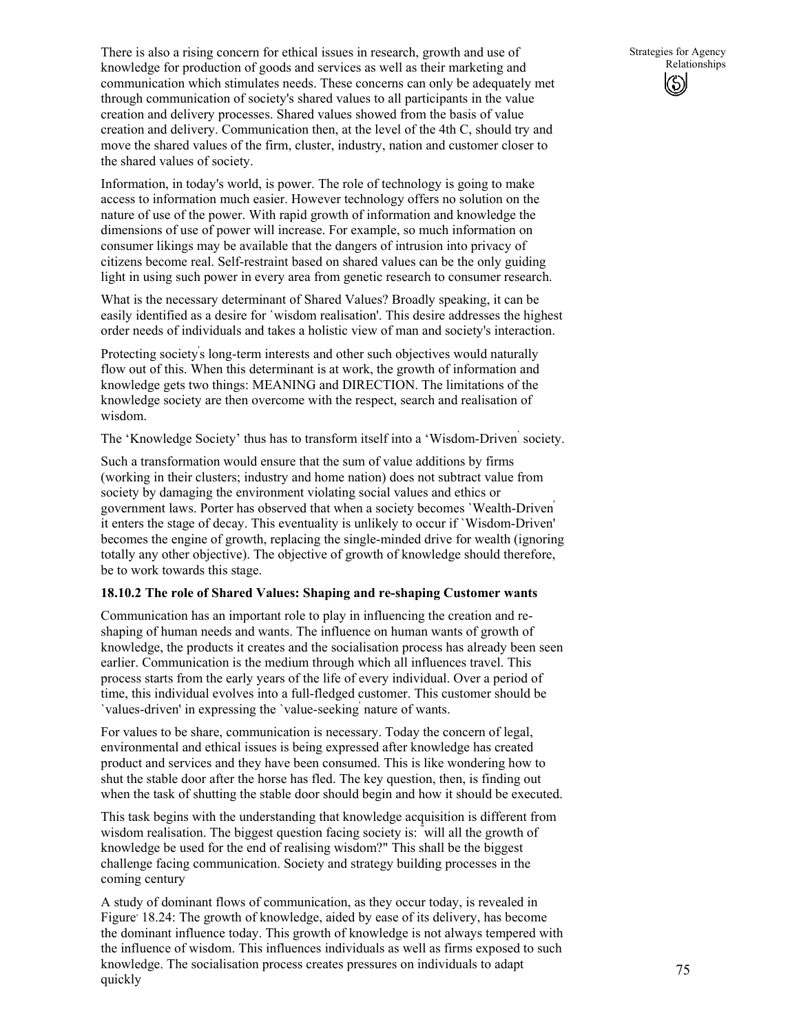There is also a rising concern for ethical issues in research, growth and use of knowledge for production of goods and services as well as their marketing and communication which stimulates needs. These concerns can only be adequately met through communication of society's shared values to all participants in the value creation and delivery processes. Shared values showed from the basis of value creation and delivery. Communication then, at the level of the 4th C, should try and move the shared values of the firm, cluster, industry, nation and customer closer to the shared values of society.

Information, in today's world, is power. The role of technology is going to make access to information much easier. However technology offers no solution on the nature of use of the power. With rapid growth of information and knowledge the dimensions of use of power will increase. For example, so much information on consumer likings may be available that the dangers of intrusion into privacy of citizens become real. Self-restraint based on shared values can be the only guiding light in using such power in every area from genetic research to consumer research.

What is the necessary determinant of Shared Values? Broadly speaking, it can be easily identified as a desire for `wisdom realisation'. This desire addresses the highest order needs of individuals and takes a holistic view of man and society's interaction.

Protecting society's long-term interests and other such objectives would naturally flow out of this. When this determinant is at work, the growth of information and knowledge gets two things: MEANING and DIRECTION. The limitations of the knowledge society are then overcome with the respect, search and realisation of wisdom.

The 'Knowledge Society' thus has to transform itself into a 'Wisdom-Driven' society.

Such a transformation would ensure that the sum of value additions by firms (working in their clusters; industry and home nation) does not subtract value from society by damaging the environment violating social values and ethics or government laws. Porter has observed that when a society becomes `Wealth-Driven' it enters the stage of decay. This eventuality is unlikely to occur if `Wisdom-Driven' becomes the engine of growth, replacing the single-minded drive for wealth (ignoring totally any other objective). The objective of growth of knowledge should therefore, be to work towards this stage.

### 18.10.2 The role of Shared Values: Shaping and re-shaping Customer wants

Communication has an important role to play in influencing the creation and re-shaping of human needs and wants. The influence on human wants of growth of knowledge, the products it creates and the socialisation process has already been seen earlier. Communication is the medium through which all influences travel. This process starts from the early years of the life of every individual. Over a period of time, this individual evolves into a full-fledged customer. This customer should be `values-driven' in expressing the `value-seeking' nature of wants.

For values to be share, communication is necessary. Today the concern of legal, environmental and ethical issues is being expressed after knowledge has created product and services and they have been consumed. This is like wondering how to shut the stable door after the horse has fled. The key question, then, is finding out when the task of shutting the stable door should begin and how it should be executed.

This task begins with the understanding that knowledge acquisition is different from wisdom realisation. The biggest question facing society is: "will all the growth of knowledge be used for the end of realising wisdom?" This shall be the biggest challenge facing communication. Society and strategy building processes in the coming century

A study of dominant flows of communication, as they occur today, is revealed in Figure 18.24: The growth of knowledge, aided by ease of its delivery, has become the dominant influence today. This growth of knowledge is not always tempered with the influence of wisdom. This influences individuals as well as firms exposed to such knowledge. The socialisation process creates pressures on individuals to adapt quickly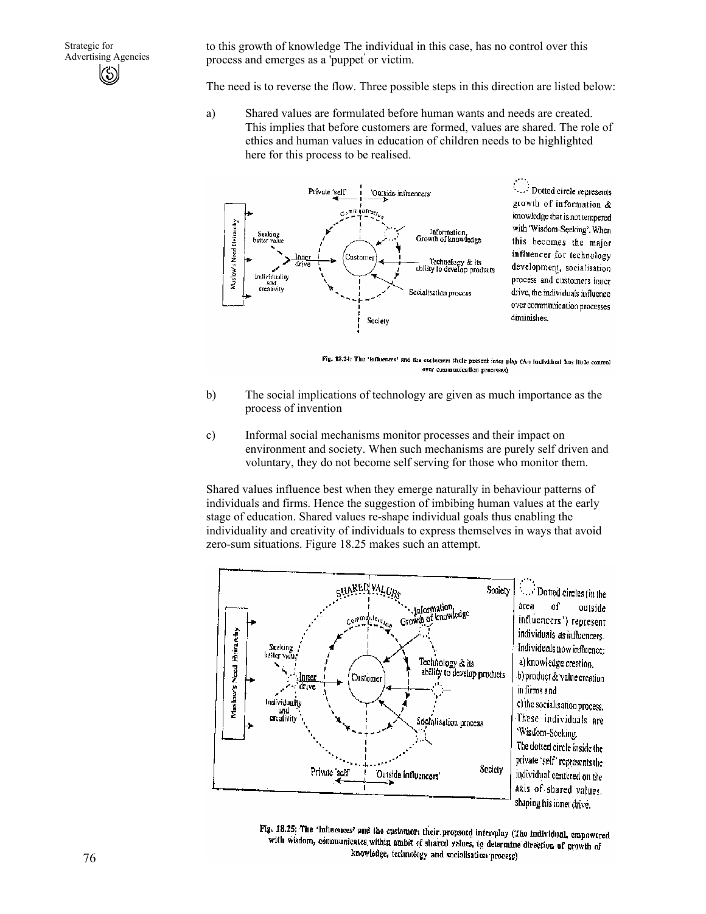to this growth of knowledge The individual in this case, has no control over this process and emerges as a 'puppet' or victim.

The need is to reverse the flow. Three possible steps in this direction are listed below:

a) Shared values are formulated before human wants and needs are created. This implies that before customers are formed, values are shared. The role of ethics and human values in education of children needs to be highlighted here for this process to be realised.

Fig. 18.24: The 'influences' and the customer: their present inter play (An individual has little control over communication processes)

b) The social implications of technology are given as much importance as the process of invention

c) Informal social mechanisms monitor processes and their impact on environment and society. When such mechanisms are purely self driven and voluntary, they do not become self serving for those who monitor them.

Shared values influence best when they emerge naturally in behaviour patterns of individuals and firms. Hence the suggestion of imbibing human values at the early stage of education. Shared values re-shape individual goals thus enabling the individuality and creativity of individuals to express themselves in ways that avoid zero-sum situations. Figure 18.25 makes such an attempt.

Fig. 18.25: The 'Influences' and the customer: their proposed inter-play (The individual, empowered with wisdom, communicates within ambit of shared values, to determine direction of growth of knowledge, technology and socialisation process)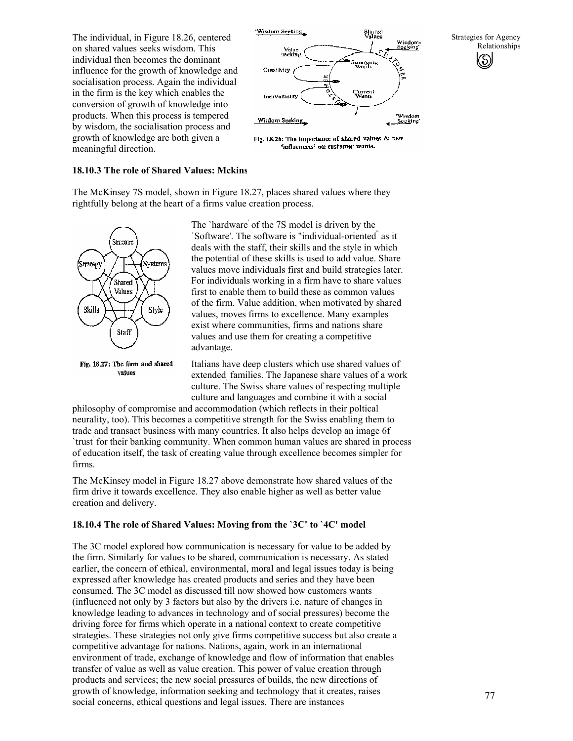The individual, in Figure 18.26, centered on shared values seeks wisdom. This individual then becomes the dominant influence for the growth of knowledge and socialisation process. Again the individual in the firm is the key which enables the conversion of growth of knowledge into products. When this process is tempered by wisdom, the socialisation process and growth of knowledge are both given a meaningful direction.

Fig. 18.26: The importance of shared values & new 'influencers' on customer wants.

### 18.10.3 The role of Shared Values: Mckins

The McKinsey 7S model, shown in Figure 18.27, places shared values where they rightfully belong at the heart of a firms value creation process.

Fig. 18.27: The firm and shared values

The `hardware' of the 7S model is driven by the `Software'. The software is "individual-oriented" as it deals with the staff, their skills and the style in which the potential of these skills is used to add value. Share values move individuals first and build strategies later. For individuals working in a firm have to share values first to enable them to build these as common values of the firm. Value addition, when motivated by shared values, moves firms to excellence. Many examples exist where communities, firms and nations share values and use them for creating a competitive advantage.

Italians have deep clusters which use shared values of extended, families. The Japanese share values of a work culture. The Swiss share values of respecting multiple culture and languages and combine it with a social philosophy of compromise and accommodation (which reflects in their poltical neurality, too). This becomes a competitive strength for the Swiss enabling them to trade and transact business with many countries. It also helps develop an image 6f `trust' for their banking community. When common human values are shared in process of education itself, the task of creating value through excellence becomes simpler for firms.

The McKinsey model in Figure 18.27 above demonstrate how shared values of the firm drive it towards excellence. They also enable higher as well as better value creation and delivery.

### 18.10.4 The role of Shared Values: Moving from the `3C' to `4C' model

The 3C model explored how communication is necessary for value to be added by the firm. Similarly for values to be shared, communication is necessary. As stated earlier, the concern of ethical, environmental, moral and legal issues today is being expressed after knowledge has created products and series and they have been consumed. The 3C model as discussed till now showed how customers wants (influenced not only by 3 factors but also by the drivers i.e. nature of changes in knowledge leading to advances in technology and of social pressures) become the driving force for firms which operate in a national context to create competitive strategies. These strategies not only give firms competitive success but also create a competitive advantage for nations. Nations, again, work in an international environment of trade, exchange of knowledge and flow of information that enables transfer of value as well as value creation. This power of value creation through products and services; the new social pressures of builds, the new directions of growth of knowledge, information seeking and technology that it creates, raises social concerns, ethical questions and legal issues. There are instances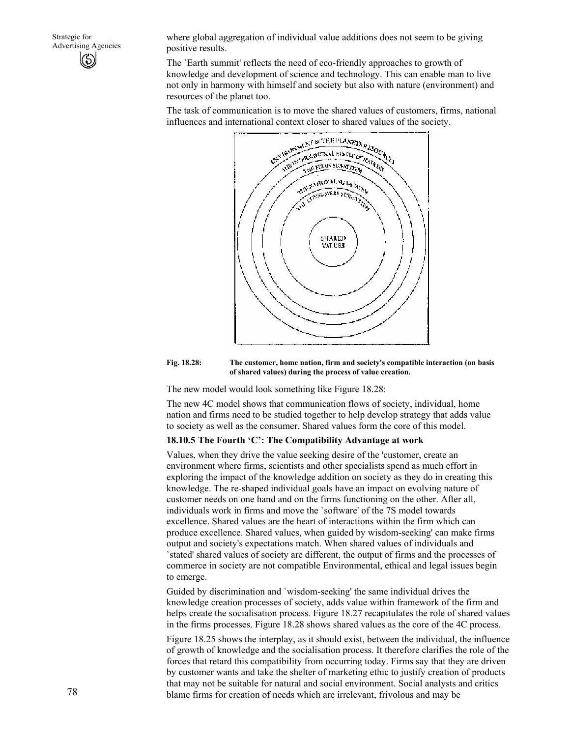where global aggregation of individual value additions does not seem to be giving positive results.

The `Earth summit' reflects the need of eco-friendly approaches to growth of knowledge and development of science and technology. This can enable man to live not only in harmony with himself and society but also with nature (environment) and resources of the planet too.

The task of communication is to move the shared values of customers, firms, national influences and international context closer to shared values of the society.

**Fig. 18.28:** **The customer, home nation, firm and society's compatible interaction (on basis of shared values) during the process of value creation.**

The new model would look something like Figure 18.28:

The new 4C model shows that communication flows of society, individual, home nation and firms need to be studied together to help develop strategy that adds value to society as well as the consumer. Shared values form the core of this model.

### 18.10.5 The Fourth 'C': The Compatibility Advantage at work

Values, when they drive the value seeking desire of the 'customer, create an environment where firms, scientists and other specialists spend as much effort in exploring the impact of the knowledge addition on society as they do in creating this knowledge. The re-shaped individual goals have an impact on evolving nature of customer needs on one hand and on the firms functioning on the other. After all, individuals work in firms and move the `software' of the 7S model towards excellence. Shared values are the heart of interactions within the firm which can produce excellence. Shared values, when guided by wisdom-seeking' can make firms output and society's expectations match. When shared values of individuals and `stated' shared values of society are different, the output of firms and the processes of commerce in society are not compatible Environmental, ethical and legal issues begin to emerge.

Guided by discrimination and `wisdom-seeking' the same individual drives the knowledge creation processes of society, adds value within framework of the firm and helps create the socialisation process. Figure 18.27 recapitulates the role of shared values in the firms processes. Figure 18.28 shows shared values as the core of the 4C process.

Figure 18.25 shows the interplay, as it should exist, between the individual, the influence of growth of knowledge and the socialisation process. It therefore clarifies the role of the forces that retard this compatibility from occurring today. Firms say that they are driven by customer wants and take the shelter of marketing ethic to justify creation of products that may not be suitable for natural and social environment. Social analysts and critics blame firms for creation of needs which are irrelevant, frivolous and may be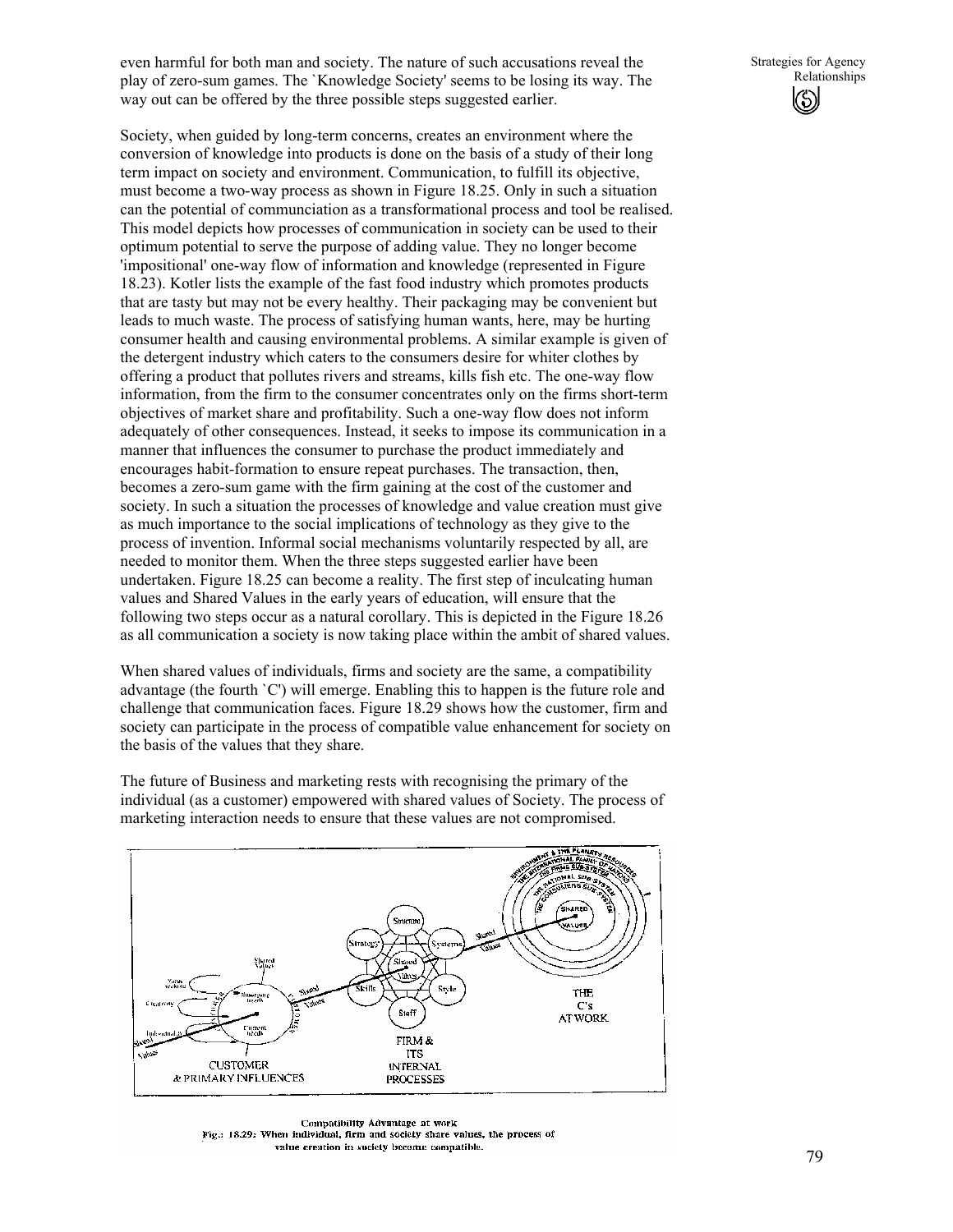even harmful for both man and society. The nature of such accusations reveal the play of zero-sum games. The `Knowledge Society' seems to be losing its way. The way out can be offered by the three possible steps suggested earlier.

Society, when guided by long-term concerns, creates an environment where the conversion of knowledge into products is done on the basis of a study of their long term impact on society and environment. Communication, to fulfill its objective, must become a two-way process as shown in Figure 18.25. Only in such a situation can the potential of communciation as a transformational process and tool be realised. This model depicts how processes of communication in society can be used to their optimum potential to serve the purpose of adding value. They no longer become 'impositional' one-way flow of information and knowledge (represented in Figure 18.23). Kotler lists the example of the fast food industry which promotes products that are tasty but may not be every healthy. Their packaging may be convenient but leads to much waste. The process of satisfying human wants, here, may be hurting consumer health and causing environmental problems. A similar example is given of the detergent industry which caters to the consumers desire for whiter clothes by offering a product that pollutes rivers and streams, kills fish etc. The one-way flow information, from the firm to the consumer concentrates only on the firms short-term objectives of market share and profitability. Such a one-way flow does not inform adequately of other consequences. Instead, it seeks to impose its communication in a manner that influences the consumer to purchase the product immediately and encourages habit-formation to ensure repeat purchases. The transaction, then, becomes a zero-sum game with the firm gaining at the cost of the customer and society. In such a situation the processes of knowledge and value creation must give as much importance to the social implications of technology as they give to the process of invention. Informal social mechanisms voluntarily respected by all, are needed to monitor them. When the three steps suggested earlier have been undertaken. Figure 18.25 can become a reality. The first step of inculcating human values and Shared Values in the early years of education, will ensure that the following two steps occur as a natural corollary. This is depicted in the Figure 18.26 as all communication a society is now taking place within the ambit of shared values.

When shared values of individuals, firms and society are the same, a compatibility advantage (the fourth `C') will emerge. Enabling this to happen is the future role and challenge that communication faces. Figure 18.29 shows how the customer, firm and society can participate in the process of compatible value enhancement for society on the basis of the values that they share.

The future of Business and marketing rests with recognising the primary of the individual (as a customer) empowered with shared values of Society. The process of marketing interaction needs to ensure that these values are not compromised.

Compatibility Advantage at work
Fig.: 18.29: When individual, firm and society share values, the process of value creation in society become compatible.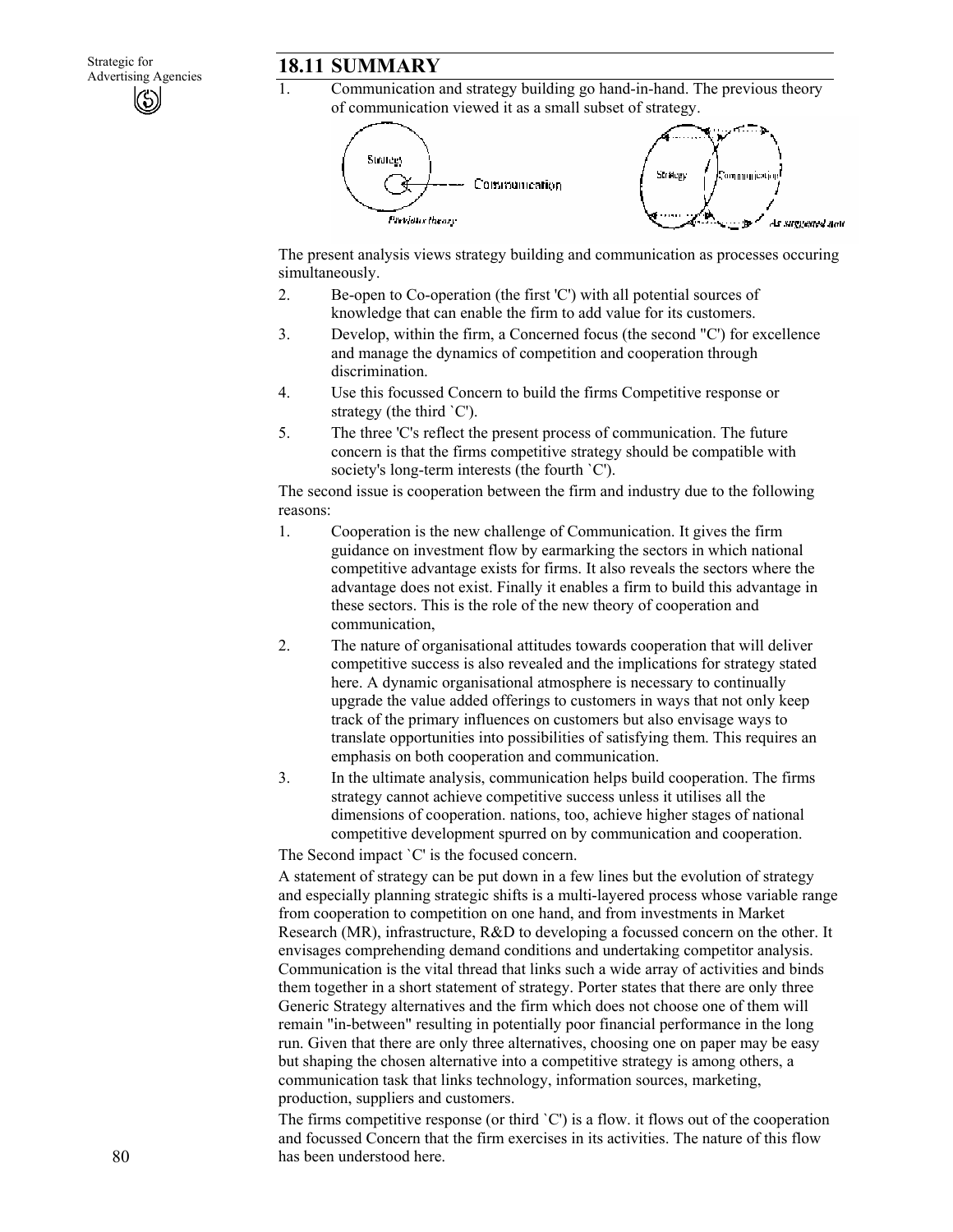## 18.11 SUMMARY

1. Communication and strategy building go hand-in-hand. The previous theory of communication viewed it as a small subset of strategy.

The present analysis views strategy building and communication as processes occuring simultaneously.

2. Be-open to Co-operation (the first 'C') with all potential sources of knowledge that can enable the firm to add value for its customers.
3. Develop, within the firm, a Concerned focus (the second "C') for excellence and manage the dynamics of competition and cooperation through discrimination.
4. Use this focussed Concern to build the firms Competitive response or strategy (the third `C').
5. The three 'C's reflect the present process of communication. The future concern is that the firms competitive strategy should be compatible with society's long-term interests (the fourth `C').

The second issue is cooperation between the firm and industry due to the following reasons:

1. Cooperation is the new challenge of Communication. It gives the firm guidance on investment flow by earmarking the sectors in which national competitive advantage exists for firms. It also reveals the sectors where the advantage does not exist. Finally it enables a firm to build this advantage in these sectors. This is the role of the new theory of cooperation and communication,
2. The nature of organisational attitudes towards cooperation that will deliver competitive success is also revealed and the implications for strategy stated here. A dynamic organisational atmosphere is necessary to continually upgrade the value added offerings to customers in ways that not only keep track of the primary influences on customers but also envisage ways to translate opportunities into possibilities of satisfying them. This requires an emphasis on both cooperation and communication.
3. In the ultimate analysis, communication helps build cooperation. The firms strategy cannot achieve competitive success unless it utilises all the dimensions of cooperation. nations, too, achieve higher stages of national competitive development spurred on by communication and cooperation.

The Second impact `C' is the focused concern.

A statement of strategy can be put down in a few lines but the evolution of strategy and especially planning strategic shifts is a multi-layered process whose variable range from cooperation to competition on one hand, and from investments in Market Research (MR), infrastructure, R&D to developing a focussed concern on the other. It envisages comprehending demand conditions and undertaking competitor analysis. Communication is the vital thread that links such a wide array of activities and binds them together in a short statement of strategy. Porter states that there are only three Generic Strategy alternatives and the firm which does not choose one of them will remain "in-between" resulting in potentially poor financial performance in the long run. Given that there are only three alternatives, choosing one on paper may be easy but shaping the chosen alternative into a competitive strategy is among others, a communication task that links technology, information sources, marketing, production, suppliers and customers.

The firms competitive response (or third `C') is a flow. it flows out of the cooperation and focussed Concern that the firm exercises in its activities. The nature of this flow has been understood here.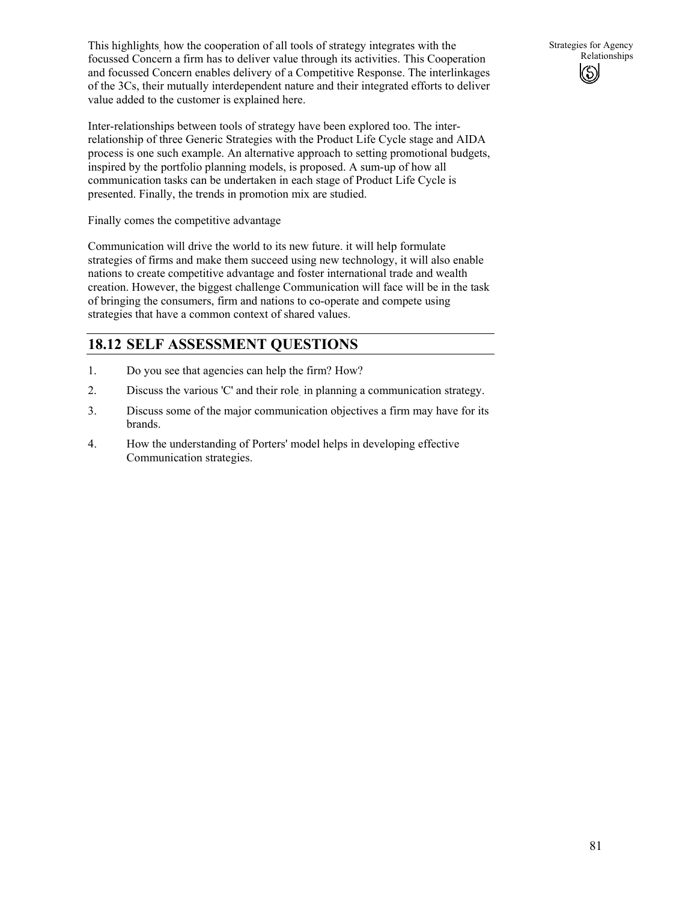This highlights, how the cooperation of all tools of strategy integrates with the focussed Concern a firm has to deliver value through its activities. This Cooperation and focussed Concern enables delivery of a Competitive Response. The interlinkages of the 3Cs, their mutually interdependent nature and their integrated efforts to deliver value added to the customer is explained here.

Inter-relationships between tools of strategy have been explored too. The inter-relationship of three Generic Strategies with the Product Life Cycle stage and AIDA process is one such example. An alternative approach to setting promotional budgets, inspired by the portfolio planning models, is proposed. A sum-up of how all communication tasks can be undertaken in each stage of Product Life Cycle is presented. Finally, the trends in promotion mix are studied.

Finally comes the competitive advantage

Communication will drive the world to its new future. it will help formulate strategies of firms and make them succeed using new technology, it will also enable nations to create competitive advantage and foster international trade and wealth creation. However, the biggest challenge Communication will face will be in the task of bringing the consumers, firm and nations to co-operate and compete using strategies that have a common context of shared values.

## 18.12 SELF ASSESSMENT QUESTIONS

1. Do you see that agencies can help the firm? How?
2. Discuss the various 'C' and their role, in planning a communication strategy.
3. Discuss some of the major communication objectives a firm may have for its brands.
4. How the understanding of Porters' model helps in developing effective Communication strategies.